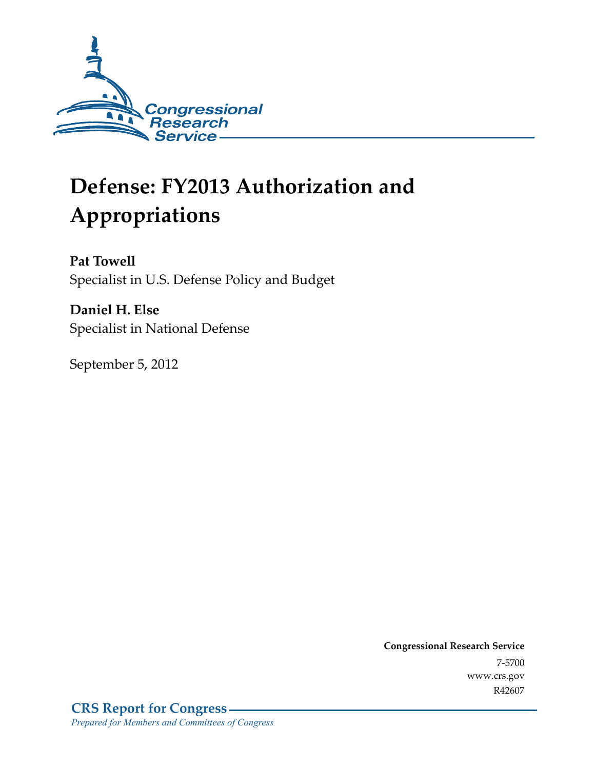Congressional Research Service

# Defense: FY2013 Authorization and Appropriations

**Pat Towell**
Specialist in U.S. Defense Policy and Budget

**Daniel H. Else**
Specialist in National Defense

September 5, 2012

**Congressional Research Service**
7-5700
www.crs.gov
R42607

**CRS Report for Congress**
*Prepared for Members and Committees of Congress*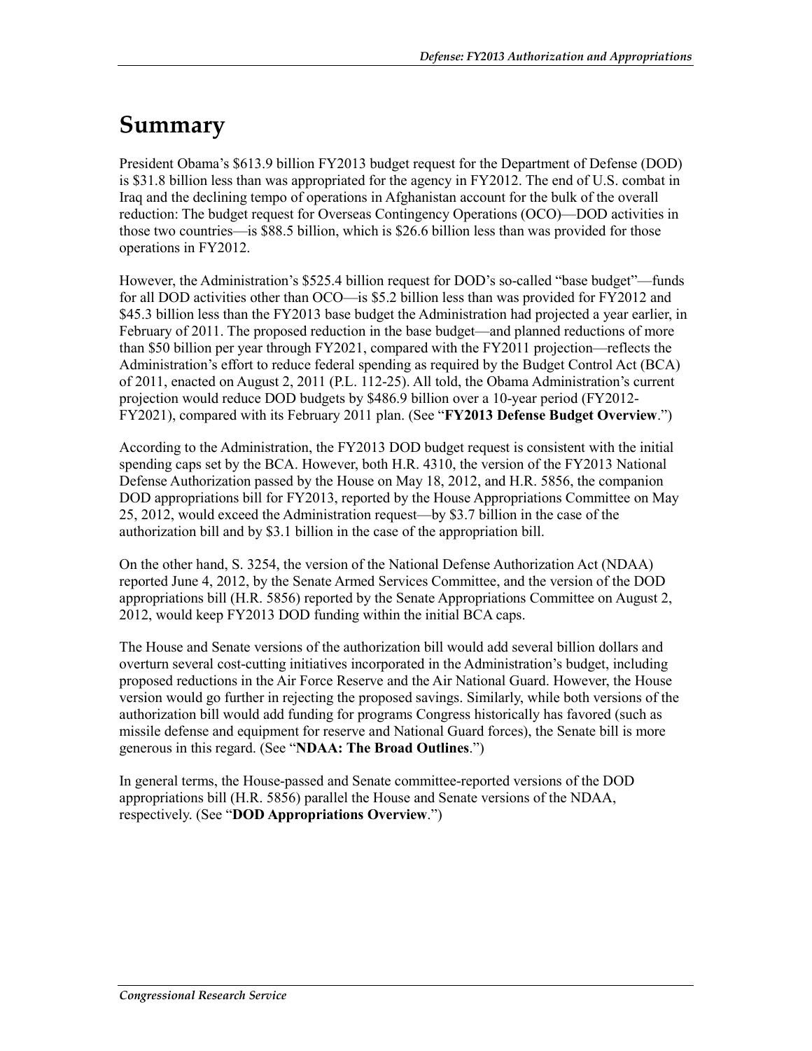# Summary

President Obama's $613.9 billion FY2013 budget request for the Department of Defense (DOD) is $31.8 billion less than was appropriated for the agency in FY2012. The end of U.S. combat in Iraq and the declining tempo of operations in Afghanistan account for the bulk of the overall reduction: The budget request for Overseas Contingency Operations (OCO)—DOD activities in those two countries—is $88.5 billion, which is $26.6 billion less than was provided for those operations in FY2012.

However, the Administration's $525.4 billion request for DOD's so-called "base budget"—funds for all DOD activities other than OCO—is $5.2 billion less than was provided for FY2012 and $45.3 billion less than the FY2013 base budget the Administration had projected a year earlier, in February of 2011. The proposed reduction in the base budget—and planned reductions of more than $50 billion per year through FY2021, compared with the FY2011 projection—reflects the Administration's effort to reduce federal spending as required by the Budget Control Act (BCA) of 2011, enacted on August 2, 2011 (P.L. 112-25). All told, the Obama Administration's current projection would reduce DOD budgets by $486.9 billion over a 10-year period (FY2012-FY2021), compared with its February 2011 plan. (See "**FY2013 Defense Budget Overview**.")

According to the Administration, the FY2013 DOD budget request is consistent with the initial spending caps set by the BCA. However, both H.R. 4310, the version of the FY2013 National Defense Authorization passed by the House on May 18, 2012, and H.R. 5856, the companion DOD appropriations bill for FY2013, reported by the House Appropriations Committee on May 25, 2012, would exceed the Administration request—by $3.7 billion in the case of the authorization bill and by $3.1 billion in the case of the appropriation bill.

On the other hand, S. 3254, the version of the National Defense Authorization Act (NDAA) reported June 4, 2012, by the Senate Armed Services Committee, and the version of the DOD appropriations bill (H.R. 5856) reported by the Senate Appropriations Committee on August 2, 2012, would keep FY2013 DOD funding within the initial BCA caps.

The House and Senate versions of the authorization bill would add several billion dollars and overturn several cost-cutting initiatives incorporated in the Administration's budget, including proposed reductions in the Air Force Reserve and the Air National Guard. However, the House version would go further in rejecting the proposed savings. Similarly, while both versions of the authorization bill would add funding for programs Congress historically has favored (such as missile defense and equipment for reserve and National Guard forces), the Senate bill is more generous in this regard. (See "**NDAA: The Broad Outlines**.")

In general terms, the House-passed and Senate committee-reported versions of the DOD appropriations bill (H.R. 5856) parallel the House and Senate versions of the NDAA, respectively. (See "**DOD Appropriations Overview**.")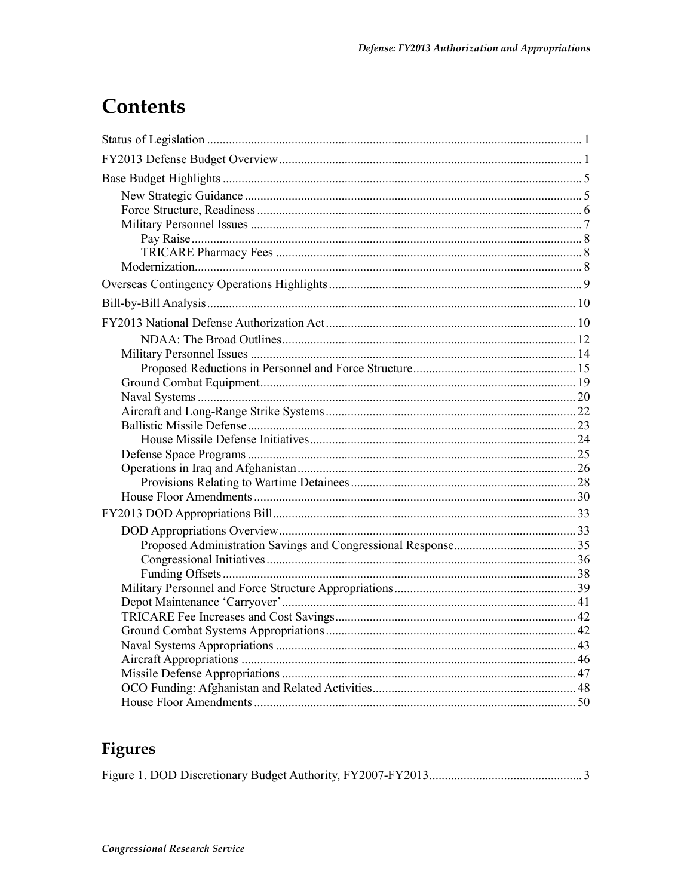# Contents

Status of Legislation ........................................................................................................................ 1

FY2013 Defense Budget Overview ................................................................................................. 1

Base Budget Highlights .................................................................................................................... 5

- New Strategic Guidance ............................................................................................................ 5
- Force Structure, Readiness ........................................................................................................ 6
- Military Personnel Issues ........................................................................................................... 7
  - Pay Raise ............................................................................................................................. 8
  - TRICARE Pharmacy Fees ................................................................................................... 8
- Modernization............................................................................................................................ 8

Overseas Contingency Operations Highlights .................................................................................. 9

Bill-by-Bill Analysis ....................................................................................................................... 10

FY2013 National Defense Authorization Act ................................................................................. 10

- NDAA: The Broad Outlines ............................................................................................... 12
- Military Personnel Issues ......................................................................................................... 14
  - Proposed Reductions in Personnel and Force Structure ..................................................... 15
- Ground Combat Equipment ...................................................................................................... 19
- Naval Systems .......................................................................................................................... 20
- Aircraft and Long-Range Strike Systems ................................................................................. 22
- Ballistic Missile Defense .......................................................................................................... 23
  - House Missile Defense Initiatives ...................................................................................... 24
- Defense Space Programs .......................................................................................................... 25
- Operations in Iraq and Afghanistan .......................................................................................... 26
  - Provisions Relating to Wartime Detainees ......................................................................... 28
- House Floor Amendments ........................................................................................................ 30

FY2013 DOD Appropriations Bill .................................................................................................. 33

- DOD Appropriations Overview ................................................................................................ 33
  - Proposed Administration Savings and Congressional Response ........................................ 35
  - Congressional Initiatives .................................................................................................... 36
  - Funding Offsets .................................................................................................................. 38
- Military Personnel and Force Structure Appropriations ........................................................... 39
- Depot Maintenance 'Carryover' ............................................................................................... 41
- TRICARE Fee Increases and Cost Savings .............................................................................. 42
- Ground Combat Systems Appropriations ................................................................................. 42
- Naval Systems Appropriations ................................................................................................. 43
- Aircraft Appropriations ............................................................................................................ 46
- Missile Defense Appropriations ............................................................................................... 47
- OCO Funding: Afghanistan and Related Activities .................................................................. 48
- House Floor Amendments ........................................................................................................ 50

## Figures

Figure 1. DOD Discretionary Budget Authority, FY2007-FY2013 .................................................. 3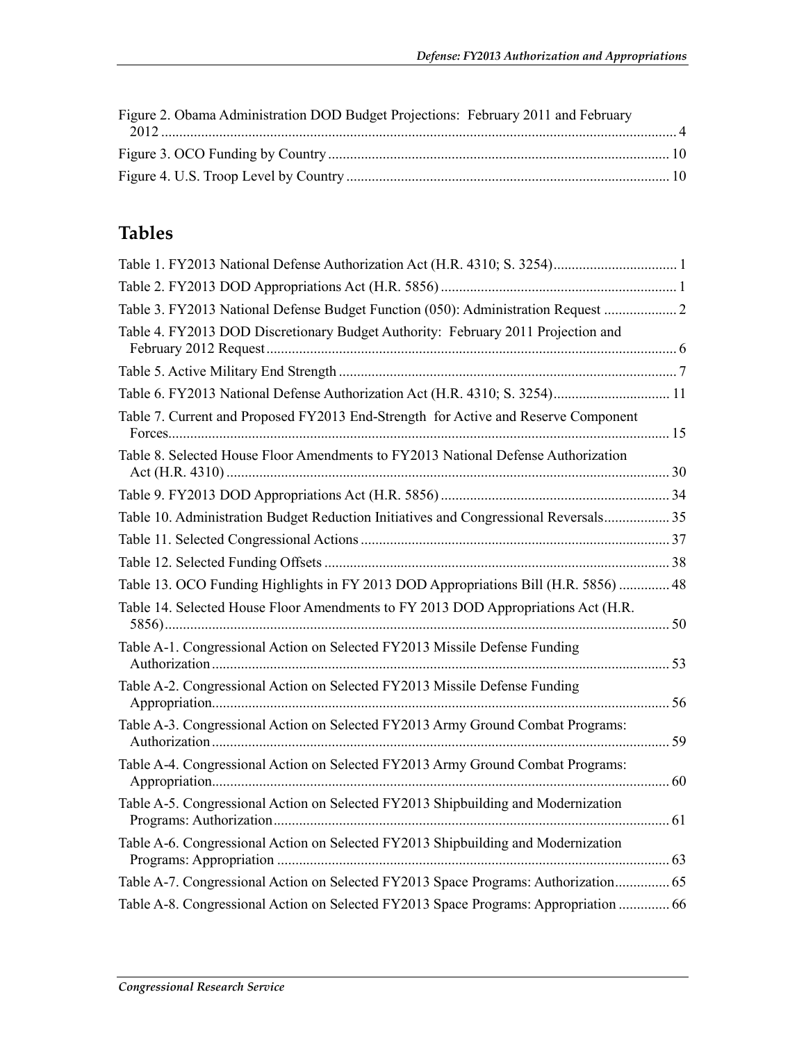Figure 2. Obama Administration DOD Budget Projections: February 2011 and February 2012 ........ 4

Figure 3. OCO Funding by Country ........ 10

Figure 4. U.S. Troop Level by Country ........ 10

## Tables

Table 1. FY2013 National Defense Authorization Act (H.R. 4310; S. 3254) ........ 1

Table 2. FY2013 DOD Appropriations Act (H.R. 5856) ........ 1

Table 3. FY2013 National Defense Budget Function (050): Administration Request ........ 2

Table 4. FY2013 DOD Discretionary Budget Authority: February 2011 Projection and February 2012 Request ........ 6

Table 5. Active Military End Strength ........ 7

Table 6. FY2013 National Defense Authorization Act (H.R. 4310; S. 3254) ........ 11

Table 7. Current and Proposed FY2013 End-Strength for Active and Reserve Component Forces ........ 15

Table 8. Selected House Floor Amendments to FY2013 National Defense Authorization Act (H.R. 4310) ........ 30

Table 9. FY2013 DOD Appropriations Act (H.R. 5856) ........ 34

Table 10. Administration Budget Reduction Initiatives and Congressional Reversals ........ 35

Table 11. Selected Congressional Actions ........ 37

Table 12. Selected Funding Offsets ........ 38

Table 13. OCO Funding Highlights in FY 2013 DOD Appropriations Bill (H.R. 5856) ........ 48

Table 14. Selected House Floor Amendments to FY 2013 DOD Appropriations Act (H.R. 5856) ........ 50

Table A-1. Congressional Action on Selected FY2013 Missile Defense Funding Authorization ........ 53

Table A-2. Congressional Action on Selected FY2013 Missile Defense Funding Appropriation ........ 56

Table A-3. Congressional Action on Selected FY2013 Army Ground Combat Programs: Authorization ........ 59

Table A-4. Congressional Action on Selected FY2013 Army Ground Combat Programs: Appropriation ........ 60

Table A-5. Congressional Action on Selected FY2013 Shipbuilding and Modernization Programs: Authorization ........ 61

Table A-6. Congressional Action on Selected FY2013 Shipbuilding and Modernization Programs: Appropriation ........ 63

Table A-7. Congressional Action on Selected FY2013 Space Programs: Authorization ........ 65

Table A-8. Congressional Action on Selected FY2013 Space Programs: Appropriation ........ 66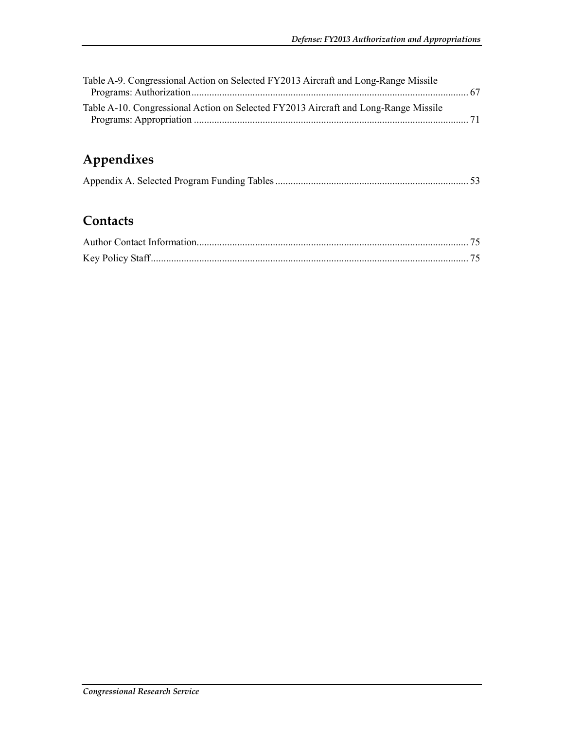Table A-9. Congressional Action on Selected FY2013 Aircraft and Long-Range Missile Programs: Authorization ............................................................................................................ 67

Table A-10. Congressional Action on Selected FY2013 Aircraft and Long-Range Missile Programs: Appropriation ........................................................................................................... 71

## Appendixes

Appendix A. Selected Program Funding Tables ........................................................................... 53

## Contacts

Author Contact Information.......................................................................................................... 75

Key Policy Staff............................................................................................................................ 75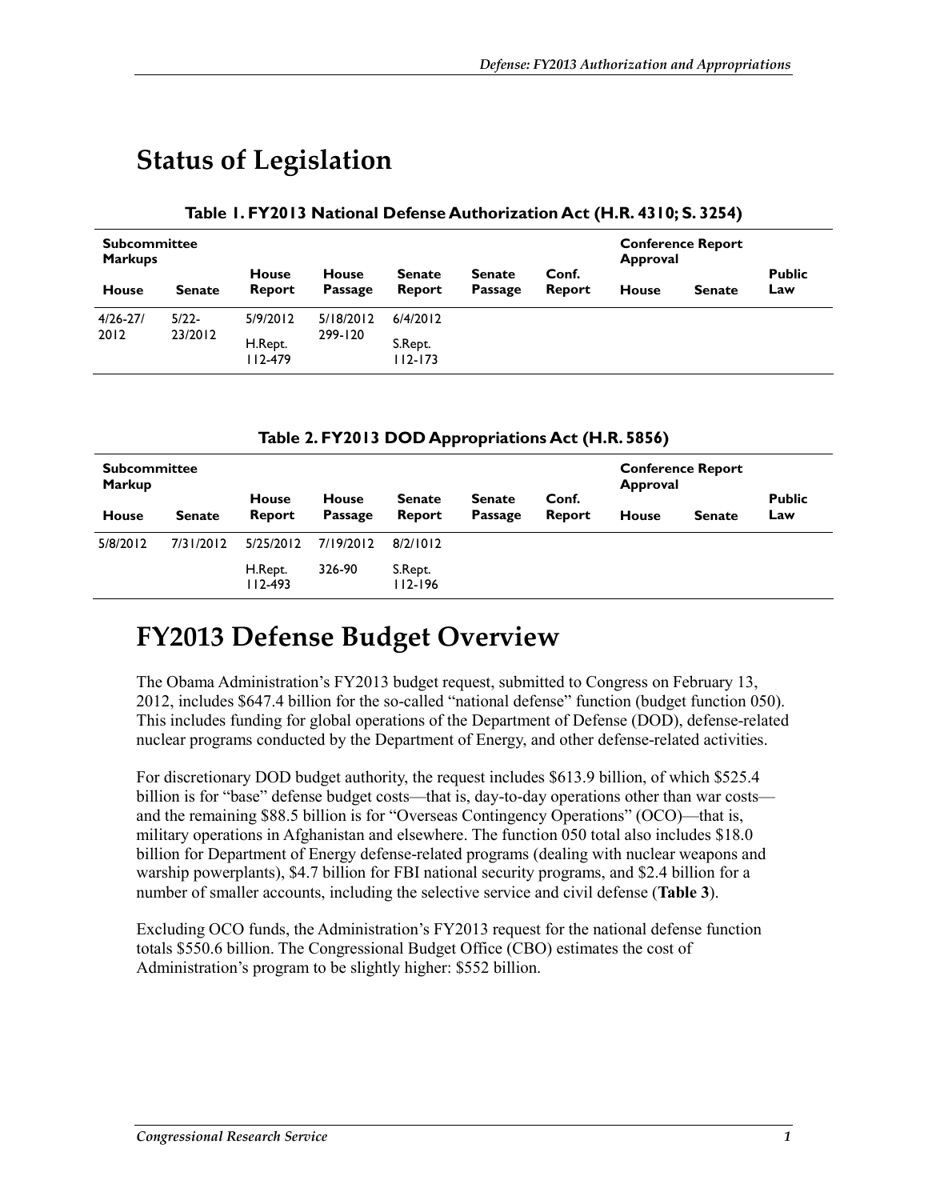# Status of Legislation

**Table 1. FY2013 National Defense Authorization Act (H.R. 4310; S. 3254)**

| Subcommittee Markups | | House Report | House Passage | Senate Report | Senate Passage | Conf. Report | Conference Report Approval | | Public Law |
|---|---|---|---|---|---|---|---|---|---|
| House | Senate | | | | | | House | Senate | |
| 4/26-27/ 2012 | 5/22- 23/2012 | 5/9/2012 H.Rept. 112-479 | 5/18/2012 299-120 | 6/4/2012 S.Rept. 112-173 | | | | | |

**Table 2. FY2013 DOD Appropriations Act (H.R. 5856)**

| Subcommittee Markup | | House Report | House Passage | Senate Report | Senate Passage | Conf. Report | Conference Report Approval | | Public Law |
|---|---|---|---|---|---|---|---|---|---|
| House | Senate | | | | | | House | Senate | |
| 5/8/2012 | 7/31/2012 | 5/25/2012 H.Rept. 112-493 | 7/19/2012 326-90 | 8/2/1012 S.Rept. 112-196 | | | | | |

# FY2013 Defense Budget Overview

The Obama Administration's FY2013 budget request, submitted to Congress on February 13, 2012, includes $647.4 billion for the so-called "national defense" function (budget function 050). This includes funding for global operations of the Department of Defense (DOD), defense-related nuclear programs conducted by the Department of Energy, and other defense-related activities.

For discretionary DOD budget authority, the request includes $613.9 billion, of which $525.4 billion is for "base" defense budget costs—that is, day-to-day operations other than war costs—and the remaining $88.5 billion is for "Overseas Contingency Operations" (OCO)—that is, military operations in Afghanistan and elsewhere. The function 050 total also includes $18.0 billion for Department of Energy defense-related programs (dealing with nuclear weapons and warship powerplants), $4.7 billion for FBI national security programs, and $2.4 billion for a number of smaller accounts, including the selective service and civil defense (**Table 3**).

Excluding OCO funds, the Administration's FY2013 request for the national defense function totals $550.6 billion. The Congressional Budget Office (CBO) estimates the cost of Administration's program to be slightly higher: $552 billion.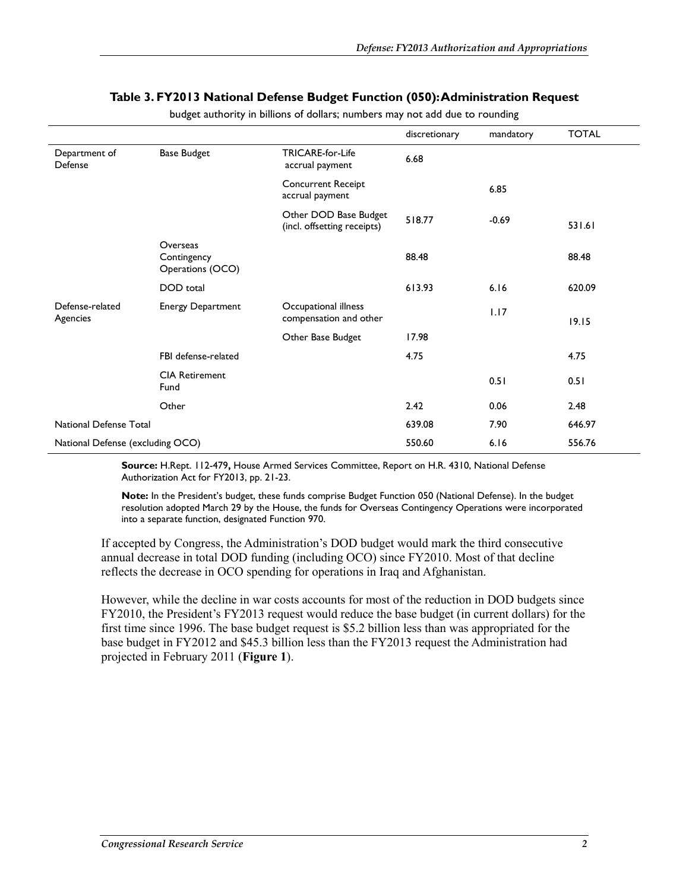**Table 3. FY2013 National Defense Budget Function (050): Administration Request**

budget authority in billions of dollars; numbers may not add due to rounding

| | | | discretionary | mandatory | TOTAL |
|---|---|---|---|---|---|
| Department of Defense | Base Budget | TRICARE-for-Life accrual payment | 6.68 | | |
| | | Concurrent Receipt accrual payment | | 6.85 | |
| | | Other DOD Base Budget (incl. offsetting receipts) | 518.77 | -0.69 | 531.61 |
| | Overseas Contingency Operations (OCO) | | 88.48 | | 88.48 |
| | DOD total | | 613.93 | 6.16 | 620.09 |
| Defense-related Agencies | Energy Department | Occupational illness compensation and other | | 1.17 | 19.15 |
| | | Other Base Budget | 17.98 | | |
| | FBI defense-related | | 4.75 | | 4.75 |
| | CIA Retirement Fund | | | 0.51 | 0.51 |
| | Other | | 2.42 | 0.06 | 2.48 |
| National Defense Total | | | 639.08 | 7.90 | 646.97 |
| National Defense (excluding OCO) | | | 550.60 | 6.16 | 556.76 |

**Source:** H.Rept. 112-479**,** House Armed Services Committee, Report on H.R. 4310, National Defense Authorization Act for FY2013, pp. 21-23.

**Note:** In the President's budget, these funds comprise Budget Function 050 (National Defense). In the budget resolution adopted March 29 by the House, the funds for Overseas Contingency Operations were incorporated into a separate function, designated Function 970.

If accepted by Congress, the Administration's DOD budget would mark the third consecutive annual decrease in total DOD funding (including OCO) since FY2010. Most of that decline reflects the decrease in OCO spending for operations in Iraq and Afghanistan.

However, while the decline in war costs accounts for most of the reduction in DOD budgets since FY2010, the President's FY2013 request would reduce the base budget (in current dollars) for the first time since 1996. The base budget request is $5.2 billion less than was appropriated for the base budget in FY2012 and $45.3 billion less than the FY2013 request the Administration had projected in February 2011 (**Figure 1**).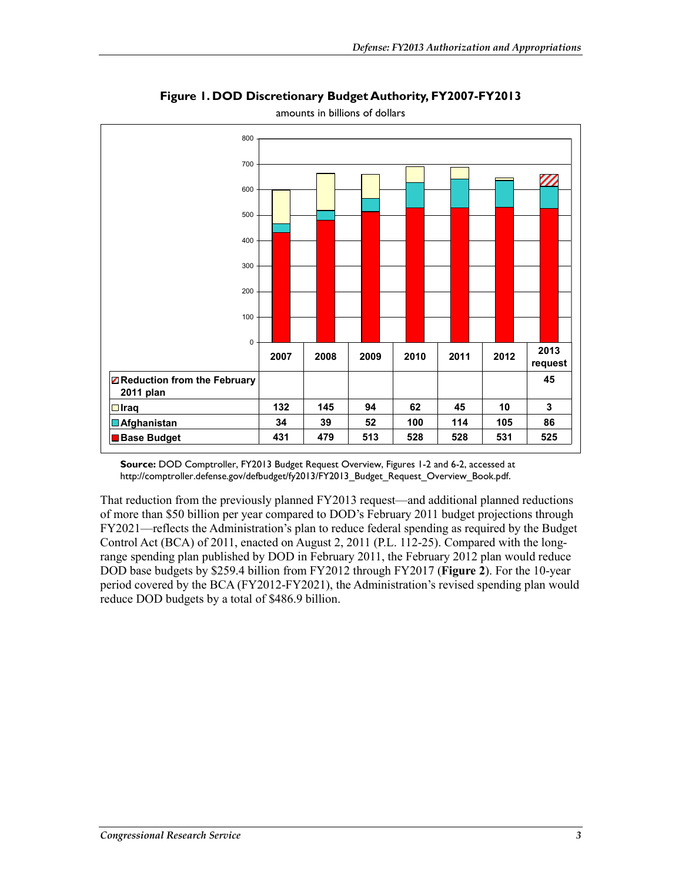**Figure 1. DOD Discretionary Budget Authority, FY2007-FY2013**

amounts in billions of dollars

| | 2007 | 2008 | 2009 | 2010 | 2011 | 2012 | 2013 request |
|---|---|---|---|---|---|---|---|
| Reduction from the February 2011 plan | | | | | | | 45 |
| Iraq | 132 | 145 | 94 | 62 | 45 | 10 | 3 |
| Afghanistan | 34 | 39 | 52 | 100 | 114 | 105 | 86 |
| Base Budget | 431 | 479 | 513 | 528 | 528 | 531 | 525 |

**Source:** DOD Comptroller, FY2013 Budget Request Overview, Figures 1-2 and 6-2, accessed at http://comptroller.defense.gov/defbudget/fy2013/FY2013_Budget_Request_Overview_Book.pdf.

That reduction from the previously planned FY2013 request—and additional planned reductions of more than $50 billion per year compared to DOD's February 2011 budget projections through FY2021—reflects the Administration's plan to reduce federal spending as required by the Budget Control Act (BCA) of 2011, enacted on August 2, 2011 (P.L. 112-25). Compared with the long-range spending plan published by DOD in February 2011, the February 2012 plan would reduce DOD base budgets by $259.4 billion from FY2012 through FY2017 (**Figure 2**). For the 10-year period covered by the BCA (FY2012-FY2021), the Administration's revised spending plan would reduce DOD budgets by a total of $486.9 billion.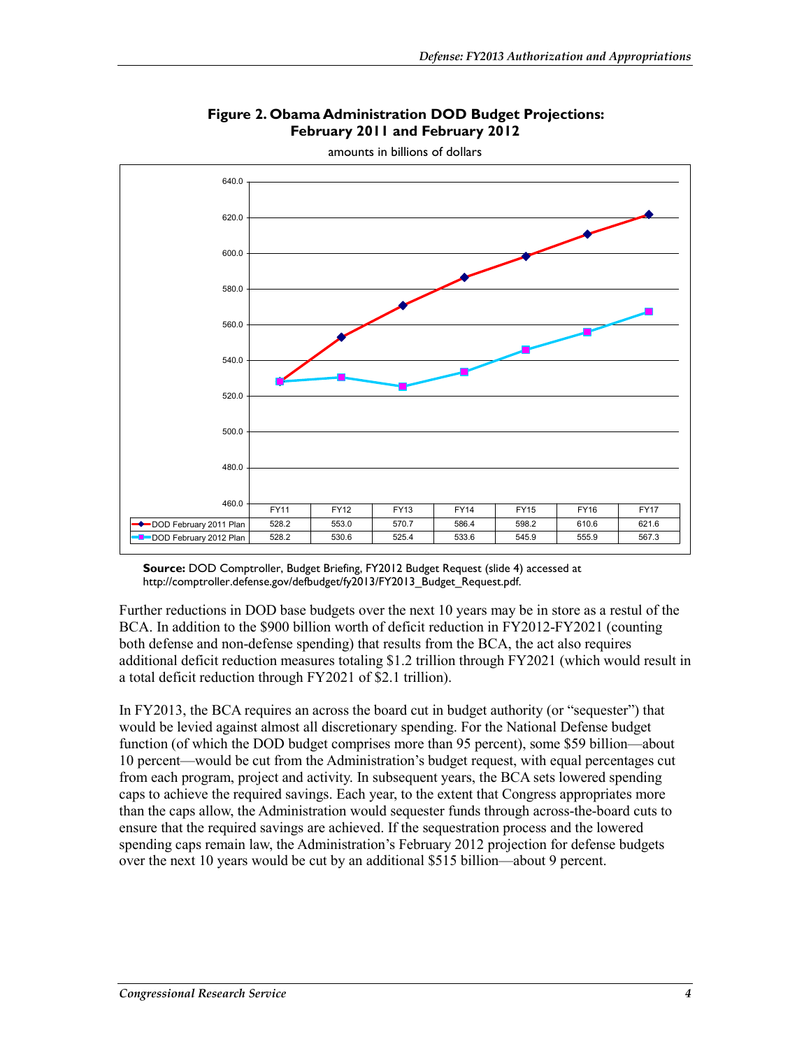**Figure 2. Obama Administration DOD Budget Projections: February 2011 and February 2012**

amounts in billions of dollars

| | FY11 | FY12 | FY13 | FY14 | FY15 | FY16 | FY17 |
|---|---|---|---|---|---|---|---|
| DOD February 2011 Plan | 528.2 | 553.0 | 570.7 | 586.4 | 598.2 | 610.6 | 621.6 |
| DOD February 2012 Plan | 528.2 | 530.6 | 525.4 | 533.6 | 545.9 | 555.9 | 567.3 |

**Source:** DOD Comptroller, Budget Briefing, FY2012 Budget Request (slide 4) accessed at http://comptroller.defense.gov/defbudget/fy2013/FY2013_Budget_Request.pdf.

Further reductions in DOD base budgets over the next 10 years may be in store as a restul of the BCA. In addition to the $900 billion worth of deficit reduction in FY2012-FY2021 (counting both defense and non-defense spending) that results from the BCA, the act also requires additional deficit reduction measures totaling $1.2 trillion through FY2021 (which would result in a total deficit reduction through FY2021 of $2.1 trillion).

In FY2013, the BCA requires an across the board cut in budget authority (or "sequester") that would be levied against almost all discretionary spending. For the National Defense budget function (of which the DOD budget comprises more than 95 percent), some $59 billion—about 10 percent—would be cut from the Administration's budget request, with equal percentages cut from each program, project and activity. In subsequent years, the BCA sets lowered spending caps to achieve the required savings. Each year, to the extent that Congress appropriates more than the caps allow, the Administration would sequester funds through across-the-board cuts to ensure that the required savings are achieved. If the sequestration process and the lowered spending caps remain law, the Administration's February 2012 projection for defense budgets over the next 10 years would be cut by an additional $515 billion—about 9 percent.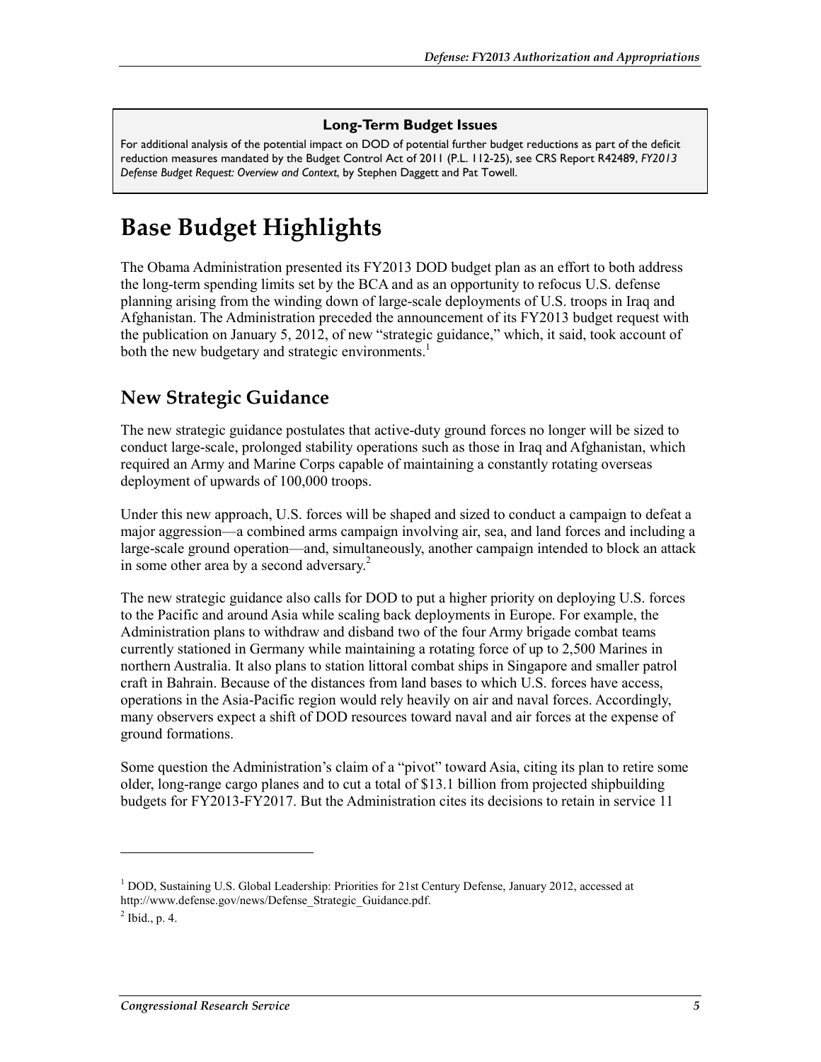**Long-Term Budget Issues**

For additional analysis of the potential impact on DOD of potential further budget reductions as part of the deficit reduction measures mandated by the Budget Control Act of 2011 (P.L. 112-25), see CRS Report R42489, *FY2013 Defense Budget Request: Overview and Context*, by Stephen Daggett and Pat Towell.

# Base Budget Highlights

The Obama Administration presented its FY2013 DOD budget plan as an effort to both address the long-term spending limits set by the BCA and as an opportunity to refocus U.S. defense planning arising from the winding down of large-scale deployments of U.S. troops in Iraq and Afghanistan. The Administration preceded the announcement of its FY2013 budget request with the publication on January 5, 2012, of new "strategic guidance," which, it said, took account of both the new budgetary and strategic environments.[1]

## New Strategic Guidance

The new strategic guidance postulates that active-duty ground forces no longer will be sized to conduct large-scale, prolonged stability operations such as those in Iraq and Afghanistan, which required an Army and Marine Corps capable of maintaining a constantly rotating overseas deployment of upwards of 100,000 troops.

Under this new approach, U.S. forces will be shaped and sized to conduct a campaign to defeat a major aggression—a combined arms campaign involving air, sea, and land forces and including a large-scale ground operation—and, simultaneously, another campaign intended to block an attack in some other area by a second adversary.[2]

The new strategic guidance also calls for DOD to put a higher priority on deploying U.S. forces to the Pacific and around Asia while scaling back deployments in Europe. For example, the Administration plans to withdraw and disband two of the four Army brigade combat teams currently stationed in Germany while maintaining a rotating force of up to 2,500 Marines in northern Australia. It also plans to station littoral combat ships in Singapore and smaller patrol craft in Bahrain. Because of the distances from land bases to which U.S. forces have access, operations in the Asia-Pacific region would rely heavily on air and naval forces. Accordingly, many observers expect a shift of DOD resources toward naval and air forces at the expense of ground formations.

Some question the Administration's claim of a "pivot" toward Asia, citing its plan to retire some older, long-range cargo planes and to cut a total of $13.1 billion from projected shipbuilding budgets for FY2013-FY2017. But the Administration cites its decisions to retain in service 11

---

[1] DOD, Sustaining U.S. Global Leadership: Priorities for 21st Century Defense, January 2012, accessed at http://www.defense.gov/news/Defense_Strategic_Guidance.pdf.

[2] Ibid., p. 4.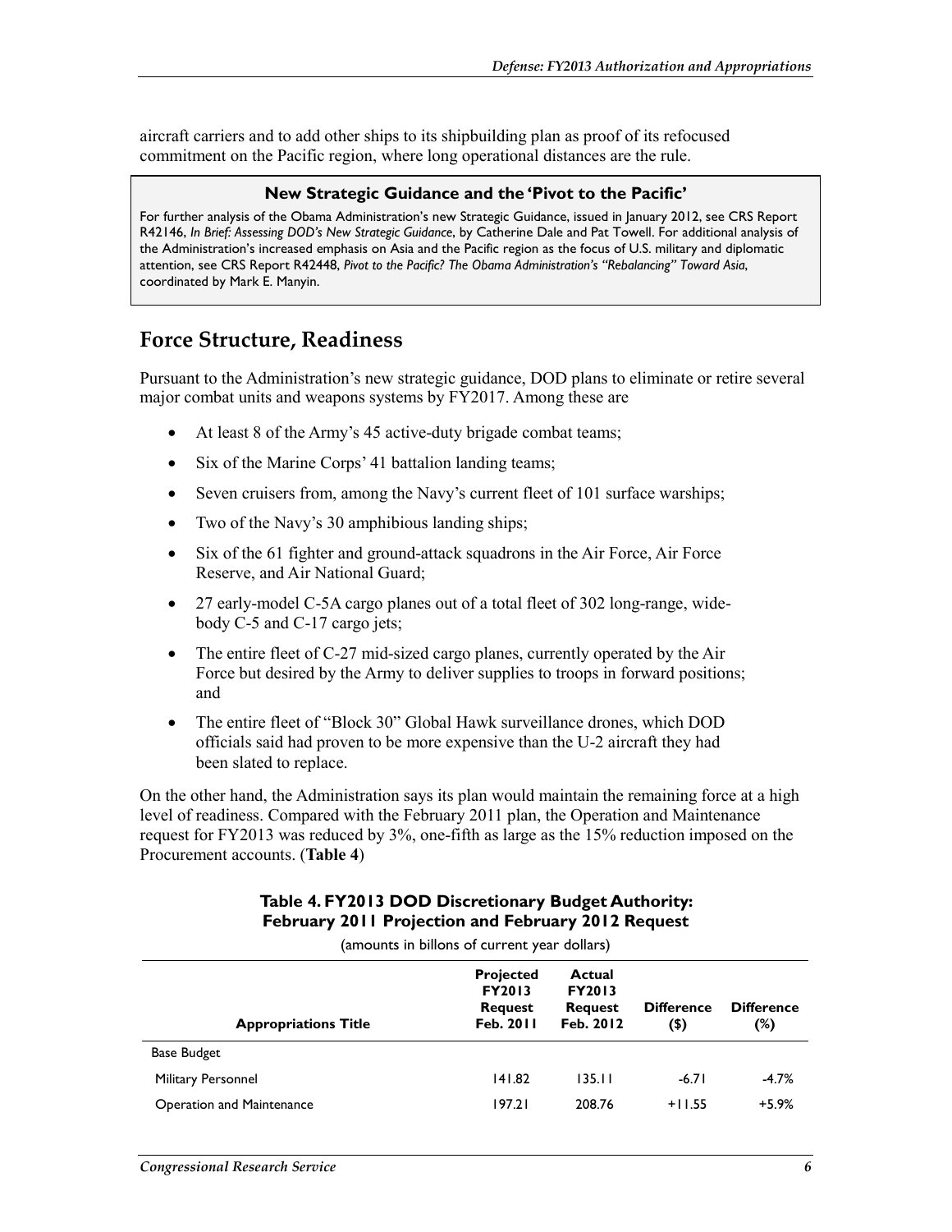aircraft carriers and to add other ships to its shipbuilding plan as proof of its refocused commitment on the Pacific region, where long operational distances are the rule.

> **New Strategic Guidance and the 'Pivot to the Pacific'**
>
> For further analysis of the Obama Administration's new Strategic Guidance, issued in January 2012, see CRS Report R42146, *In Brief: Assessing DOD's New Strategic Guidance*, by Catherine Dale and Pat Towell. For additional analysis of the Administration's increased emphasis on Asia and the Pacific region as the focus of U.S. military and diplomatic attention, see CRS Report R42448, *Pivot to the Pacific? The Obama Administration's "Rebalancing" Toward Asia*, coordinated by Mark E. Manyin.

## Force Structure, Readiness

Pursuant to the Administration's new strategic guidance, DOD plans to eliminate or retire several major combat units and weapons systems by FY2017. Among these are

- At least 8 of the Army's 45 active-duty brigade combat teams;
- Six of the Marine Corps' 41 battalion landing teams;
- Seven cruisers from, among the Navy's current fleet of 101 surface warships;
- Two of the Navy's 30 amphibious landing ships;
- Six of the 61 fighter and ground-attack squadrons in the Air Force, Air Force Reserve, and Air National Guard;
- 27 early-model C-5A cargo planes out of a total fleet of 302 long-range, wide-body C-5 and C-17 cargo jets;
- The entire fleet of C-27 mid-sized cargo planes, currently operated by the Air Force but desired by the Army to deliver supplies to troops in forward positions; and
- The entire fleet of "Block 30" Global Hawk surveillance drones, which DOD officials said had proven to be more expensive than the U-2 aircraft they had been slated to replace.

On the other hand, the Administration says its plan would maintain the remaining force at a high level of readiness. Compared with the February 2011 plan, the Operation and Maintenance request for FY2013 was reduced by 3%, one-fifth as large as the 15% reduction imposed on the Procurement accounts. (**Table 4**)

**Table 4. FY2013 DOD Discretionary Budget Authority: February 2011 Projection and February 2012 Request**

(amounts in billons of current year dollars)

| Appropriations Title | Projected FY2013 Request Feb. 2011 | Actual FY2013 Request Feb. 2012 | Difference ($) | Difference (%) |
|---|---|---|---|---|
| Base Budget | | | | |
| Military Personnel | 141.82 | 135.11 | -6.71 | -4.7% |
| Operation and Maintenance | 197.21 | 208.76 | +11.55 | +5.9% |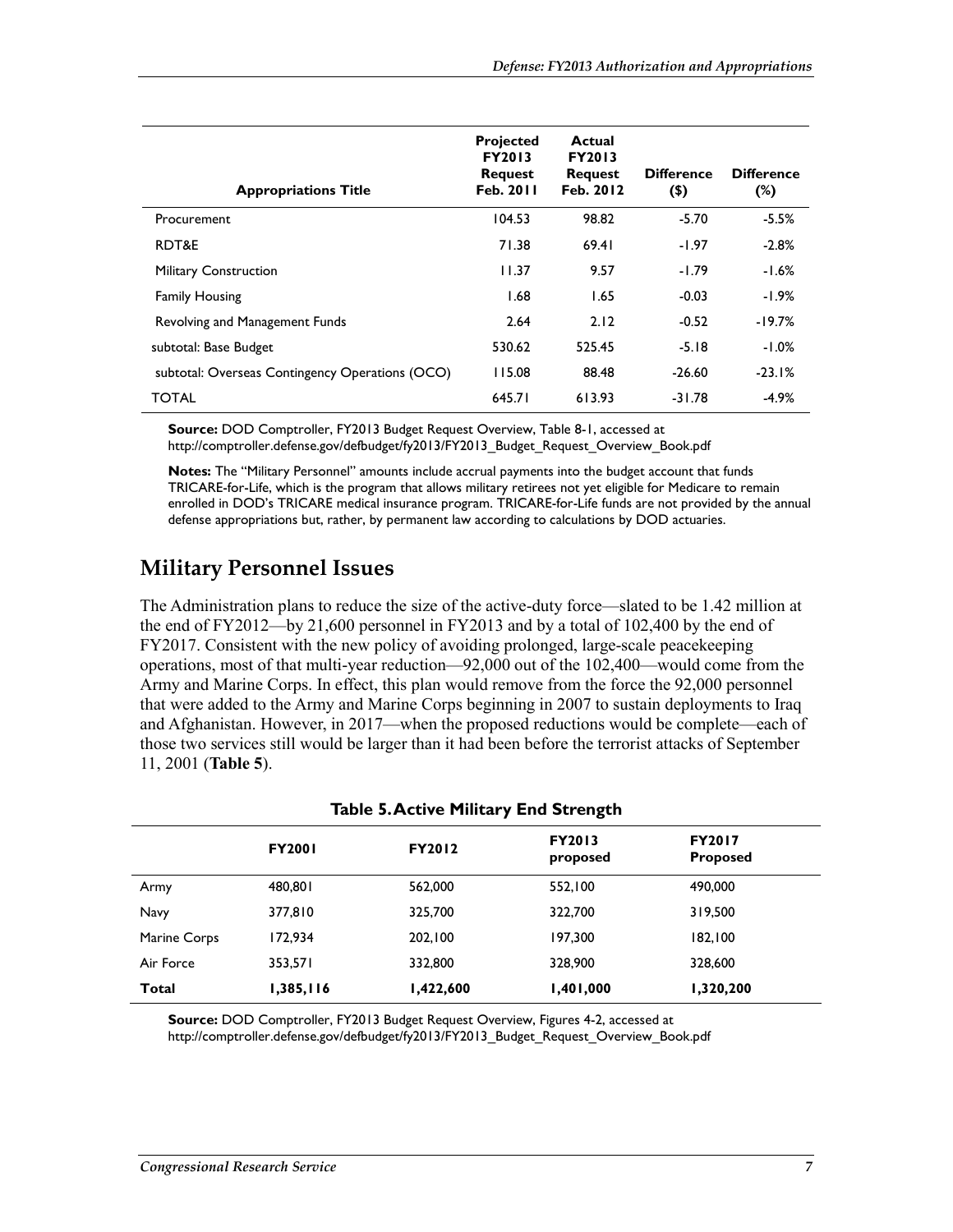| Appropriations Title | Projected FY2013 Request Feb. 2011 | Actual FY2013 Request Feb. 2012 | Difference ($) | Difference (%) |
| --- | --- | --- | --- | --- |
| Procurement | 104.53 | 98.82 | -5.70 | -5.5% |
| RDT&E | 71.38 | 69.41 | -1.97 | -2.8% |
| Military Construction | 11.37 | 9.57 | -1.79 | -1.6% |
| Family Housing | 1.68 | 1.65 | -0.03 | -1.9% |
| Revolving and Management Funds | 2.64 | 2.12 | -0.52 | -19.7% |
| subtotal: Base Budget | 530.62 | 525.45 | -5.18 | -1.0% |
| subtotal: Overseas Contingency Operations (OCO) | 115.08 | 88.48 | -26.60 | -23.1% |
| TOTAL | 645.71 | 613.93 | -31.78 | -4.9% |

**Source:** DOD Comptroller, FY2013 Budget Request Overview, Table 8-1, accessed at http://comptroller.defense.gov/defbudget/fy2013/FY2013_Budget_Request_Overview_Book.pdf

**Notes:** The "Military Personnel" amounts include accrual payments into the budget account that funds TRICARE-for-Life, which is the program that allows military retirees not yet eligible for Medicare to remain enrolled in DOD's TRICARE medical insurance program. TRICARE-for-Life funds are not provided by the annual defense appropriations but, rather, by permanent law according to calculations by DOD actuaries.

## Military Personnel Issues

The Administration plans to reduce the size of the active-duty force—slated to be 1.42 million at the end of FY2012—by 21,600 personnel in FY2013 and by a total of 102,400 by the end of FY2017. Consistent with the new policy of avoiding prolonged, large-scale peacekeeping operations, most of that multi-year reduction—92,000 out of the 102,400—would come from the Army and Marine Corps. In effect, this plan would remove from the force the 92,000 personnel that were added to the Army and Marine Corps beginning in 2007 to sustain deployments to Iraq and Afghanistan. However, in 2017—when the proposed reductions would be complete—each of those two services still would be larger than it had been before the terrorist attacks of September 11, 2001 (**Table 5**).

**Table 5. Active Military End Strength**

| | FY2001 | FY2012 | FY2013 proposed | FY2017 Proposed |
| --- | --- | --- | --- | --- |
| Army | 480,801 | 562,000 | 552,100 | 490,000 |
| Navy | 377,810 | 325,700 | 322,700 | 319,500 |
| Marine Corps | 172,934 | 202,100 | 197,300 | 182,100 |
| Air Force | 353,571 | 332,800 | 328,900 | 328,600 |
| **Total** | **1,385,116** | **1,422,600** | **1,401,000** | **1,320,200** |

**Source:** DOD Comptroller, FY2013 Budget Request Overview, Figures 4-2, accessed at http://comptroller.defense.gov/defbudget/fy2013/FY2013_Budget_Request_Overview_Book.pdf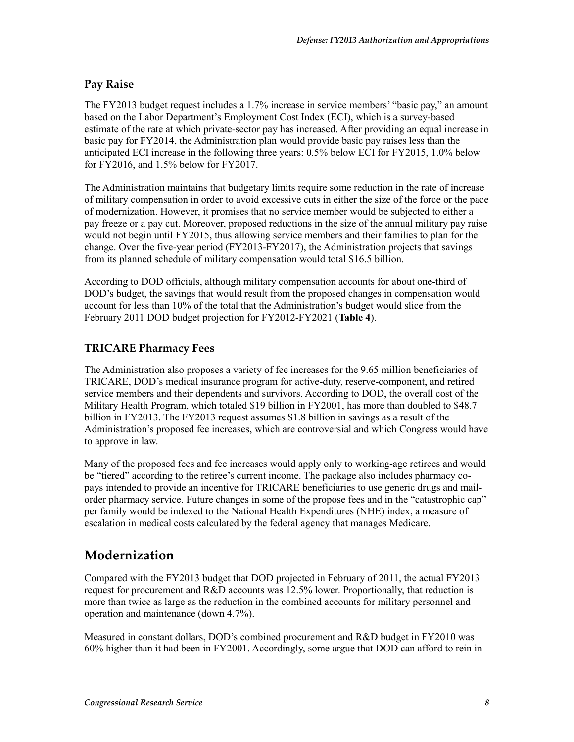### Pay Raise

The FY2013 budget request includes a 1.7% increase in service members' "basic pay," an amount based on the Labor Department's Employment Cost Index (ECI), which is a survey-based estimate of the rate at which private-sector pay has increased. After providing an equal increase in basic pay for FY2014, the Administration plan would provide basic pay raises less than the anticipated ECI increase in the following three years: 0.5% below ECI for FY2015, 1.0% below for FY2016, and 1.5% below for FY2017.

The Administration maintains that budgetary limits require some reduction in the rate of increase of military compensation in order to avoid excessive cuts in either the size of the force or the pace of modernization. However, it promises that no service member would be subjected to either a pay freeze or a pay cut. Moreover, proposed reductions in the size of the annual military pay raise would not begin until FY2015, thus allowing service members and their families to plan for the change. Over the five-year period (FY2013-FY2017), the Administration projects that savings from its planned schedule of military compensation would total $16.5 billion.

According to DOD officials, although military compensation accounts for about one-third of DOD's budget, the savings that would result from the proposed changes in compensation would account for less than 10% of the total that the Administration's budget would slice from the February 2011 DOD budget projection for FY2012-FY2021 (**Table 4**).

### TRICARE Pharmacy Fees

The Administration also proposes a variety of fee increases for the 9.65 million beneficiaries of TRICARE, DOD's medical insurance program for active-duty, reserve-component, and retired service members and their dependents and survivors. According to DOD, the overall cost of the Military Health Program, which totaled $19 billion in FY2001, has more than doubled to $48.7 billion in FY2013. The FY2013 request assumes $1.8 billion in savings as a result of the Administration's proposed fee increases, which are controversial and which Congress would have to approve in law.

Many of the proposed fees and fee increases would apply only to working-age retirees and would be "tiered" according to the retiree's current income. The package also includes pharmacy co-pays intended to provide an incentive for TRICARE beneficiaries to use generic drugs and mail-order pharmacy service. Future changes in some of the propose fees and in the "catastrophic cap" per family would be indexed to the National Health Expenditures (NHE) index, a measure of escalation in medical costs calculated by the federal agency that manages Medicare.

## Modernization

Compared with the FY2013 budget that DOD projected in February of 2011, the actual FY2013 request for procurement and R&D accounts was 12.5% lower. Proportionally, that reduction is more than twice as large as the reduction in the combined accounts for military personnel and operation and maintenance (down 4.7%).

Measured in constant dollars, DOD's combined procurement and R&D budget in FY2010 was 60% higher than it had been in FY2001. Accordingly, some argue that DOD can afford to rein in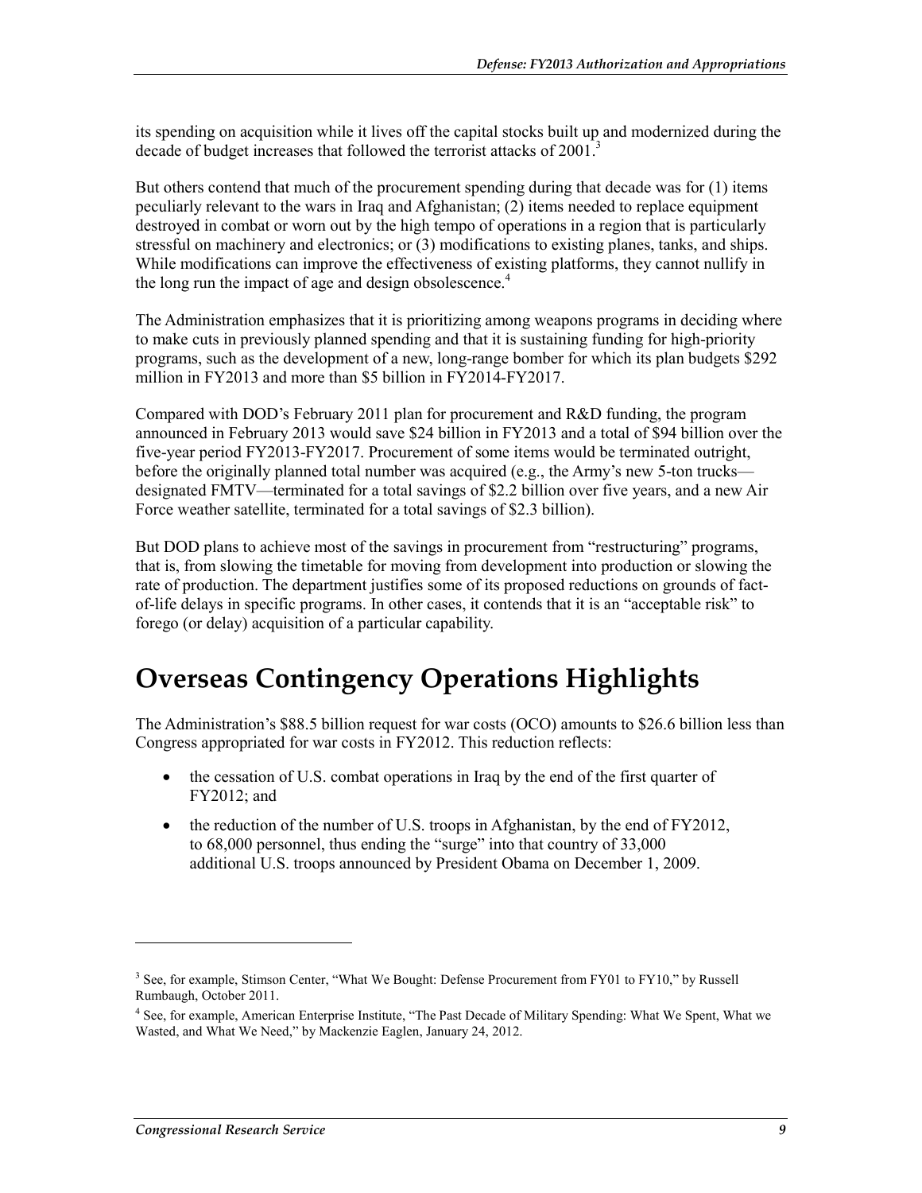its spending on acquisition while it lives off the capital stocks built up and modernized during the decade of budget increases that followed the terrorist attacks of 2001.[3]

But others contend that much of the procurement spending during that decade was for (1) items peculiarly relevant to the wars in Iraq and Afghanistan; (2) items needed to replace equipment destroyed in combat or worn out by the high tempo of operations in a region that is particularly stressful on machinery and electronics; or (3) modifications to existing planes, tanks, and ships. While modifications can improve the effectiveness of existing platforms, they cannot nullify in the long run the impact of age and design obsolescence.[4]

The Administration emphasizes that it is prioritizing among weapons programs in deciding where to make cuts in previously planned spending and that it is sustaining funding for high-priority programs, such as the development of a new, long-range bomber for which its plan budgets $292 million in FY2013 and more than $5 billion in FY2014-FY2017.

Compared with DOD's February 2011 plan for procurement and R&D funding, the program announced in February 2013 would save $24 billion in FY2013 and a total of $94 billion over the five-year period FY2013-FY2017. Procurement of some items would be terminated outright, before the originally planned total number was acquired (e.g., the Army's new 5-ton trucks—designated FMTV—terminated for a total savings of $2.2 billion over five years, and a new Air Force weather satellite, terminated for a total savings of $2.3 billion).

But DOD plans to achieve most of the savings in procurement from "restructuring" programs, that is, from slowing the timetable for moving from development into production or slowing the rate of production. The department justifies some of its proposed reductions on grounds of fact-of-life delays in specific programs. In other cases, it contends that it is an "acceptable risk" to forego (or delay) acquisition of a particular capability.

# Overseas Contingency Operations Highlights

The Administration's $88.5 billion request for war costs (OCO) amounts to $26.6 billion less than Congress appropriated for war costs in FY2012. This reduction reflects:

- the cessation of U.S. combat operations in Iraq by the end of the first quarter of FY2012; and
- the reduction of the number of U.S. troops in Afghanistan, by the end of FY2012, to 68,000 personnel, thus ending the "surge" into that country of 33,000 additional U.S. troops announced by President Obama on December 1, 2009.

---

[3] See, for example, Stimson Center, "What We Bought: Defense Procurement from FY01 to FY10," by Russell Rumbaugh, October 2011.

[4] See, for example, American Enterprise Institute, "The Past Decade of Military Spending: What We Spent, What we Wasted, and What We Need," by Mackenzie Eaglen, January 24, 2012.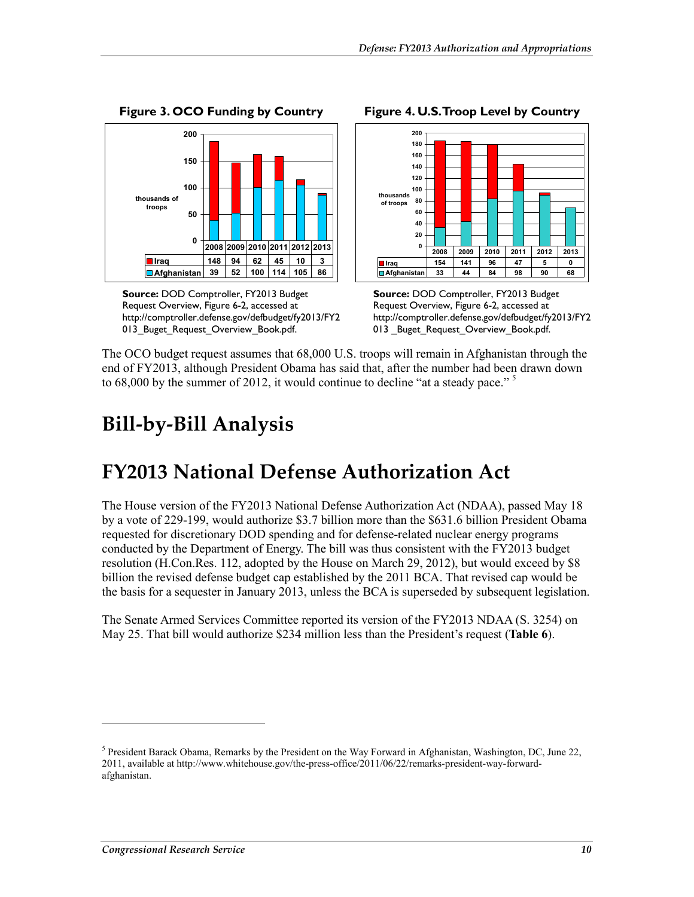**Figure 3. OCO Funding by Country**

| | 2008 | 2009 | 2010 | 2011 | 2012 | 2013 |
|---|---|---|---|---|---|---|
| Iraq | 148 | 94 | 62 | 45 | 10 | 3 |
| Afghanistan | 39 | 52 | 100 | 114 | 105 | 86 |

**Source:** DOD Comptroller, FY2013 Budget Request Overview, Figure 6-2, accessed at http://comptroller.defense.gov/defbudget/fy2013/FY2013_Buget_Request_Overview_Book.pdf.

**Figure 4. U.S. Troop Level by Country**

| | 2008 | 2009 | 2010 | 2011 | 2012 | 2013 |
|---|---|---|---|---|---|---|
| Iraq | 154 | 141 | 96 | 47 | 5 | 0 |
| Afghanistan | 33 | 44 | 84 | 98 | 90 | 68 |

**Source:** DOD Comptroller, FY2013 Budget Request Overview, Figure 6-2, accessed at http://comptroller.defense.gov/defbudget/fy2013/FY2013 _Buget_Request_Overview_Book.pdf.

The OCO budget request assumes that 68,000 U.S. troops will remain in Afghanistan through the end of FY2013, although President Obama has said that, after the number had been drawn down to 68,000 by the summer of 2012, it would continue to decline "at a steady pace."[5]

# Bill-by-Bill Analysis

# FY2013 National Defense Authorization Act

The House version of the FY2013 National Defense Authorization Act (NDAA), passed May 18 by a vote of 229-199, would authorize $3.7 billion more than the $631.6 billion President Obama requested for discretionary DOD spending and for defense-related nuclear energy programs conducted by the Department of Energy. The bill was thus consistent with the FY2013 budget resolution (H.Con.Res. 112, adopted by the House on March 29, 2012), but would exceed by $8 billion the revised defense budget cap established by the 2011 BCA. That revised cap would be the basis for a sequester in January 2013, unless the BCA is superseded by subsequent legislation.

The Senate Armed Services Committee reported its version of the FY2013 NDAA (S. 3254) on May 25. That bill would authorize $234 million less than the President's request (**Table 6**).

[5] President Barack Obama, Remarks by the President on the Way Forward in Afghanistan, Washington, DC, June 22, 2011, available at http://www.whitehouse.gov/the-press-office/2011/06/22/remarks-president-way-forward-afghanistan.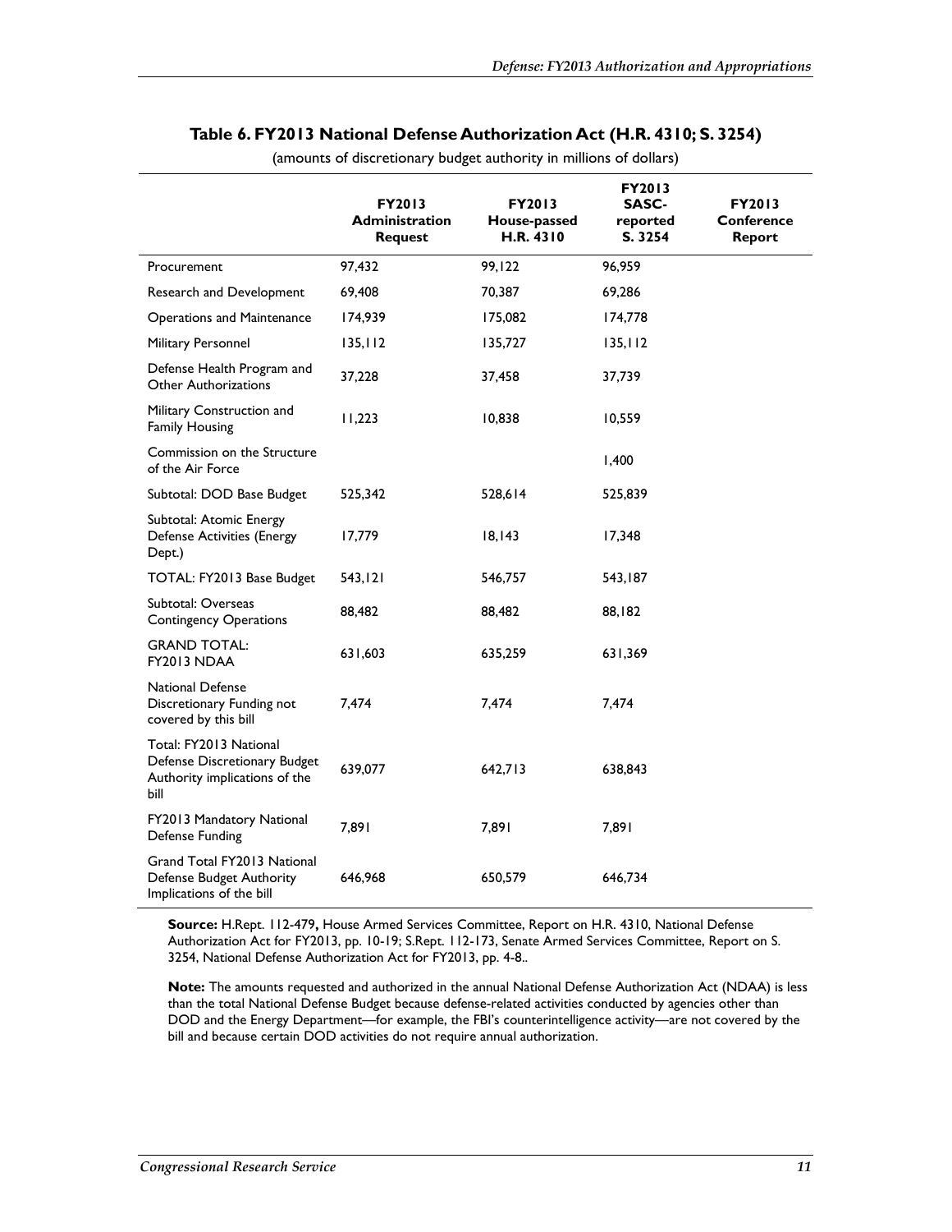**Table 6. FY2013 National Defense Authorization Act (H.R. 4310; S. 3254)**

(amounts of discretionary budget authority in millions of dollars)

| | FY2013 Administration Request | FY2013 House-passed H.R. 4310 | FY2013 SASC-reported S. 3254 | FY2013 Conference Report |
|---|---|---|---|---|
| Procurement | 97,432 | 99,122 | 96,959 | |
| Research and Development | 69,408 | 70,387 | 69,286 | |
| Operations and Maintenance | 174,939 | 175,082 | 174,778 | |
| Military Personnel | 135,112 | 135,727 | 135,112 | |
| Defense Health Program and Other Authorizations | 37,228 | 37,458 | 37,739 | |
| Military Construction and Family Housing | 11,223 | 10,838 | 10,559 | |
| Commission on the Structure of the Air Force | | | 1,400 | |
| Subtotal: DOD Base Budget | 525,342 | 528,614 | 525,839 | |
| Subtotal: Atomic Energy Defense Activities (Energy Dept.) | 17,779 | 18,143 | 17,348 | |
| TOTAL: FY2013 Base Budget | 543,121 | 546,757 | 543,187 | |
| Subtotal: Overseas Contingency Operations | 88,482 | 88,482 | 88,182 | |
| GRAND TOTAL: FY2013 NDAA | 631,603 | 635,259 | 631,369 | |
| National Defense Discretionary Funding not covered by this bill | 7,474 | 7,474 | 7,474 | |
| Total: FY2013 National Defense Discretionary Budget Authority implications of the bill | 639,077 | 642,713 | 638,843 | |
| FY2013 Mandatory National Defense Funding | 7,891 | 7,891 | 7,891 | |
| Grand Total FY2013 National Defense Budget Authority Implications of the bill | 646,968 | 650,579 | 646,734 | |

**Source:** H.Rept. 112-479**,** House Armed Services Committee, Report on H.R. 4310, National Defense Authorization Act for FY2013, pp. 10-19; S.Rept. 112-173, Senate Armed Services Committee, Report on S. 3254, National Defense Authorization Act for FY2013, pp. 4-8..

**Note:** The amounts requested and authorized in the annual National Defense Authorization Act (NDAA) is less than the total National Defense Budget because defense-related activities conducted by agencies other than DOD and the Energy Department—for example, the FBI's counterintelligence activity—are not covered by the bill and because certain DOD activities do not require annual authorization.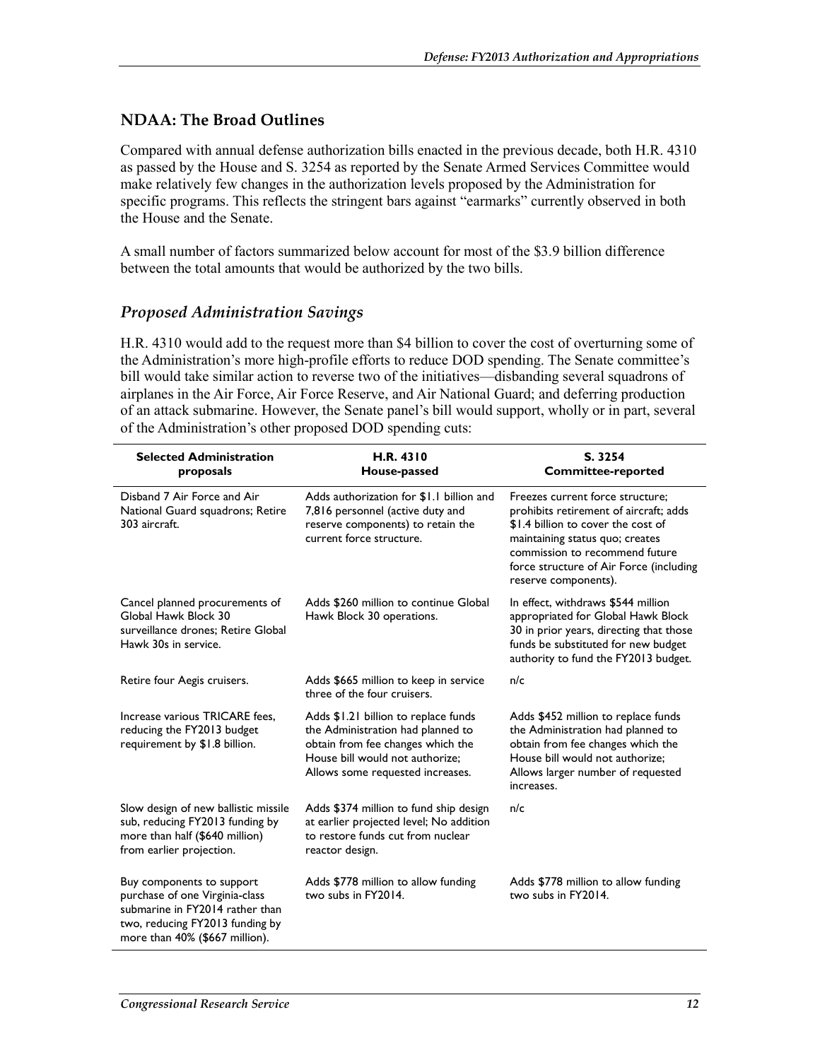## NDAA: The Broad Outlines

Compared with annual defense authorization bills enacted in the previous decade, both H.R. 4310 as passed by the House and S. 3254 as reported by the Senate Armed Services Committee would make relatively few changes in the authorization levels proposed by the Administration for specific programs. This reflects the stringent bars against "earmarks" currently observed in both the House and the Senate.

A small number of factors summarized below account for most of the $3.9 billion difference between the total amounts that would be authorized by the two bills.

### *Proposed Administration Savings*

H.R. 4310 would add to the request more than $4 billion to cover the cost of overturning some of the Administration's more high-profile efforts to reduce DOD spending. The Senate committee's bill would take similar action to reverse two of the initiatives—disbanding several squadrons of airplanes in the Air Force, Air Force Reserve, and Air National Guard; and deferring production of an attack submarine. However, the Senate panel's bill would support, wholly or in part, several of the Administration's other proposed DOD spending cuts:

| Selected Administration proposals | H.R. 4310 House-passed | S. 3254 Committee-reported |
|---|---|---|
| Disband 7 Air Force and Air National Guard squadrons; Retire 303 aircraft. | Adds authorization for $1.1 billion and 7,816 personnel (active duty and reserve components) to retain the current force structure. | Freezes current force structure; prohibits retirement of aircraft; adds $1.4 billion to cover the cost of maintaining status quo; creates commission to recommend future force structure of Air Force (including reserve components). |
| Cancel planned procurements of Global Hawk Block 30 surveillance drones; Retire Global Hawk 30s in service. | Adds $260 million to continue Global Hawk Block 30 operations. | In effect, withdraws $544 million appropriated for Global Hawk Block 30 in prior years, directing that those funds be substituted for new budget authority to fund the FY2013 budget. |
| Retire four Aegis cruisers. | Adds $665 million to keep in service three of the four cruisers. | n/c |
| Increase various TRICARE fees, reducing the FY2013 budget requirement by $1.8 billion. | Adds $1.21 billion to replace funds the Administration had planned to obtain from fee changes which the House bill would not authorize; Allows some requested increases. | Adds $452 million to replace funds the Administration had planned to obtain from fee changes which the House bill would not authorize; Allows larger number of requested increases. |
| Slow design of new ballistic missile sub, reducing FY2013 funding by more than half ($640 million) from earlier projection. | Adds $374 million to fund ship design at earlier projected level; No addition to restore funds cut from nuclear reactor design. | n/c |
| Buy components to support purchase of one Virginia-class submarine in FY2014 rather than two, reducing FY2013 funding by more than 40% ($667 million). | Adds $778 million to allow funding two subs in FY2014. | Adds $778 million to allow funding two subs in FY2014. |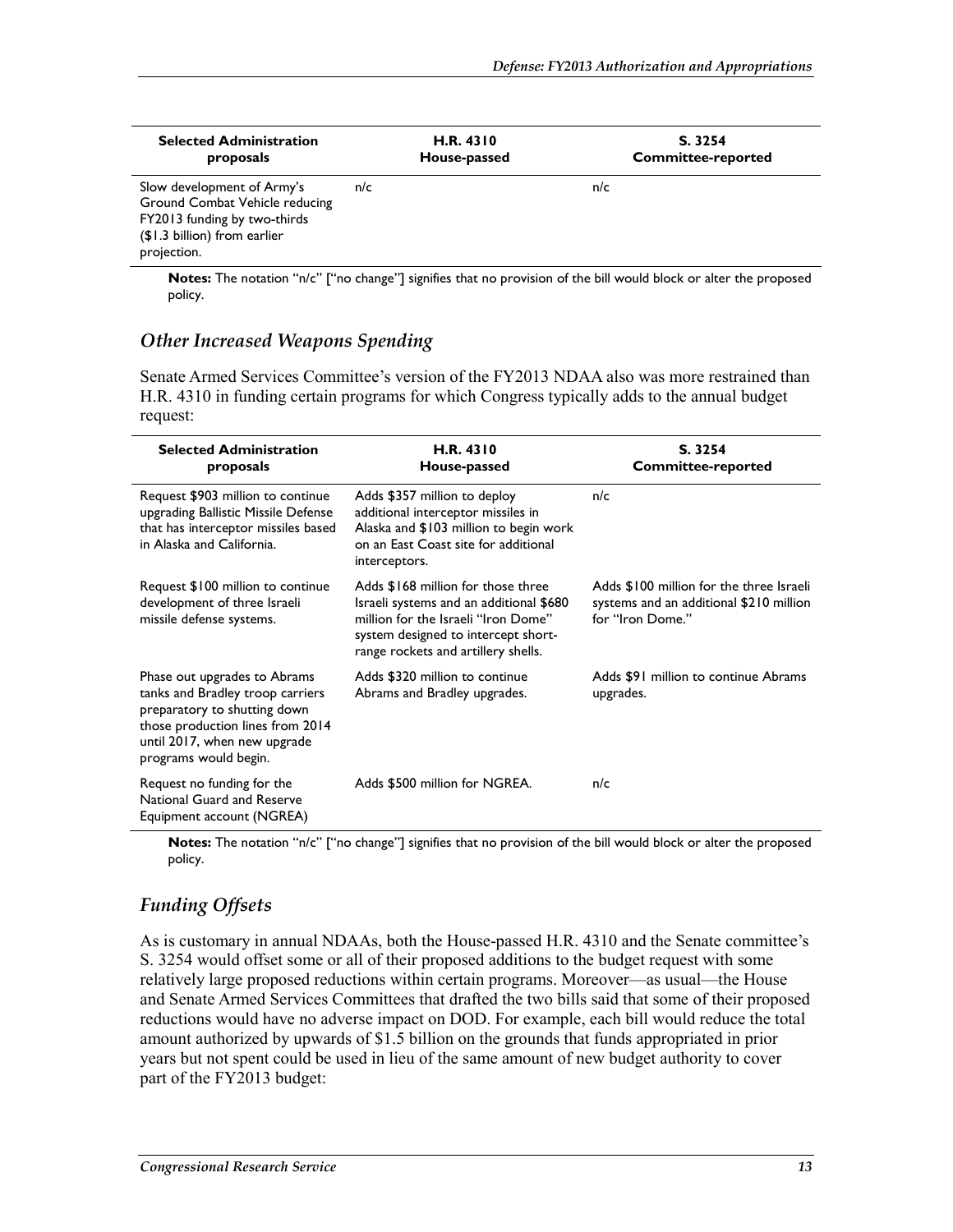| Selected Administration proposals | H.R. 4310 House-passed | S. 3254 Committee-reported |
|---|---|---|
| Slow development of Army's Ground Combat Vehicle reducing FY2013 funding by two-thirds ($1.3 billion) from earlier projection. | n/c | n/c |

**Notes:** The notation "n/c" ["no change"] signifies that no provision of the bill would block or alter the proposed policy.

### *Other Increased Weapons Spending*

Senate Armed Services Committee's version of the FY2013 NDAA also was more restrained than H.R. 4310 in funding certain programs for which Congress typically adds to the annual budget request:

| Selected Administration proposals | H.R. 4310 House-passed | S. 3254 Committee-reported |
|---|---|---|
| Request $903 million to continue upgrading Ballistic Missile Defense that has interceptor missiles based in Alaska and California. | Adds $357 million to deploy additional interceptor missiles in Alaska and $103 million to begin work on an East Coast site for additional interceptors. | n/c |
| Request $100 million to continue development of three Israeli missile defense systems. | Adds $168 million for those three Israeli systems and an additional $680 million for the Israeli "Iron Dome" system designed to intercept short-range rockets and artillery shells. | Adds $100 million for the three Israeli systems and an additional $210 million for "Iron Dome." |
| Phase out upgrades to Abrams tanks and Bradley troop carriers preparatory to shutting down those production lines from 2014 until 2017, when new upgrade programs would begin. | Adds $320 million to continue Abrams and Bradley upgrades. | Adds $91 million to continue Abrams upgrades. |
| Request no funding for the National Guard and Reserve Equipment account (NGREA) | Adds $500 million for NGREA. | n/c |

**Notes:** The notation "n/c" ["no change"] signifies that no provision of the bill would block or alter the proposed policy.

### *Funding Offsets*

As is customary in annual NDAAs, both the House-passed H.R. 4310 and the Senate committee's S. 3254 would offset some or all of their proposed additions to the budget request with some relatively large proposed reductions within certain programs. Moreover—as usual—the House and Senate Armed Services Committees that drafted the two bills said that some of their proposed reductions would have no adverse impact on DOD. For example, each bill would reduce the total amount authorized by upwards of $1.5 billion on the grounds that funds appropriated in prior years but not spent could be used in lieu of the same amount of new budget authority to cover part of the FY2013 budget: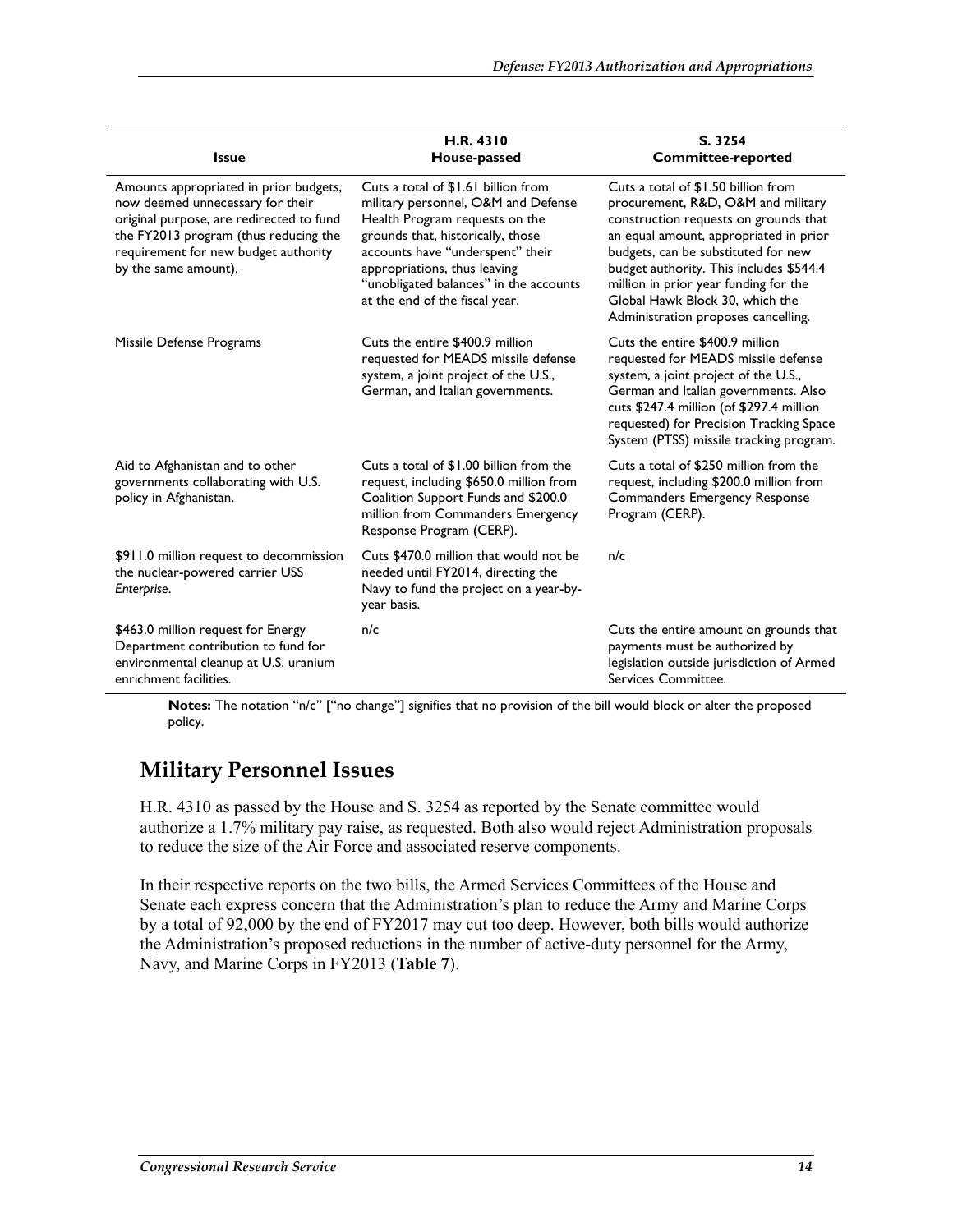| Issue | H.R. 4310<br>House-passed | S. 3254<br>Committee-reported |
| --- | --- | --- |
| Amounts appropriated in prior budgets, now deemed unnecessary for their original purpose, are redirected to fund the FY2013 program (thus reducing the requirement for new budget authority by the same amount). | Cuts a total of $1.61 billion from military personnel, O&M and Defense Health Program requests on the grounds that, historically, those accounts have "underspent" their appropriations, thus leaving "unobligated balances" in the accounts at the end of the fiscal year. | Cuts a total of $1.50 billion from procurement, R&D, O&M and military construction requests on grounds that an equal amount, appropriated in prior budgets, can be substituted for new budget authority. This includes $544.4 million in prior year funding for the Global Hawk Block 30, which the Administration proposes cancelling. |
| Missile Defense Programs | Cuts the entire $400.9 million requested for MEADS missile defense system, a joint project of the U.S., German, and Italian governments. | Cuts the entire $400.9 million requested for MEADS missile defense system, a joint project of the U.S., German and Italian governments. Also cuts $247.4 million (of $297.4 million requested) for Precision Tracking Space System (PTSS) missile tracking program. |
| Aid to Afghanistan and to other governments collaborating with U.S. policy in Afghanistan. | Cuts a total of $1.00 billion from the request, including $650.0 million from Coalition Support Funds and $200.0 million from Commanders Emergency Response Program (CERP). | Cuts a total of $250 million from the request, including $200.0 million from Commanders Emergency Response Program (CERP). |
| $911.0 million request to decommission the nuclear-powered carrier USS *Enterprise*. | Cuts $470.0 million that would not be needed until FY2014, directing the Navy to fund the project on a year-by-year basis. | n/c |
| $463.0 million request for Energy Department contribution to fund for environmental cleanup at U.S. uranium enrichment facilities. | n/c | Cuts the entire amount on grounds that payments must be authorized by legislation outside jurisdiction of Armed Services Committee. |

**Notes:** The notation "n/c" ["no change"] signifies that no provision of the bill would block or alter the proposed policy.

## Military Personnel Issues

H.R. 4310 as passed by the House and S. 3254 as reported by the Senate committee would authorize a 1.7% military pay raise, as requested. Both also would reject Administration proposals to reduce the size of the Air Force and associated reserve components.

In their respective reports on the two bills, the Armed Services Committees of the House and Senate each express concern that the Administration's plan to reduce the Army and Marine Corps by a total of 92,000 by the end of FY2017 may cut too deep. However, both bills would authorize the Administration's proposed reductions in the number of active-duty personnel for the Army, Navy, and Marine Corps in FY2013 (**Table 7**).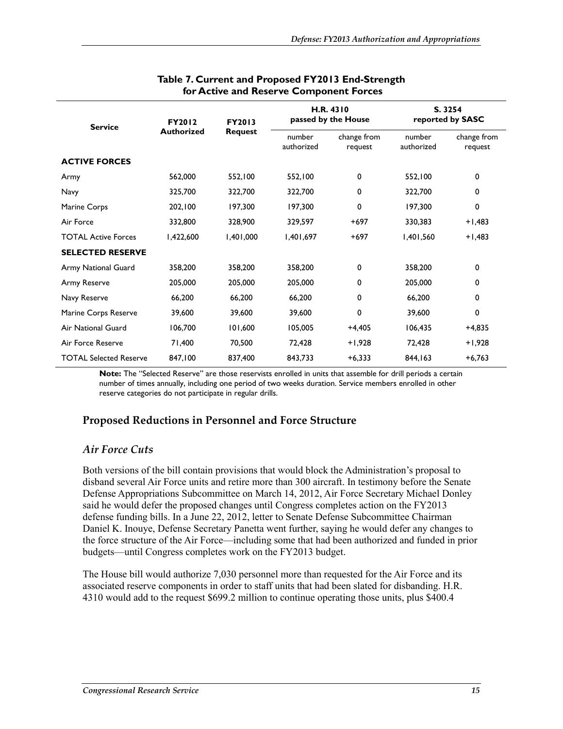**Table 7. Current and Proposed FY2013 End-Strength for Active and Reserve Component Forces**

| Service | FY2012 Authorized | FY2013 Request | H.R. 4310 passed by the House | | S. 3254 reported by SASC | |
|---|---|---|---|---|---|---|
| | | | number authorized | change from request | number authorized | change from request |
| **ACTIVE FORCES** | | | | | | |
| Army | 562,000 | 552,100 | 552,100 | 0 | 552,100 | 0 |
| Navy | 325,700 | 322,700 | 322,700 | 0 | 322,700 | 0 |
| Marine Corps | 202,100 | 197,300 | 197,300 | 0 | 197,300 | 0 |
| Air Force | 332,800 | 328,900 | 329,597 | +697 | 330,383 | +1,483 |
| TOTAL Active Forces | 1,422,600 | 1,401,000 | 1,401,697 | +697 | 1,401,560 | +1,483 |
| **SELECTED RESERVE** | | | | | | |
| Army National Guard | 358,200 | 358,200 | 358,200 | 0 | 358,200 | 0 |
| Army Reserve | 205,000 | 205,000 | 205,000 | 0 | 205,000 | 0 |
| Navy Reserve | 66,200 | 66,200 | 66,200 | 0 | 66,200 | 0 |
| Marine Corps Reserve | 39,600 | 39,600 | 39,600 | 0 | 39,600 | 0 |
| Air National Guard | 106,700 | 101,600 | 105,005 | +4,405 | 106,435 | +4,835 |
| Air Force Reserve | 71,400 | 70,500 | 72,428 | +1,928 | 72,428 | +1,928 |
| TOTAL Selected Reserve | 847,100 | 837,400 | 843,733 | +6,333 | 844,163 | +6,763 |

**Note:** The "Selected Reserve" are those reservists enrolled in units that assemble for drill periods a certain number of times annually, including one period of two weeks duration. Service members enrolled in other reserve categories do not participate in regular drills.

## Proposed Reductions in Personnel and Force Structure

### *Air Force Cuts*

Both versions of the bill contain provisions that would block the Administration's proposal to disband several Air Force units and retire more than 300 aircraft. In testimony before the Senate Defense Appropriations Subcommittee on March 14, 2012, Air Force Secretary Michael Donley said he would defer the proposed changes until Congress completes action on the FY2013 defense funding bills. In a June 22, 2012, letter to Senate Defense Subcommittee Chairman Daniel K. Inouye, Defense Secretary Panetta went further, saying he would defer any changes to the force structure of the Air Force—including some that had been authorized and funded in prior budgets—until Congress completes work on the FY2013 budget.

The House bill would authorize 7,030 personnel more than requested for the Air Force and its associated reserve components in order to staff units that had been slated for disbanding. H.R. 4310 would add to the request $699.2 million to continue operating those units, plus $400.4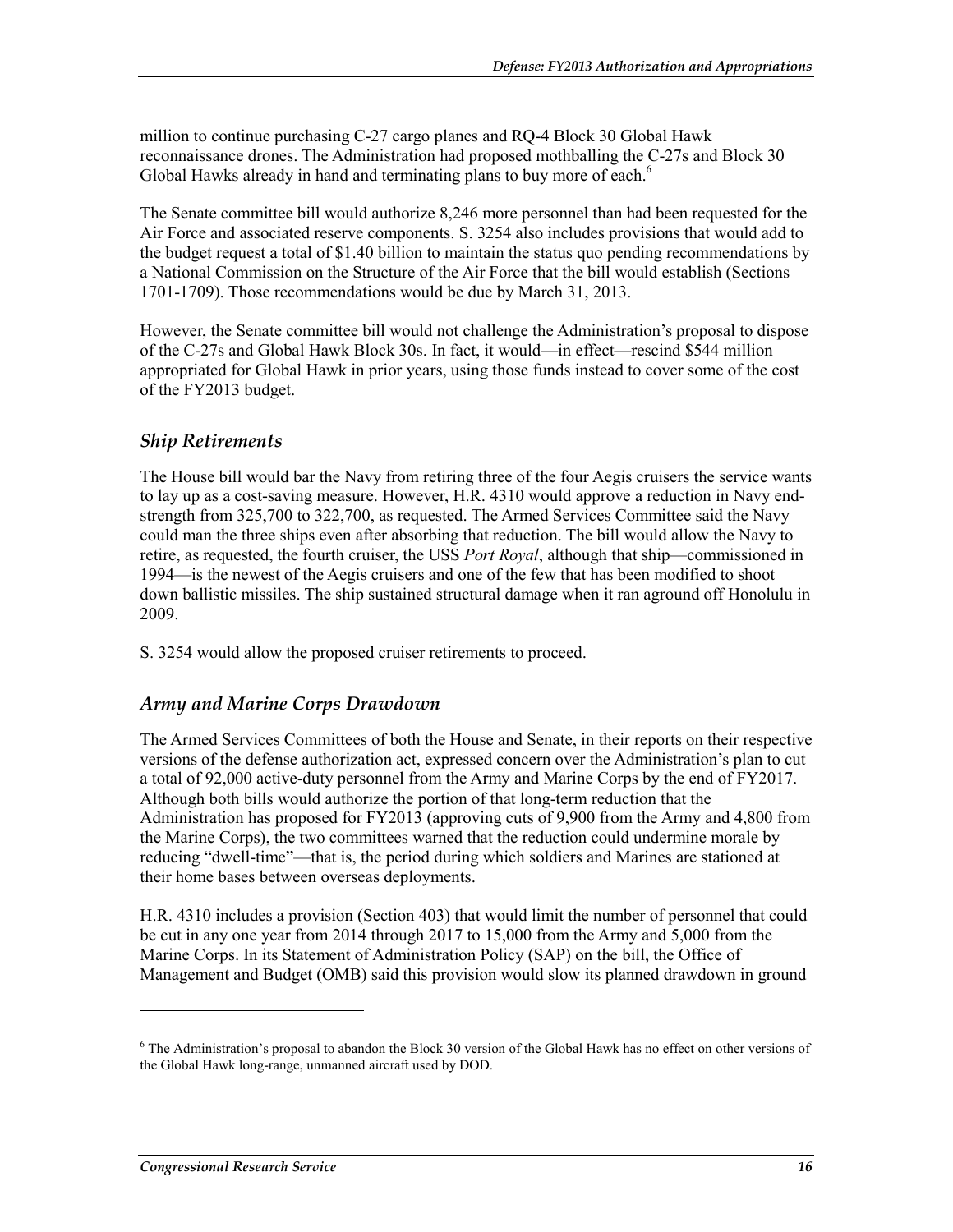million to continue purchasing C-27 cargo planes and RQ-4 Block 30 Global Hawk reconnaissance drones. The Administration had proposed mothballing the C-27s and Block 30 Global Hawks already in hand and terminating plans to buy more of each.[6]

The Senate committee bill would authorize 8,246 more personnel than had been requested for the Air Force and associated reserve components. S. 3254 also includes provisions that would add to the budget request a total of $1.40 billion to maintain the status quo pending recommendations by a National Commission on the Structure of the Air Force that the bill would establish (Sections 1701-1709). Those recommendations would be due by March 31, 2013.

However, the Senate committee bill would not challenge the Administration's proposal to dispose of the C-27s and Global Hawk Block 30s. In fact, it would—in effect—rescind $544 million appropriated for Global Hawk in prior years, using those funds instead to cover some of the cost of the FY2013 budget.

### *Ship Retirements*

The House bill would bar the Navy from retiring three of the four Aegis cruisers the service wants to lay up as a cost-saving measure. However, H.R. 4310 would approve a reduction in Navy end-strength from 325,700 to 322,700, as requested. The Armed Services Committee said the Navy could man the three ships even after absorbing that reduction. The bill would allow the Navy to retire, as requested, the fourth cruiser, the USS *Port Royal*, although that ship—commissioned in 1994—is the newest of the Aegis cruisers and one of the few that has been modified to shoot down ballistic missiles. The ship sustained structural damage when it ran aground off Honolulu in 2009.

S. 3254 would allow the proposed cruiser retirements to proceed.

### *Army and Marine Corps Drawdown*

The Armed Services Committees of both the House and Senate, in their reports on their respective versions of the defense authorization act, expressed concern over the Administration's plan to cut a total of 92,000 active-duty personnel from the Army and Marine Corps by the end of FY2017. Although both bills would authorize the portion of that long-term reduction that the Administration has proposed for FY2013 (approving cuts of 9,900 from the Army and 4,800 from the Marine Corps), the two committees warned that the reduction could undermine morale by reducing "dwell-time"—that is, the period during which soldiers and Marines are stationed at their home bases between overseas deployments.

H.R. 4310 includes a provision (Section 403) that would limit the number of personnel that could be cut in any one year from 2014 through 2017 to 15,000 from the Army and 5,000 from the Marine Corps. In its Statement of Administration Policy (SAP) on the bill, the Office of Management and Budget (OMB) said this provision would slow its planned drawdown in ground

[6] The Administration's proposal to abandon the Block 30 version of the Global Hawk has no effect on other versions of the Global Hawk long-range, unmanned aircraft used by DOD.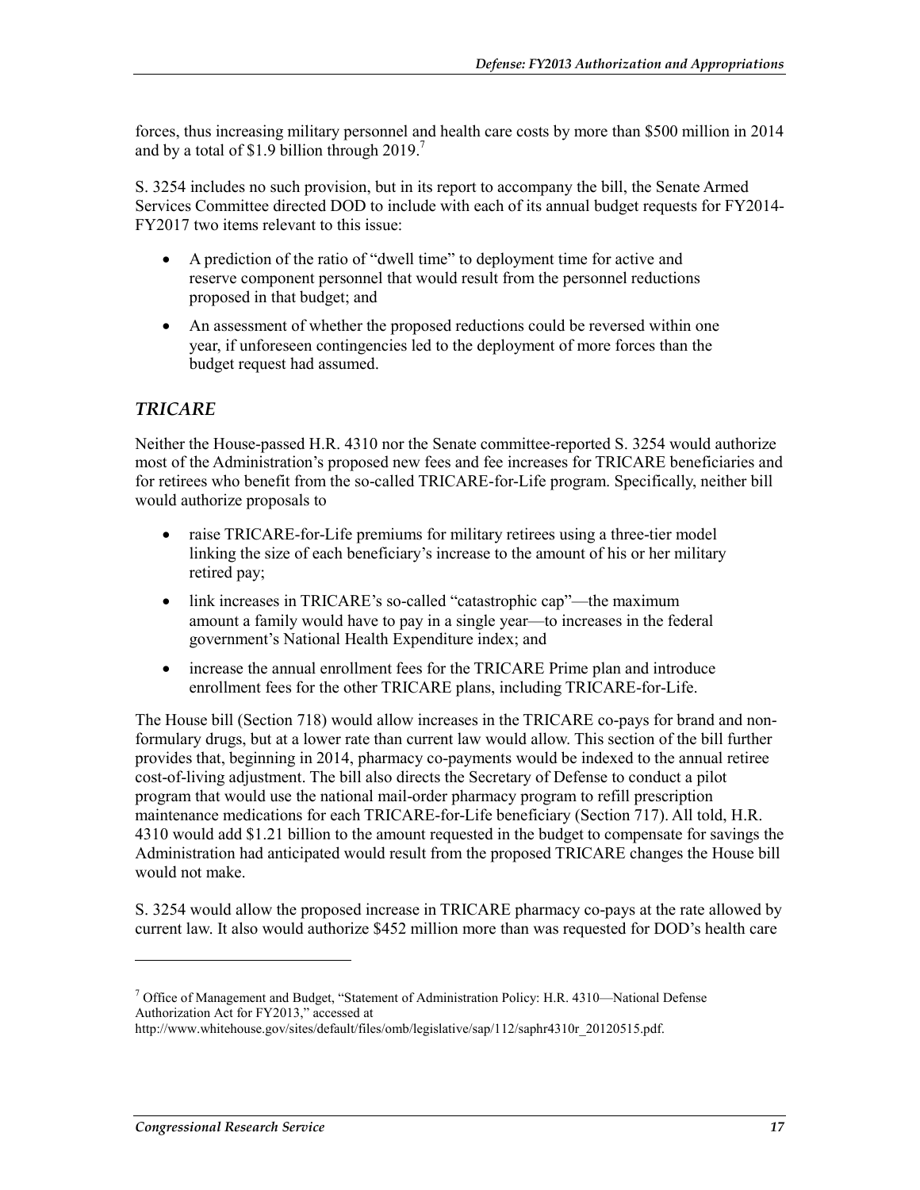forces, thus increasing military personnel and health care costs by more than $500 million in 2014 and by a total of $1.9 billion through 2019.[7]

S. 3254 includes no such provision, but in its report to accompany the bill, the Senate Armed Services Committee directed DOD to include with each of its annual budget requests for FY2014-FY2017 two items relevant to this issue:

- A prediction of the ratio of "dwell time" to deployment time for active and reserve component personnel that would result from the personnel reductions proposed in that budget; and
- An assessment of whether the proposed reductions could be reversed within one year, if unforeseen contingencies led to the deployment of more forces than the budget request had assumed.

### *TRICARE*

Neither the House-passed H.R. 4310 nor the Senate committee-reported S. 3254 would authorize most of the Administration's proposed new fees and fee increases for TRICARE beneficiaries and for retirees who benefit from the so-called TRICARE-for-Life program. Specifically, neither bill would authorize proposals to

- raise TRICARE-for-Life premiums for military retirees using a three-tier model linking the size of each beneficiary's increase to the amount of his or her military retired pay;
- link increases in TRICARE's so-called "catastrophic cap"—the maximum amount a family would have to pay in a single year—to increases in the federal government's National Health Expenditure index; and
- increase the annual enrollment fees for the TRICARE Prime plan and introduce enrollment fees for the other TRICARE plans, including TRICARE-for-Life.

The House bill (Section 718) would allow increases in the TRICARE co-pays for brand and non-formulary drugs, but at a lower rate than current law would allow. This section of the bill further provides that, beginning in 2014, pharmacy co-payments would be indexed to the annual retiree cost-of-living adjustment. The bill also directs the Secretary of Defense to conduct a pilot program that would use the national mail-order pharmacy program to refill prescription maintenance medications for each TRICARE-for-Life beneficiary (Section 717). All told, H.R. 4310 would add $1.21 billion to the amount requested in the budget to compensate for savings the Administration had anticipated would result from the proposed TRICARE changes the House bill would not make.

S. 3254 would allow the proposed increase in TRICARE pharmacy co-pays at the rate allowed by current law. It also would authorize $452 million more than was requested for DOD's health care

---

[7] Office of Management and Budget, "Statement of Administration Policy: H.R. 4310—National Defense Authorization Act for FY2013," accessed at http://www.whitehouse.gov/sites/default/files/omb/legislative/sap/112/saphr4310r_20120515.pdf.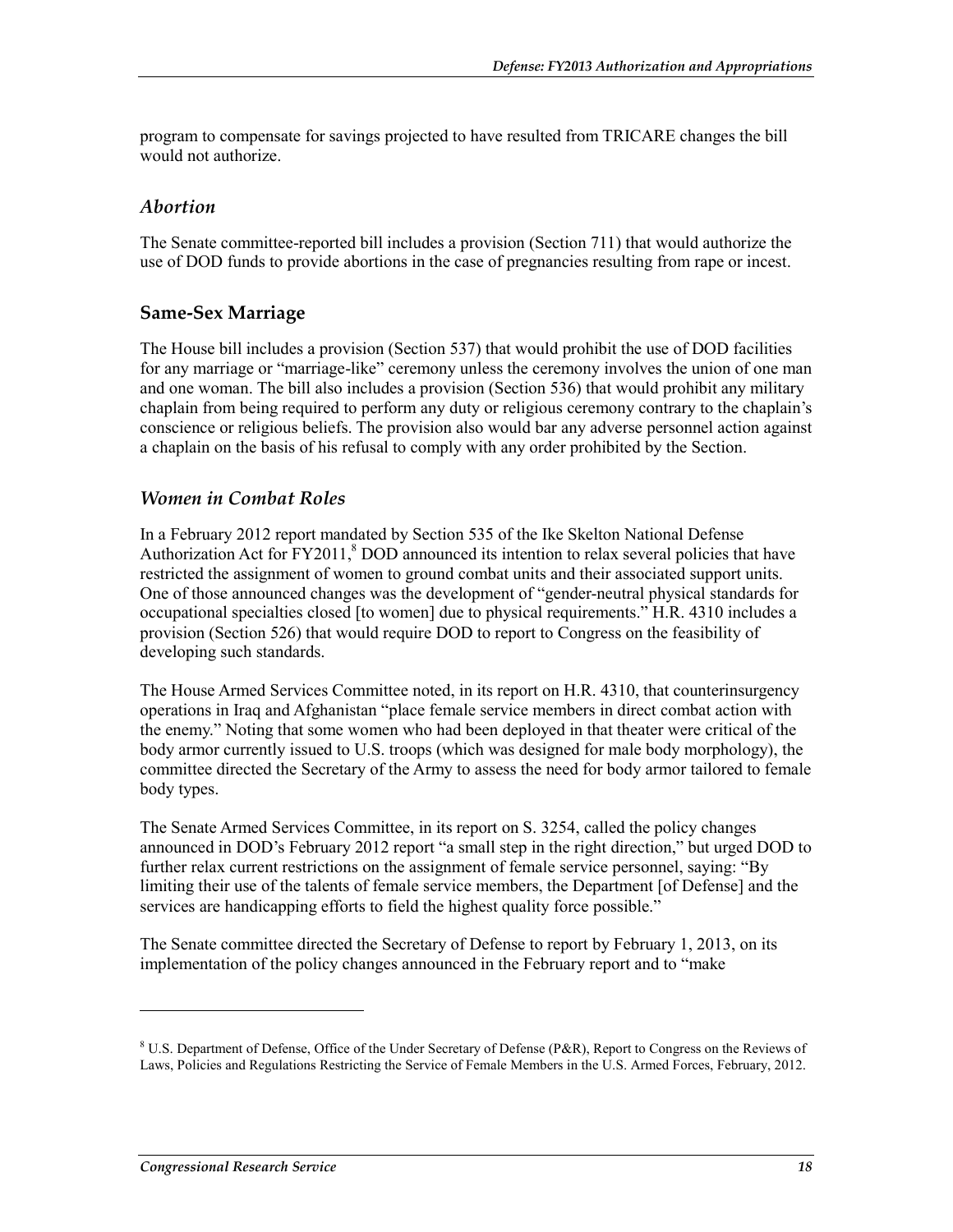program to compensate for savings projected to have resulted from TRICARE changes the bill would not authorize.

### *Abortion*

The Senate committee-reported bill includes a provision (Section 711) that would authorize the use of DOD funds to provide abortions in the case of pregnancies resulting from rape or incest.

## Same-Sex Marriage

The House bill includes a provision (Section 537) that would prohibit the use of DOD facilities for any marriage or "marriage-like" ceremony unless the ceremony involves the union of one man and one woman. The bill also includes a provision (Section 536) that would prohibit any military chaplain from being required to perform any duty or religious ceremony contrary to the chaplain's conscience or religious beliefs. The provision also would bar any adverse personnel action against a chaplain on the basis of his refusal to comply with any order prohibited by the Section.

### *Women in Combat Roles*

In a February 2012 report mandated by Section 535 of the Ike Skelton National Defense Authorization Act for FY2011,[8] DOD announced its intention to relax several policies that have restricted the assignment of women to ground combat units and their associated support units. One of those announced changes was the development of "gender-neutral physical standards for occupational specialties closed [to women] due to physical requirements." H.R. 4310 includes a provision (Section 526) that would require DOD to report to Congress on the feasibility of developing such standards.

The House Armed Services Committee noted, in its report on H.R. 4310, that counterinsurgency operations in Iraq and Afghanistan "place female service members in direct combat action with the enemy." Noting that some women who had been deployed in that theater were critical of the body armor currently issued to U.S. troops (which was designed for male body morphology), the committee directed the Secretary of the Army to assess the need for body armor tailored to female body types.

The Senate Armed Services Committee, in its report on S. 3254, called the policy changes announced in DOD's February 2012 report "a small step in the right direction," but urged DOD to further relax current restrictions on the assignment of female service personnel, saying: "By limiting their use of the talents of female service members, the Department [of Defense] and the services are handicapping efforts to field the highest quality force possible."

The Senate committee directed the Secretary of Defense to report by February 1, 2013, on its implementation of the policy changes announced in the February report and to "make

---

[8] U.S. Department of Defense, Office of the Under Secretary of Defense (P&R), Report to Congress on the Reviews of Laws, Policies and Regulations Restricting the Service of Female Members in the U.S. Armed Forces, February, 2012.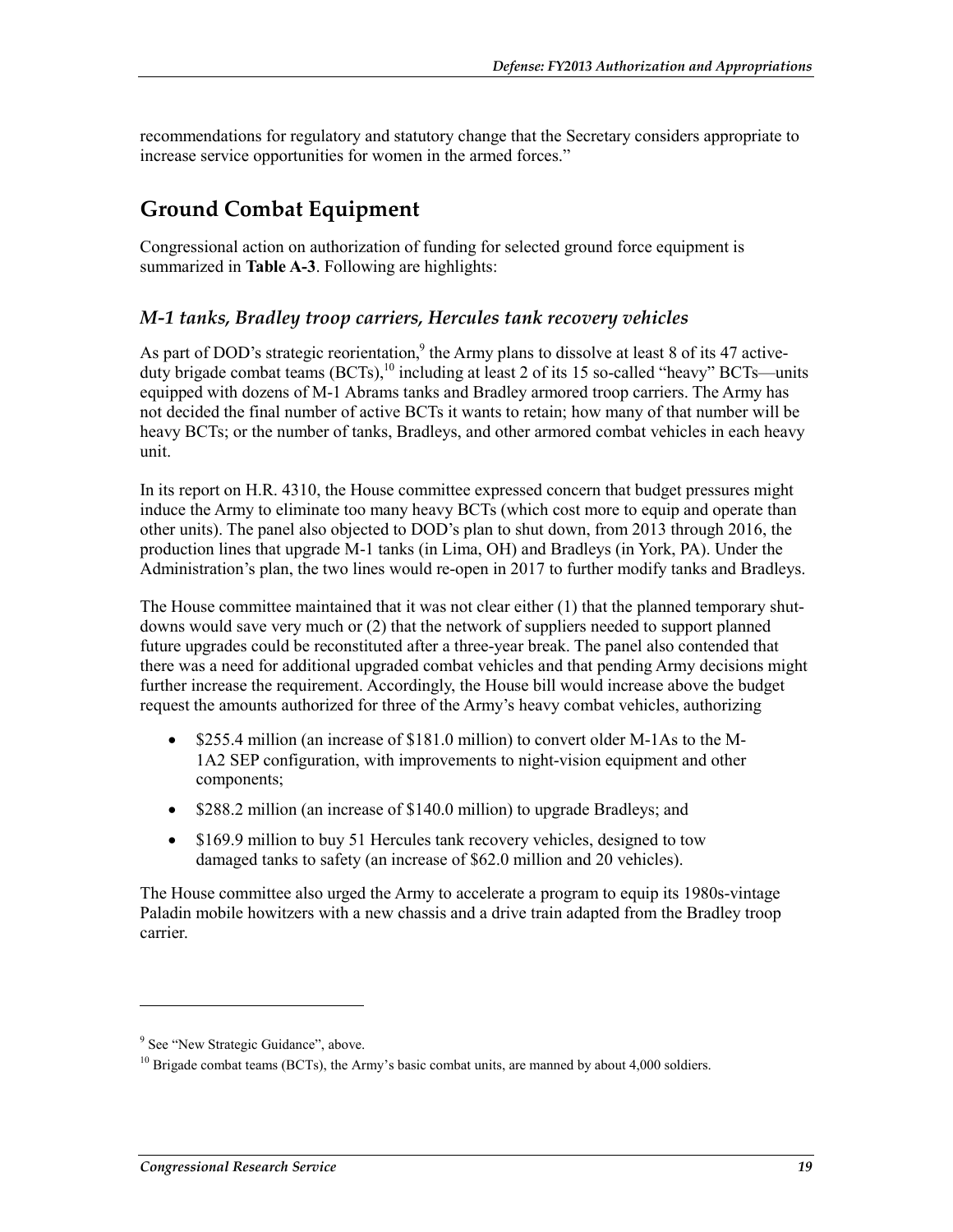recommendations for regulatory and statutory change that the Secretary considers appropriate to increase service opportunities for women in the armed forces."

## Ground Combat Equipment

Congressional action on authorization of funding for selected ground force equipment is summarized in **Table A-3**. Following are highlights:

### *M-1 tanks, Bradley troop carriers, Hercules tank recovery vehicles*

As part of DOD's strategic reorientation,[9] the Army plans to dissolve at least 8 of its 47 active-duty brigade combat teams (BCTs),[10] including at least 2 of its 15 so-called "heavy" BCTs—units equipped with dozens of M-1 Abrams tanks and Bradley armored troop carriers. The Army has not decided the final number of active BCTs it wants to retain; how many of that number will be heavy BCTs; or the number of tanks, Bradleys, and other armored combat vehicles in each heavy unit.

In its report on H.R. 4310, the House committee expressed concern that budget pressures might induce the Army to eliminate too many heavy BCTs (which cost more to equip and operate than other units). The panel also objected to DOD's plan to shut down, from 2013 through 2016, the production lines that upgrade M-1 tanks (in Lima, OH) and Bradleys (in York, PA). Under the Administration's plan, the two lines would re-open in 2017 to further modify tanks and Bradleys.

The House committee maintained that it was not clear either (1) that the planned temporary shut-downs would save very much or (2) that the network of suppliers needed to support planned future upgrades could be reconstituted after a three-year break. The panel also contended that there was a need for additional upgraded combat vehicles and that pending Army decisions might further increase the requirement. Accordingly, the House bill would increase above the budget request the amounts authorized for three of the Army's heavy combat vehicles, authorizing

- $255.4 million (an increase of $181.0 million) to convert older M-1As to the M-1A2 SEP configuration, with improvements to night-vision equipment and other components;
- $288.2 million (an increase of $140.0 million) to upgrade Bradleys; and
- $169.9 million to buy 51 Hercules tank recovery vehicles, designed to tow damaged tanks to safety (an increase of $62.0 million and 20 vehicles).

The House committee also urged the Army to accelerate a program to equip its 1980s-vintage Paladin mobile howitzers with a new chassis and a drive train adapted from the Bradley troop carrier.

[9] See "New Strategic Guidance", above.

[10] Brigade combat teams (BCTs), the Army's basic combat units, are manned by about 4,000 soldiers.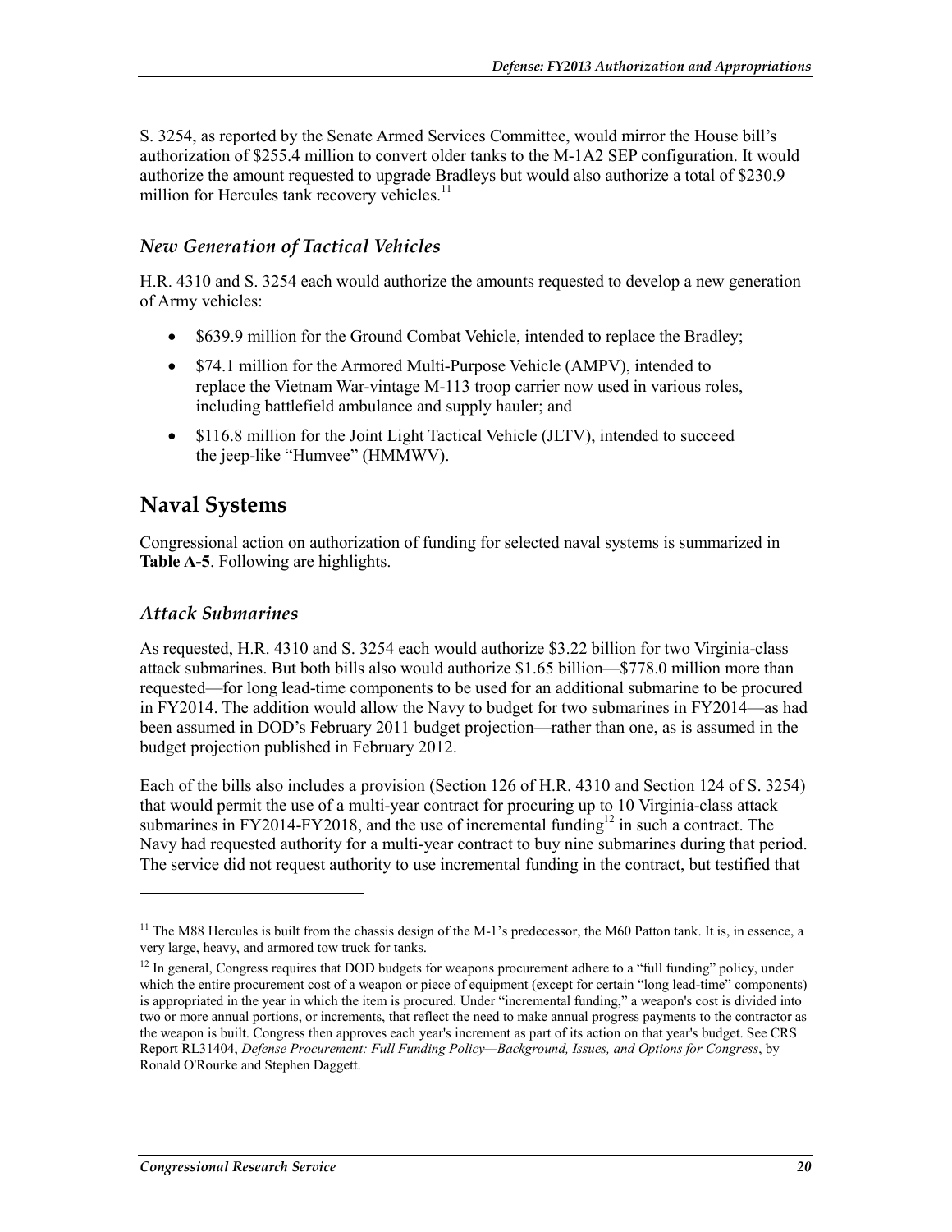S. 3254, as reported by the Senate Armed Services Committee, would mirror the House bill's authorization of $255.4 million to convert older tanks to the M-1A2 SEP configuration. It would authorize the amount requested to upgrade Bradleys but would also authorize a total of $230.9 million for Hercules tank recovery vehicles.[11]

### *New Generation of Tactical Vehicles*

H.R. 4310 and S. 3254 each would authorize the amounts requested to develop a new generation of Army vehicles:

- $639.9 million for the Ground Combat Vehicle, intended to replace the Bradley;
- $74.1 million for the Armored Multi-Purpose Vehicle (AMPV), intended to replace the Vietnam War-vintage M-113 troop carrier now used in various roles, including battlefield ambulance and supply hauler; and
- $116.8 million for the Joint Light Tactical Vehicle (JLTV), intended to succeed the jeep-like "Humvee" (HMMWV).

## Naval Systems

Congressional action on authorization of funding for selected naval systems is summarized in **Table A-5**. Following are highlights.

### *Attack Submarines*

As requested, H.R. 4310 and S. 3254 each would authorize $3.22 billion for two Virginia-class attack submarines. But both bills also would authorize $1.65 billion—$778.0 million more than requested—for long lead-time components to be used for an additional submarine to be procured in FY2014. The addition would allow the Navy to budget for two submarines in FY2014—as had been assumed in DOD's February 2011 budget projection—rather than one, as is assumed in the budget projection published in February 2012.

Each of the bills also includes a provision (Section 126 of H.R. 4310 and Section 124 of S. 3254) that would permit the use of a multi-year contract for procuring up to 10 Virginia-class attack submarines in FY2014-FY2018, and the use of incremental funding[12] in such a contract. The Navy had requested authority for a multi-year contract to buy nine submarines during that period. The service did not request authority to use incremental funding in the contract, but testified that

---

[11] The M88 Hercules is built from the chassis design of the M-1's predecessor, the M60 Patton tank. It is, in essence, a very large, heavy, and armored tow truck for tanks.

[12] In general, Congress requires that DOD budgets for weapons procurement adhere to a "full funding" policy, under which the entire procurement cost of a weapon or piece of equipment (except for certain "long lead-time" components) is appropriated in the year in which the item is procured. Under "incremental funding," a weapon's cost is divided into two or more annual portions, or increments, that reflect the need to make annual progress payments to the contractor as the weapon is built. Congress then approves each year's increment as part of its action on that year's budget. See CRS Report RL31404, *Defense Procurement: Full Funding Policy—Background, Issues, and Options for Congress*, by Ronald O'Rourke and Stephen Daggett.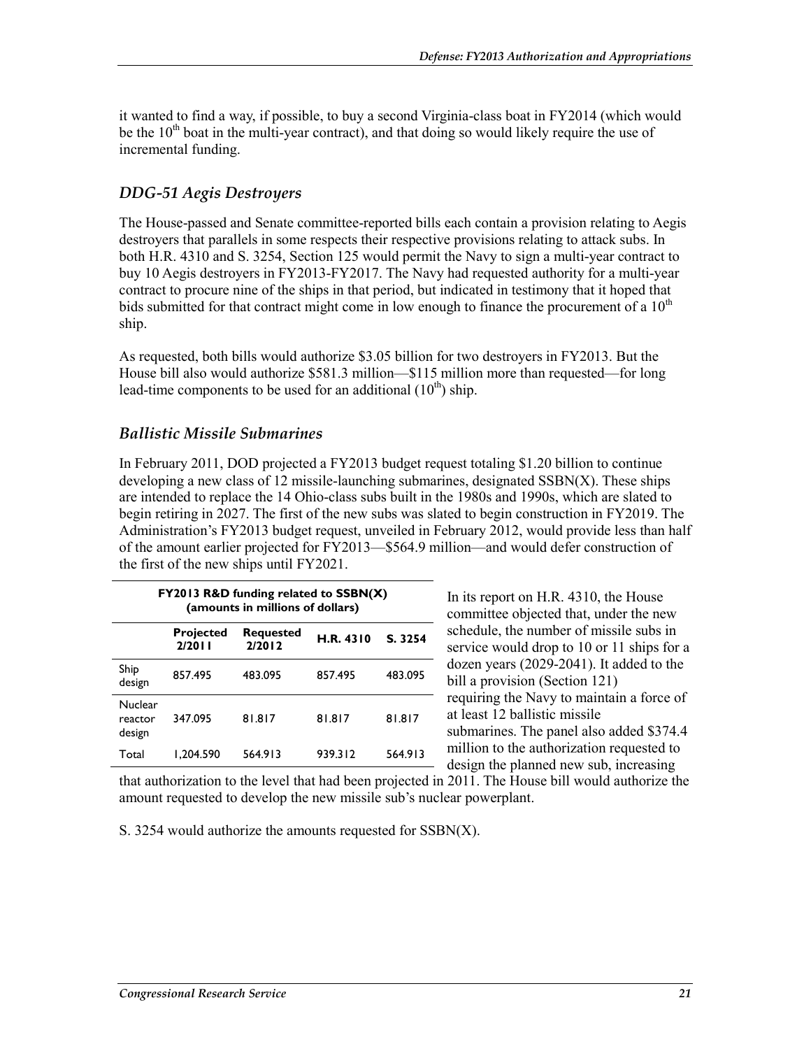it wanted to find a way, if possible, to buy a second Virginia-class boat in FY2014 (which would be the 10th boat in the multi-year contract), and that doing so would likely require the use of incremental funding.

### *DDG-51 Aegis Destroyers*

The House-passed and Senate committee-reported bills each contain a provision relating to Aegis destroyers that parallels in some respects their respective provisions relating to attack subs. In both H.R. 4310 and S. 3254, Section 125 would permit the Navy to sign a multi-year contract to buy 10 Aegis destroyers in FY2013-FY2017. The Navy had requested authority for a multi-year contract to procure nine of the ships in that period, but indicated in testimony that it hoped that bids submitted for that contract might come in low enough to finance the procurement of a 10th ship.

As requested, both bills would authorize $3.05 billion for two destroyers in FY2013. But the House bill also would authorize $581.3 million—$115 million more than requested—for long lead-time components to be used for an additional (10th) ship.

### *Ballistic Missile Submarines*

In February 2011, DOD projected a FY2013 budget request totaling $1.20 billion to continue developing a new class of 12 missile-launching submarines, designated SSBN(X). These ships are intended to replace the 14 Ohio-class subs built in the 1980s and 1990s, which are slated to begin retiring in 2027. The first of the new subs was slated to begin construction in FY2019. The Administration's FY2013 budget request, unveiled in February 2012, would provide less than half of the amount earlier projected for FY2013—$564.9 million—and would defer construction of the first of the new ships until FY2021.

**FY2013 R&D funding related to SSBN(X) (amounts in millions of dollars)**

| | Projected 2/2011 | Requested 2/2012 | H.R. 4310 | S. 3254 |
|---|---|---|---|---|
| Ship design | 857.495 | 483.095 | 857.495 | 483.095 |
| Nuclear reactor design | 347.095 | 81.817 | 81.817 | 81.817 |
| Total | 1,204.590 | 564.913 | 939.312 | 564.913 |

In its report on H.R. 4310, the House committee objected that, under the new schedule, the number of missile subs in service would drop to 10 or 11 ships for a dozen years (2029-2041). It added to the bill a provision (Section 121) requiring the Navy to maintain a force of at least 12 ballistic missile submarines. The panel also added $374.4 million to the authorization requested to design the planned new sub, increasing that authorization to the level that had been projected in 2011. The House bill would authorize the amount requested to develop the new missile sub's nuclear powerplant.

S. 3254 would authorize the amounts requested for SSBN(X).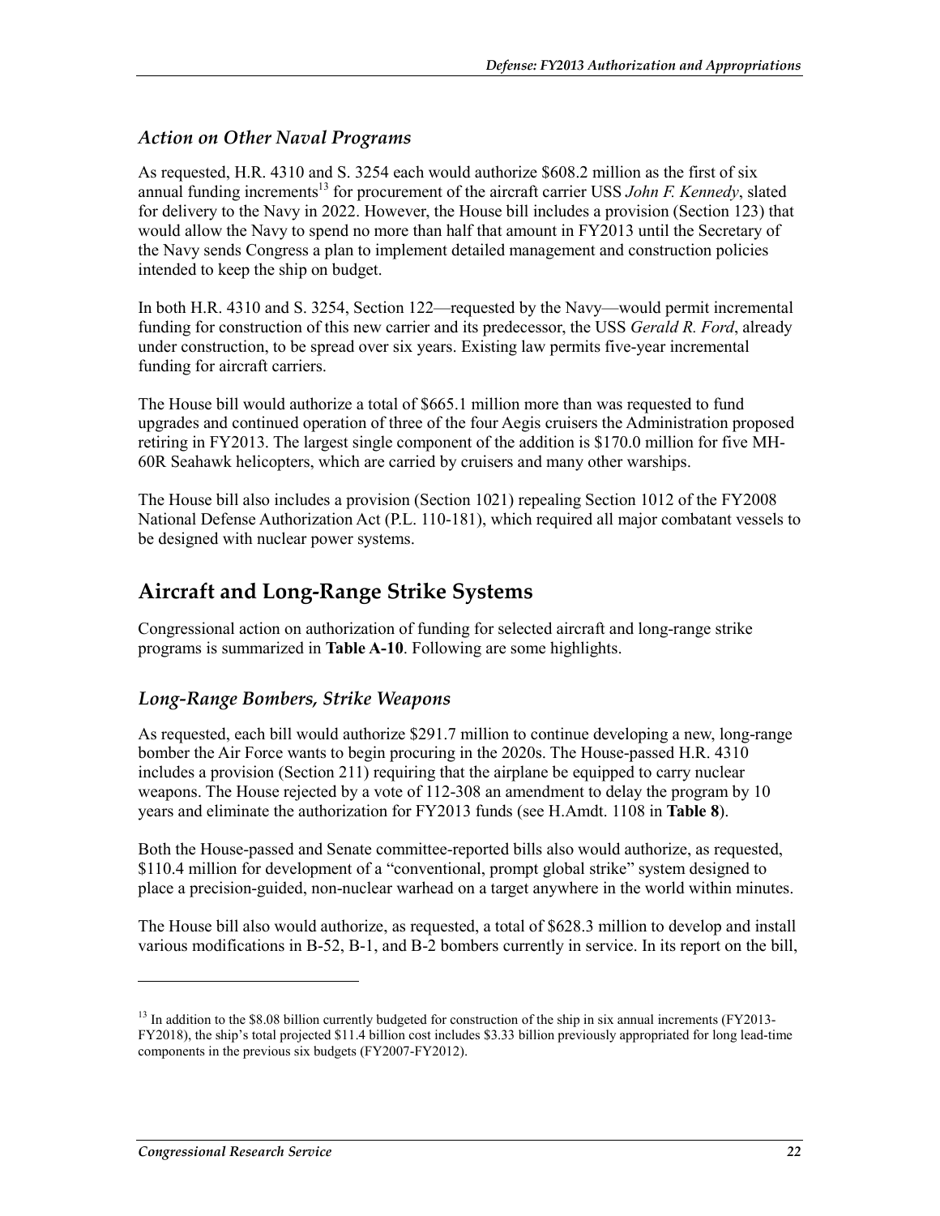### *Action on Other Naval Programs*

As requested, H.R. 4310 and S. 3254 each would authorize $608.2 million as the first of six annual funding increments[13] for procurement of the aircraft carrier USS *John F. Kennedy*, slated for delivery to the Navy in 2022. However, the House bill includes a provision (Section 123) that would allow the Navy to spend no more than half that amount in FY2013 until the Secretary of the Navy sends Congress a plan to implement detailed management and construction policies intended to keep the ship on budget.

In both H.R. 4310 and S. 3254, Section 122—requested by the Navy—would permit incremental funding for construction of this new carrier and its predecessor, the USS *Gerald R. Ford*, already under construction, to be spread over six years. Existing law permits five-year incremental funding for aircraft carriers.

The House bill would authorize a total of $665.1 million more than was requested to fund upgrades and continued operation of three of the four Aegis cruisers the Administration proposed retiring in FY2013. The largest single component of the addition is $170.0 million for five MH-60R Seahawk helicopters, which are carried by cruisers and many other warships.

The House bill also includes a provision (Section 1021) repealing Section 1012 of the FY2008 National Defense Authorization Act (P.L. 110-181), which required all major combatant vessels to be designed with nuclear power systems.

## Aircraft and Long-Range Strike Systems

Congressional action on authorization of funding for selected aircraft and long-range strike programs is summarized in **Table A-10**. Following are some highlights.

### *Long-Range Bombers, Strike Weapons*

As requested, each bill would authorize $291.7 million to continue developing a new, long-range bomber the Air Force wants to begin procuring in the 2020s. The House-passed H.R. 4310 includes a provision (Section 211) requiring that the airplane be equipped to carry nuclear weapons. The House rejected by a vote of 112-308 an amendment to delay the program by 10 years and eliminate the authorization for FY2013 funds (see H.Amdt. 1108 in **Table 8**).

Both the House-passed and Senate committee-reported bills also would authorize, as requested, $110.4 million for development of a "conventional, prompt global strike" system designed to place a precision-guided, non-nuclear warhead on a target anywhere in the world within minutes.

The House bill also would authorize, as requested, a total of $628.3 million to develop and install various modifications in B-52, B-1, and B-2 bombers currently in service. In its report on the bill,

[13] In addition to the $8.08 billion currently budgeted for construction of the ship in six annual increments (FY2013-FY2018), the ship's total projected $11.4 billion cost includes $3.33 billion previously appropriated for long lead-time components in the previous six budgets (FY2007-FY2012).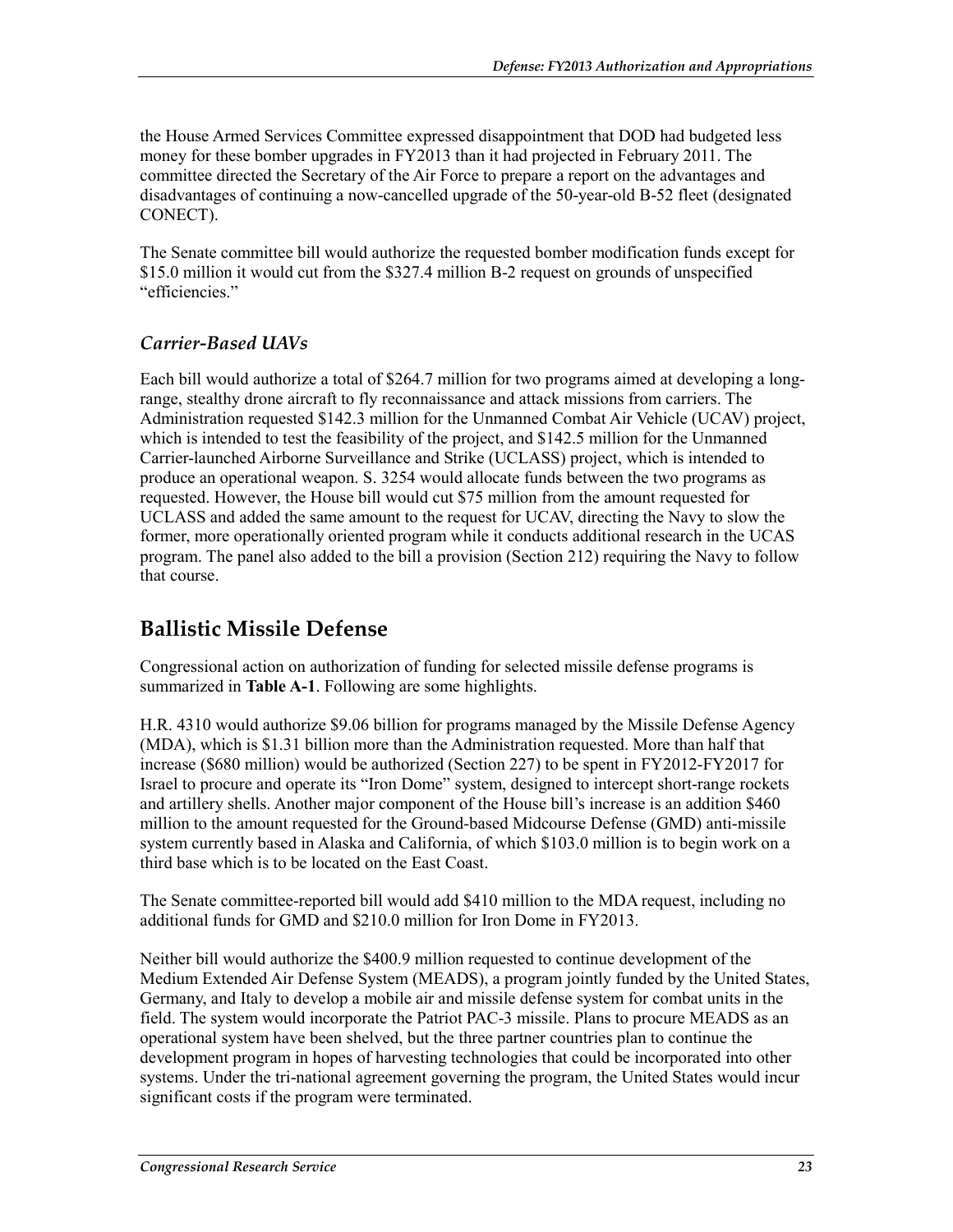the House Armed Services Committee expressed disappointment that DOD had budgeted less money for these bomber upgrades in FY2013 than it had projected in February 2011. The committee directed the Secretary of the Air Force to prepare a report on the advantages and disadvantages of continuing a now-cancelled upgrade of the 50-year-old B-52 fleet (designated CONECT).

The Senate committee bill would authorize the requested bomber modification funds except for $15.0 million it would cut from the $327.4 million B-2 request on grounds of unspecified "efficiencies."

### *Carrier-Based UAVs*

Each bill would authorize a total of $264.7 million for two programs aimed at developing a long-range, stealthy drone aircraft to fly reconnaissance and attack missions from carriers. The Administration requested $142.3 million for the Unmanned Combat Air Vehicle (UCAV) project, which is intended to test the feasibility of the project, and $142.5 million for the Unmanned Carrier-launched Airborne Surveillance and Strike (UCLASS) project, which is intended to produce an operational weapon. S. 3254 would allocate funds between the two programs as requested. However, the House bill would cut $75 million from the amount requested for UCLASS and added the same amount to the request for UCAV, directing the Navy to slow the former, more operationally oriented program while it conducts additional research in the UCAS program. The panel also added to the bill a provision (Section 212) requiring the Navy to follow that course.

## Ballistic Missile Defense

Congressional action on authorization of funding for selected missile defense programs is summarized in **Table A-1**. Following are some highlights.

H.R. 4310 would authorize $9.06 billion for programs managed by the Missile Defense Agency (MDA), which is $1.31 billion more than the Administration requested. More than half that increase ($680 million) would be authorized (Section 227) to be spent in FY2012-FY2017 for Israel to procure and operate its "Iron Dome" system, designed to intercept short-range rockets and artillery shells. Another major component of the House bill's increase is an addition $460 million to the amount requested for the Ground-based Midcourse Defense (GMD) anti-missile system currently based in Alaska and California, of which $103.0 million is to begin work on a third base which is to be located on the East Coast.

The Senate committee-reported bill would add $410 million to the MDA request, including no additional funds for GMD and $210.0 million for Iron Dome in FY2013.

Neither bill would authorize the $400.9 million requested to continue development of the Medium Extended Air Defense System (MEADS), a program jointly funded by the United States, Germany, and Italy to develop a mobile air and missile defense system for combat units in the field. The system would incorporate the Patriot PAC-3 missile. Plans to procure MEADS as an operational system have been shelved, but the three partner countries plan to continue the development program in hopes of harvesting technologies that could be incorporated into other systems. Under the tri-national agreement governing the program, the United States would incur significant costs if the program were terminated.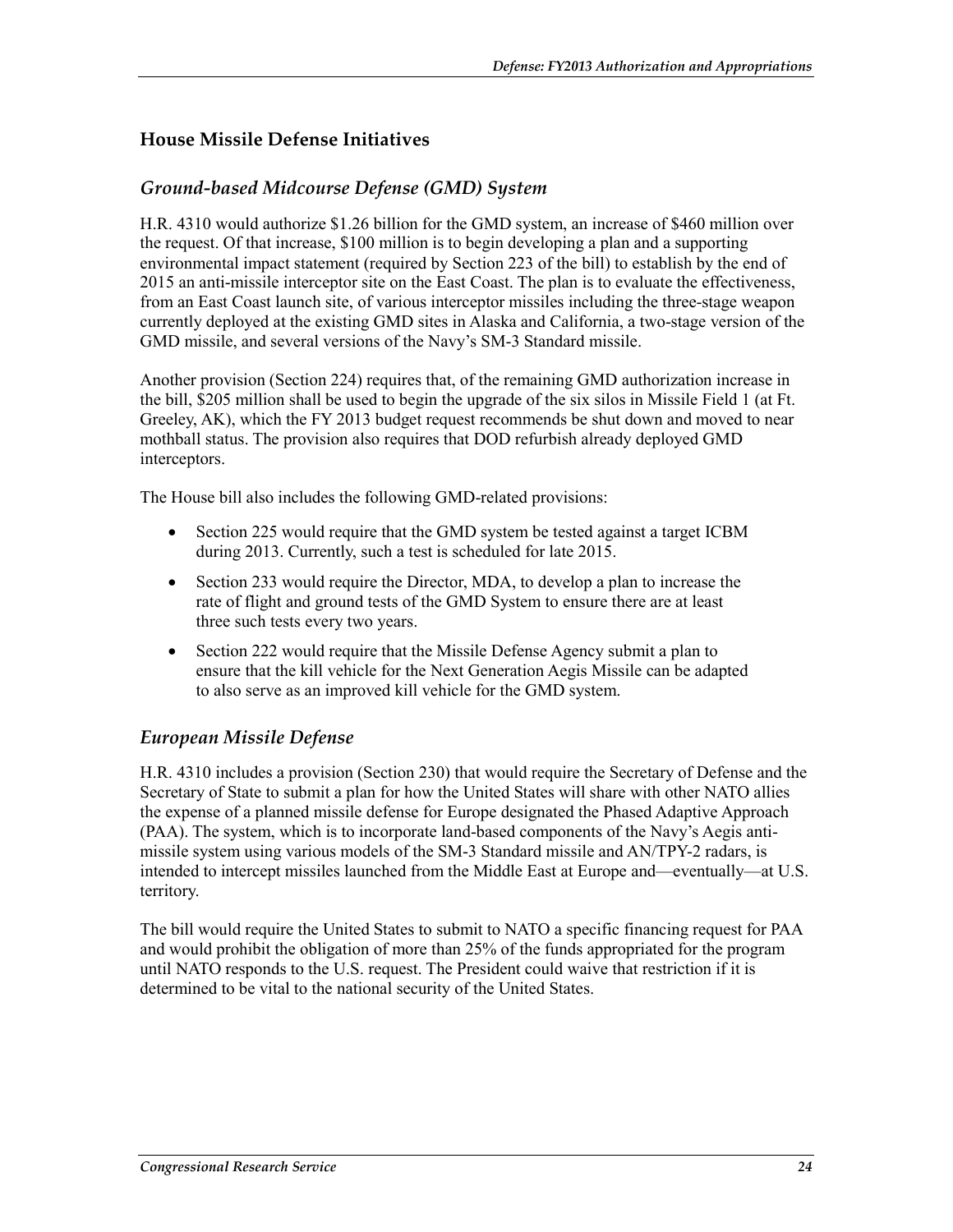## House Missile Defense Initiatives

### *Ground-based Midcourse Defense (GMD) System*

H.R. 4310 would authorize $1.26 billion for the GMD system, an increase of $460 million over the request. Of that increase, $100 million is to begin developing a plan and a supporting environmental impact statement (required by Section 223 of the bill) to establish by the end of 2015 an anti-missile interceptor site on the East Coast. The plan is to evaluate the effectiveness, from an East Coast launch site, of various interceptor missiles including the three-stage weapon currently deployed at the existing GMD sites in Alaska and California, a two-stage version of the GMD missile, and several versions of the Navy's SM-3 Standard missile.

Another provision (Section 224) requires that, of the remaining GMD authorization increase in the bill, $205 million shall be used to begin the upgrade of the six silos in Missile Field 1 (at Ft. Greeley, AK), which the FY 2013 budget request recommends be shut down and moved to near mothball status. The provision also requires that DOD refurbish already deployed GMD interceptors.

The House bill also includes the following GMD-related provisions:

- Section 225 would require that the GMD system be tested against a target ICBM during 2013. Currently, such a test is scheduled for late 2015.
- Section 233 would require the Director, MDA, to develop a plan to increase the rate of flight and ground tests of the GMD System to ensure there are at least three such tests every two years.
- Section 222 would require that the Missile Defense Agency submit a plan to ensure that the kill vehicle for the Next Generation Aegis Missile can be adapted to also serve as an improved kill vehicle for the GMD system.

### *European Missile Defense*

H.R. 4310 includes a provision (Section 230) that would require the Secretary of Defense and the Secretary of State to submit a plan for how the United States will share with other NATO allies the expense of a planned missile defense for Europe designated the Phased Adaptive Approach (PAA). The system, which is to incorporate land-based components of the Navy's Aegis anti-missile system using various models of the SM-3 Standard missile and AN/TPY-2 radars, is intended to intercept missiles launched from the Middle East at Europe and—eventually—at U.S. territory.

The bill would require the United States to submit to NATO a specific financing request for PAA and would prohibit the obligation of more than 25% of the funds appropriated for the program until NATO responds to the U.S. request. The President could waive that restriction if it is determined to be vital to the national security of the United States.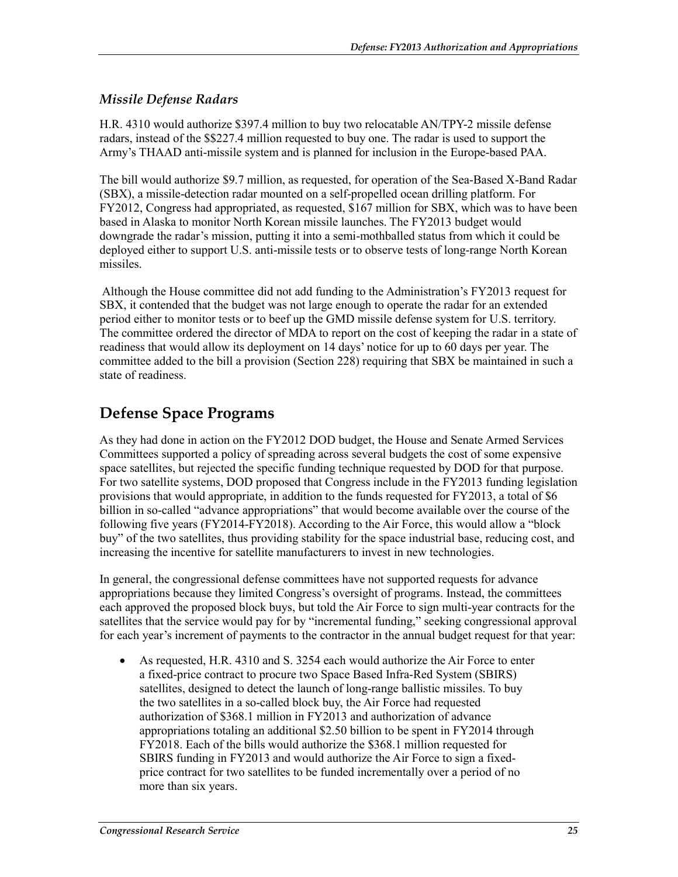### *Missile Defense Radars*

H.R. 4310 would authorize $397.4 million to buy two relocatable AN/TPY-2 missile defense radars, instead of the $$227.4 million requested to buy one. The radar is used to support the Army's THAAD anti-missile system and is planned for inclusion in the Europe-based PAA.

The bill would authorize $9.7 million, as requested, for operation of the Sea-Based X-Band Radar (SBX), a missile-detection radar mounted on a self-propelled ocean drilling platform. For FY2012, Congress had appropriated, as requested, $167 million for SBX, which was to have been based in Alaska to monitor North Korean missile launches. The FY2013 budget would downgrade the radar's mission, putting it into a semi-mothballed status from which it could be deployed either to support U.S. anti-missile tests or to observe tests of long-range North Korean missiles.

Although the House committee did not add funding to the Administration's FY2013 request for SBX, it contended that the budget was not large enough to operate the radar for an extended period either to monitor tests or to beef up the GMD missile defense system for U.S. territory. The committee ordered the director of MDA to report on the cost of keeping the radar in a state of readiness that would allow its deployment on 14 days' notice for up to 60 days per year. The committee added to the bill a provision (Section 228) requiring that SBX be maintained in such a state of readiness.

## Defense Space Programs

As they had done in action on the FY2012 DOD budget, the House and Senate Armed Services Committees supported a policy of spreading across several budgets the cost of some expensive space satellites, but rejected the specific funding technique requested by DOD for that purpose. For two satellite systems, DOD proposed that Congress include in the FY2013 funding legislation provisions that would appropriate, in addition to the funds requested for FY2013, a total of $6 billion in so-called "advance appropriations" that would become available over the course of the following five years (FY2014-FY2018). According to the Air Force, this would allow a "block buy" of the two satellites, thus providing stability for the space industrial base, reducing cost, and increasing the incentive for satellite manufacturers to invest in new technologies.

In general, the congressional defense committees have not supported requests for advance appropriations because they limited Congress's oversight of programs. Instead, the committees each approved the proposed block buys, but told the Air Force to sign multi-year contracts for the satellites that the service would pay for by "incremental funding," seeking congressional approval for each year's increment of payments to the contractor in the annual budget request for that year:

- As requested, H.R. 4310 and S. 3254 each would authorize the Air Force to enter a fixed-price contract to procure two Space Based Infra-Red System (SBIRS) satellites, designed to detect the launch of long-range ballistic missiles. To buy the two satellites in a so-called block buy, the Air Force had requested authorization of $368.1 million in FY2013 and authorization of advance appropriations totaling an additional $2.50 billion to be spent in FY2014 through FY2018. Each of the bills would authorize the $368.1 million requested for SBIRS funding in FY2013 and would authorize the Air Force to sign a fixed-price contract for two satellites to be funded incrementally over a period of no more than six years.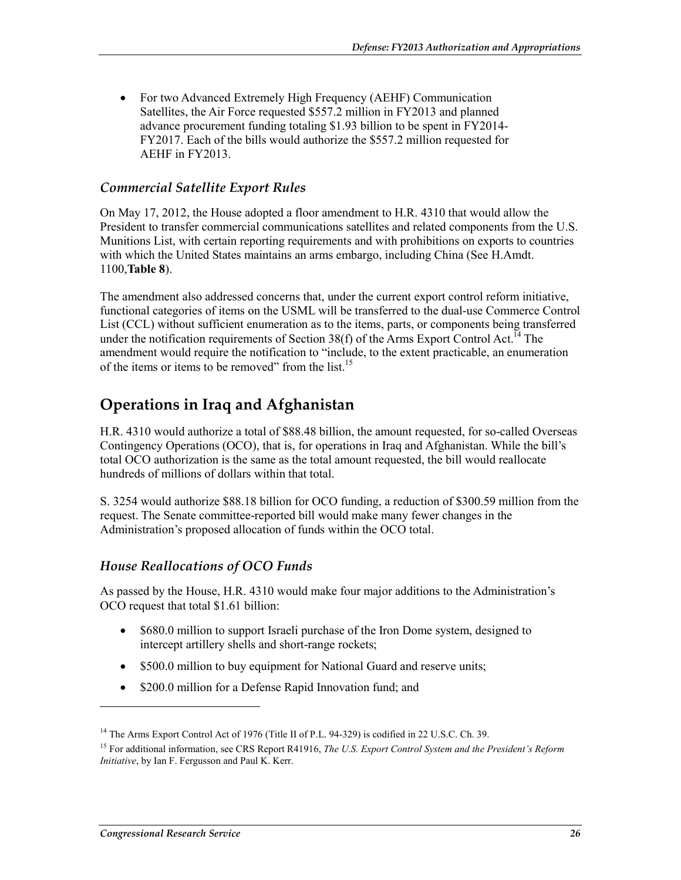- For two Advanced Extremely High Frequency (AEHF) Communication Satellites, the Air Force requested $557.2 million in FY2013 and planned advance procurement funding totaling $1.93 billion to be spent in FY2014-FY2017. Each of the bills would authorize the $557.2 million requested for AEHF in FY2013.

### *Commercial Satellite Export Rules*

On May 17, 2012, the House adopted a floor amendment to H.R. 4310 that would allow the President to transfer commercial communications satellites and related components from the U.S. Munitions List, with certain reporting requirements and with prohibitions on exports to countries with which the United States maintains an arms embargo, including China (See H.Amdt. 1100,**Table 8**).

The amendment also addressed concerns that, under the current export control reform initiative, functional categories of items on the USML will be transferred to the dual-use Commerce Control List (CCL) without sufficient enumeration as to the items, parts, or components being transferred under the notification requirements of Section 38(f) of the Arms Export Control Act.[14] The amendment would require the notification to "include, to the extent practicable, an enumeration of the items or items to be removed" from the list.[15]

## Operations in Iraq and Afghanistan

H.R. 4310 would authorize a total of $88.48 billion, the amount requested, for so-called Overseas Contingency Operations (OCO), that is, for operations in Iraq and Afghanistan. While the bill's total OCO authorization is the same as the total amount requested, the bill would reallocate hundreds of millions of dollars within that total.

S. 3254 would authorize $88.18 billion for OCO funding, a reduction of $300.59 million from the request. The Senate committee-reported bill would make many fewer changes in the Administration's proposed allocation of funds within the OCO total.

### *House Reallocations of OCO Funds*

As passed by the House, H.R. 4310 would make four major additions to the Administration's OCO request that total $1.61 billion:

- $680.0 million to support Israeli purchase of the Iron Dome system, designed to intercept artillery shells and short-range rockets;
- $500.0 million to buy equipment for National Guard and reserve units;
- $200.0 million for a Defense Rapid Innovation fund; and

---

[14] The Arms Export Control Act of 1976 (Title II of P.L. 94-329) is codified in 22 U.S.C. Ch. 39.

[15] For additional information, see CRS Report R41916, *The U.S. Export Control System and the President's Reform Initiative*, by Ian F. Fergusson and Paul K. Kerr.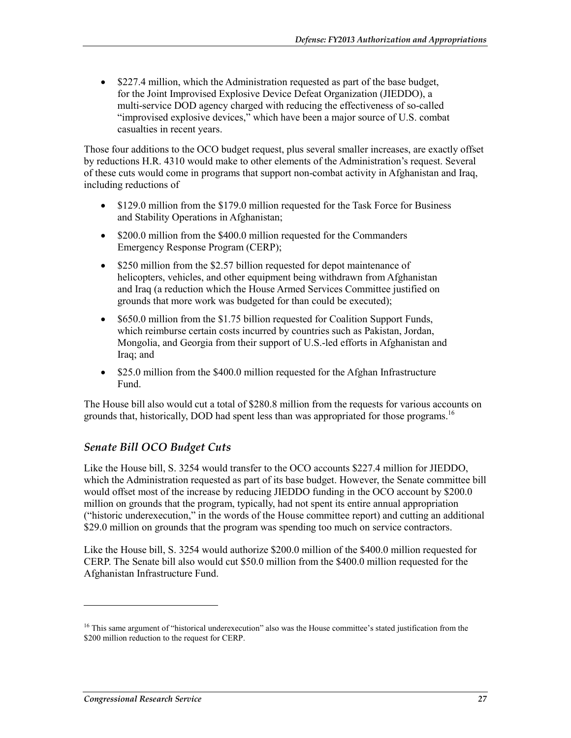- $227.4 million, which the Administration requested as part of the base budget, for the Joint Improvised Explosive Device Defeat Organization (JIEDDO), a multi-service DOD agency charged with reducing the effectiveness of so-called "improvised explosive devices," which have been a major source of U.S. combat casualties in recent years.

Those four additions to the OCO budget request, plus several smaller increases, are exactly offset by reductions H.R. 4310 would make to other elements of the Administration's request. Several of these cuts would come in programs that support non-combat activity in Afghanistan and Iraq, including reductions of

- $129.0 million from the $179.0 million requested for the Task Force for Business and Stability Operations in Afghanistan;
- $200.0 million from the $400.0 million requested for the Commanders Emergency Response Program (CERP);
- $250 million from the $2.57 billion requested for depot maintenance of helicopters, vehicles, and other equipment being withdrawn from Afghanistan and Iraq (a reduction which the House Armed Services Committee justified on grounds that more work was budgeted for than could be executed);
- $650.0 million from the $1.75 billion requested for Coalition Support Funds, which reimburse certain costs incurred by countries such as Pakistan, Jordan, Mongolia, and Georgia from their support of U.S.-led efforts in Afghanistan and Iraq; and
- $25.0 million from the $400.0 million requested for the Afghan Infrastructure Fund.

The House bill also would cut a total of $280.8 million from the requests for various accounts on grounds that, historically, DOD had spent less than was appropriated for those programs.[16]

### *Senate Bill OCO Budget Cuts*

Like the House bill, S. 3254 would transfer to the OCO accounts $227.4 million for JIEDDO, which the Administration requested as part of its base budget. However, the Senate committee bill would offset most of the increase by reducing JIEDDO funding in the OCO account by $200.0 million on grounds that the program, typically, had not spent its entire annual appropriation ("historic underexecution," in the words of the House committee report) and cutting an additional $29.0 million on grounds that the program was spending too much on service contractors.

Like the House bill, S. 3254 would authorize $200.0 million of the $400.0 million requested for CERP. The Senate bill also would cut $50.0 million from the $400.0 million requested for the Afghanistan Infrastructure Fund.

[16] This same argument of "historical underexecution" also was the House committee's stated justification from the $200 million reduction to the request for CERP.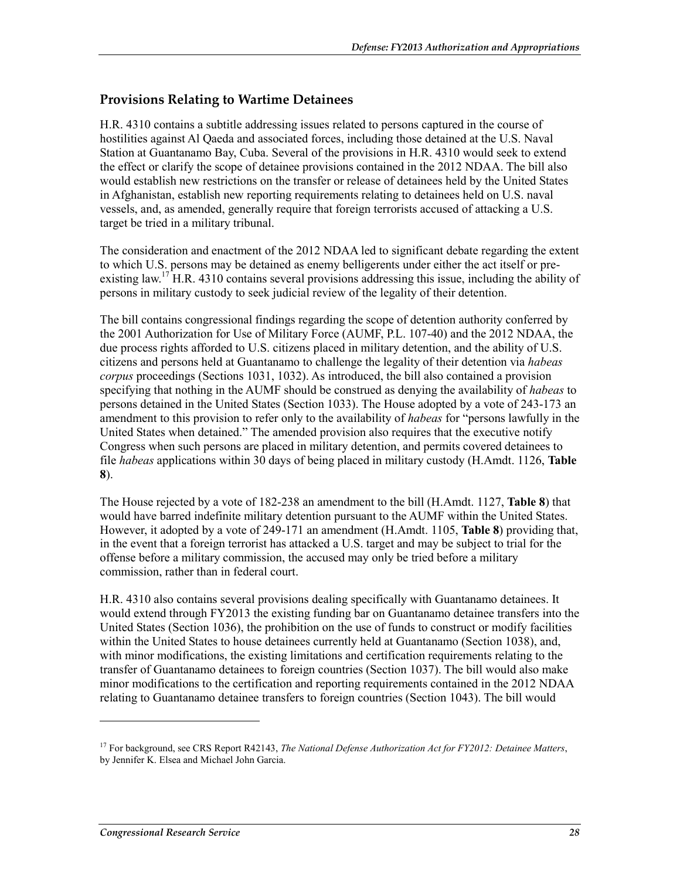## Provisions Relating to Wartime Detainees

H.R. 4310 contains a subtitle addressing issues related to persons captured in the course of hostilities against Al Qaeda and associated forces, including those detained at the U.S. Naval Station at Guantanamo Bay, Cuba. Several of the provisions in H.R. 4310 would seek to extend the effect or clarify the scope of detainee provisions contained in the 2012 NDAA. The bill also would establish new restrictions on the transfer or release of detainees held by the United States in Afghanistan, establish new reporting requirements relating to detainees held on U.S. naval vessels, and, as amended, generally require that foreign terrorists accused of attacking a U.S. target be tried in a military tribunal.

The consideration and enactment of the 2012 NDAA led to significant debate regarding the extent to which U.S. persons may be detained as enemy belligerents under either the act itself or pre-existing law.[17] H.R. 4310 contains several provisions addressing this issue, including the ability of persons in military custody to seek judicial review of the legality of their detention.

The bill contains congressional findings regarding the scope of detention authority conferred by the 2001 Authorization for Use of Military Force (AUMF, P.L. 107-40) and the 2012 NDAA, the due process rights afforded to U.S. citizens placed in military detention, and the ability of U.S. citizens and persons held at Guantanamo to challenge the legality of their detention via *habeas corpus* proceedings (Sections 1031, 1032). As introduced, the bill also contained a provision specifying that nothing in the AUMF should be construed as denying the availability of *habeas* to persons detained in the United States (Section 1033). The House adopted by a vote of 243-173 an amendment to this provision to refer only to the availability of *habeas* for "persons lawfully in the United States when detained." The amended provision also requires that the executive notify Congress when such persons are placed in military detention, and permits covered detainees to file *habeas* applications within 30 days of being placed in military custody (H.Amdt. 1126, **Table 8**).

The House rejected by a vote of 182-238 an amendment to the bill (H.Amdt. 1127, **Table 8**) that would have barred indefinite military detention pursuant to the AUMF within the United States. However, it adopted by a vote of 249-171 an amendment (H.Amdt. 1105, **Table 8**) providing that, in the event that a foreign terrorist has attacked a U.S. target and may be subject to trial for the offense before a military commission, the accused may only be tried before a military commission, rather than in federal court.

H.R. 4310 also contains several provisions dealing specifically with Guantanamo detainees. It would extend through FY2013 the existing funding bar on Guantanamo detainee transfers into the United States (Section 1036), the prohibition on the use of funds to construct or modify facilities within the United States to house detainees currently held at Guantanamo (Section 1038), and, with minor modifications, the existing limitations and certification requirements relating to the transfer of Guantanamo detainees to foreign countries (Section 1037). The bill would also make minor modifications to the certification and reporting requirements contained in the 2012 NDAA relating to Guantanamo detainee transfers to foreign countries (Section 1043). The bill would

---

[17] For background, see CRS Report R42143, *The National Defense Authorization Act for FY2012: Detainee Matters*, by Jennifer K. Elsea and Michael John Garcia.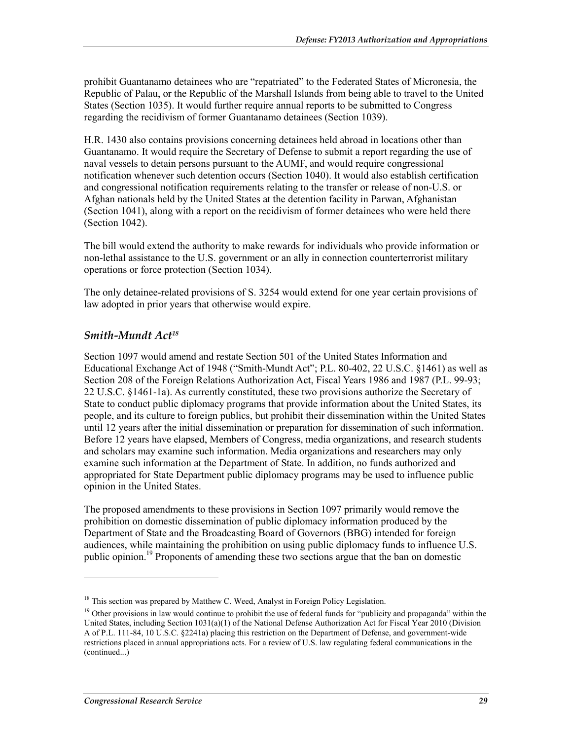prohibit Guantanamo detainees who are "repatriated" to the Federated States of Micronesia, the Republic of Palau, or the Republic of the Marshall Islands from being able to travel to the United States (Section 1035). It would further require annual reports to be submitted to Congress regarding the recidivism of former Guantanamo detainees (Section 1039).

H.R. 1430 also contains provisions concerning detainees held abroad in locations other than Guantanamo. It would require the Secretary of Defense to submit a report regarding the use of naval vessels to detain persons pursuant to the AUMF, and would require congressional notification whenever such detention occurs (Section 1040). It would also establish certification and congressional notification requirements relating to the transfer or release of non-U.S. or Afghan nationals held by the United States at the detention facility in Parwan, Afghanistan (Section 1041), along with a report on the recidivism of former detainees who were held there (Section 1042).

The bill would extend the authority to make rewards for individuals who provide information or non-lethal assistance to the U.S. government or an ally in connection counterterrorist military operations or force protection (Section 1034).

The only detainee-related provisions of S. 3254 would extend for one year certain provisions of law adopted in prior years that otherwise would expire.

### *Smith-Mundt Act*[18]

Section 1097 would amend and restate Section 501 of the United States Information and Educational Exchange Act of 1948 ("Smith-Mundt Act"; P.L. 80-402, 22 U.S.C. §1461) as well as Section 208 of the Foreign Relations Authorization Act, Fiscal Years 1986 and 1987 (P.L. 99-93; 22 U.S.C. §1461-1a). As currently constituted, these two provisions authorize the Secretary of State to conduct public diplomacy programs that provide information about the United States, its people, and its culture to foreign publics, but prohibit their dissemination within the United States until 12 years after the initial dissemination or preparation for dissemination of such information. Before 12 years have elapsed, Members of Congress, media organizations, and research students and scholars may examine such information. Media organizations and researchers may only examine such information at the Department of State. In addition, no funds authorized and appropriated for State Department public diplomacy programs may be used to influence public opinion in the United States.

The proposed amendments to these provisions in Section 1097 primarily would remove the prohibition on domestic dissemination of public diplomacy information produced by the Department of State and the Broadcasting Board of Governors (BBG) intended for foreign audiences, while maintaining the prohibition on using public diplomacy funds to influence U.S. public opinion.[19] Proponents of amending these two sections argue that the ban on domestic

---

[18] This section was prepared by Matthew C. Weed, Analyst in Foreign Policy Legislation.

[19] Other provisions in law would continue to prohibit the use of federal funds for "publicity and propaganda" within the United States, including Section 1031(a)(1) of the National Defense Authorization Act for Fiscal Year 2010 (Division A of P.L. 111-84, 10 U.S.C. §2241a) placing this restriction on the Department of Defense, and government-wide restrictions placed in annual appropriations acts. For a review of U.S. law regulating federal communications in the (continued...)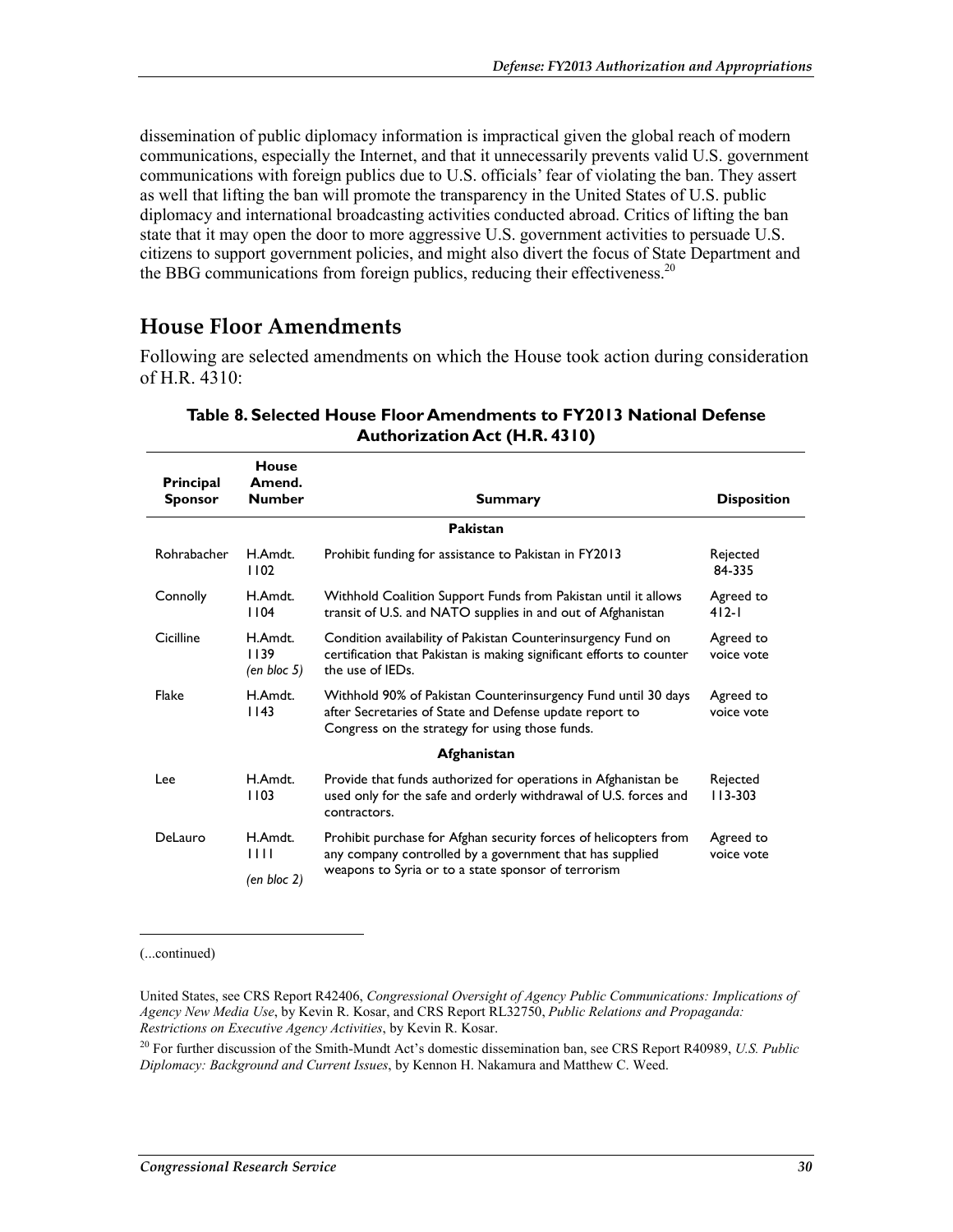dissemination of public diplomacy information is impractical given the global reach of modern communications, especially the Internet, and that it unnecessarily prevents valid U.S. government communications with foreign publics due to U.S. officials' fear of violating the ban. They assert as well that lifting the ban will promote the transparency in the United States of U.S. public diplomacy and international broadcasting activities conducted abroad. Critics of lifting the ban state that it may open the door to more aggressive U.S. government activities to persuade U.S. citizens to support government policies, and might also divert the focus of State Department and the BBG communications from foreign publics, reducing their effectiveness.[20]

## House Floor Amendments

Following are selected amendments on which the House took action during consideration of H.R. 4310:

**Table 8. Selected House Floor Amendments to FY2013 National Defense Authorization Act (H.R. 4310)**

| Principal Sponsor | House Amend. Number | Summary | Disposition |
|---|---|---|---|
| | | **Pakistan** | |
| Rohrabacher | H.Amdt. 1102 | Prohibit funding for assistance to Pakistan in FY2013 | Rejected 84-335 |
| Connolly | H.Amdt. 1104 | Withhold Coalition Support Funds from Pakistan until it allows transit of U.S. and NATO supplies in and out of Afghanistan | Agreed to 412-1 |
| Cicilline | H.Amdt. 1139 *(en bloc 5)* | Condition availability of Pakistan Counterinsurgency Fund on certification that Pakistan is making significant efforts to counter the use of IEDs. | Agreed to voice vote |
| Flake | H.Amdt. 1143 | Withhold 90% of Pakistan Counterinsurgency Fund until 30 days after Secretaries of State and Defense update report to Congress on the strategy for using those funds. | Agreed to voice vote |
| | | **Afghanistan** | |
| Lee | H.Amdt. 1103 | Provide that funds authorized for operations in Afghanistan be used only for the safe and orderly withdrawal of U.S. forces and contractors. | Rejected 113-303 |
| DeLauro | H.Amdt. 1111 *(en bloc 2)* | Prohibit purchase for Afghan security forces of helicopters from any company controlled by a government that has supplied weapons to Syria or to a state sponsor of terrorism | Agreed to voice vote |

(...continued)

United States, see CRS Report R42406, *Congressional Oversight of Agency Public Communications: Implications of Agency New Media Use*, by Kevin R. Kosar, and CRS Report RL32750, *Public Relations and Propaganda: Restrictions on Executive Agency Activities*, by Kevin R. Kosar.

[20] For further discussion of the Smith-Mundt Act's domestic dissemination ban, see CRS Report R40989, *U.S. Public Diplomacy: Background and Current Issues*, by Kennon H. Nakamura and Matthew C. Weed.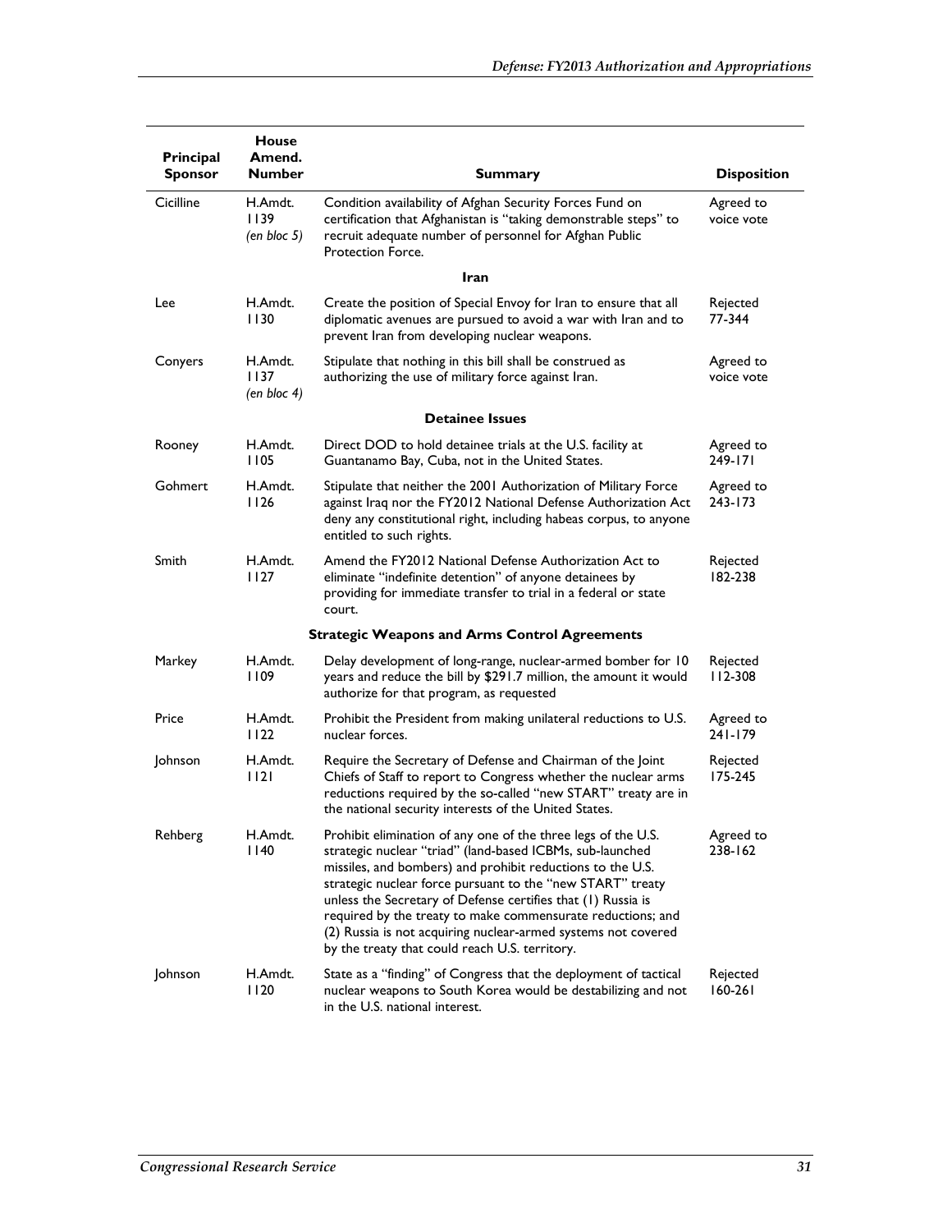| Principal Sponsor | House Amend. Number | Summary | Disposition |
|---|---|---|---|
| Cicilline | H.Amdt. 1139 *(en bloc 5)* | Condition availability of Afghan Security Forces Fund on certification that Afghanistan is "taking demonstrable steps" to recruit adequate number of personnel for Afghan Public Protection Force. | Agreed to voice vote |
| | | **Iran** | |
| Lee | H.Amdt. 1130 | Create the position of Special Envoy for Iran to ensure that all diplomatic avenues are pursued to avoid a war with Iran and to prevent Iran from developing nuclear weapons. | Rejected 77-344 |
| Conyers | H.Amdt. 1137 *(en bloc 4)* | Stipulate that nothing in this bill shall be construed as authorizing the use of military force against Iran. | Agreed to voice vote |
| | | **Detainee Issues** | |
| Rooney | H.Amdt. 1105 | Direct DOD to hold detainee trials at the U.S. facility at Guantanamo Bay, Cuba, not in the United States. | Agreed to 249-171 |
| Gohmert | H.Amdt. 1126 | Stipulate that neither the 2001 Authorization of Military Force against Iraq nor the FY2012 National Defense Authorization Act deny any constitutional right, including habeas corpus, to anyone entitled to such rights. | Agreed to 243-173 |
| Smith | H.Amdt. 1127 | Amend the FY2012 National Defense Authorization Act to eliminate "indefinite detention" of anyone detainees by providing for immediate transfer to trial in a federal or state court. | Rejected 182-238 |
| | | **Strategic Weapons and Arms Control Agreements** | |
| Markey | H.Amdt. 1109 | Delay development of long-range, nuclear-armed bomber for 10 years and reduce the bill by $291.7 million, the amount it would authorize for that program, as requested | Rejected 112-308 |
| Price | H.Amdt. 1122 | Prohibit the President from making unilateral reductions to U.S. nuclear forces. | Agreed to 241-179 |
| Johnson | H.Amdt. 1121 | Require the Secretary of Defense and Chairman of the Joint Chiefs of Staff to report to Congress whether the nuclear arms reductions required by the so-called "new START" treaty are in the national security interests of the United States. | Rejected 175-245 |
| Rehberg | H.Amdt. 1140 | Prohibit elimination of any one of the three legs of the U.S. strategic nuclear "triad" (land-based ICBMs, sub-launched missiles, and bombers) and prohibit reductions to the U.S. strategic nuclear force pursuant to the "new START" treaty unless the Secretary of Defense certifies that (1) Russia is required by the treaty to make commensurate reductions; and (2) Russia is not acquiring nuclear-armed systems not covered by the treaty that could reach U.S. territory. | Agreed to 238-162 |
| Johnson | H.Amdt. 1120 | State as a "finding" of Congress that the deployment of tactical nuclear weapons to South Korea would be destabilizing and not in the U.S. national interest. | Rejected 160-261 |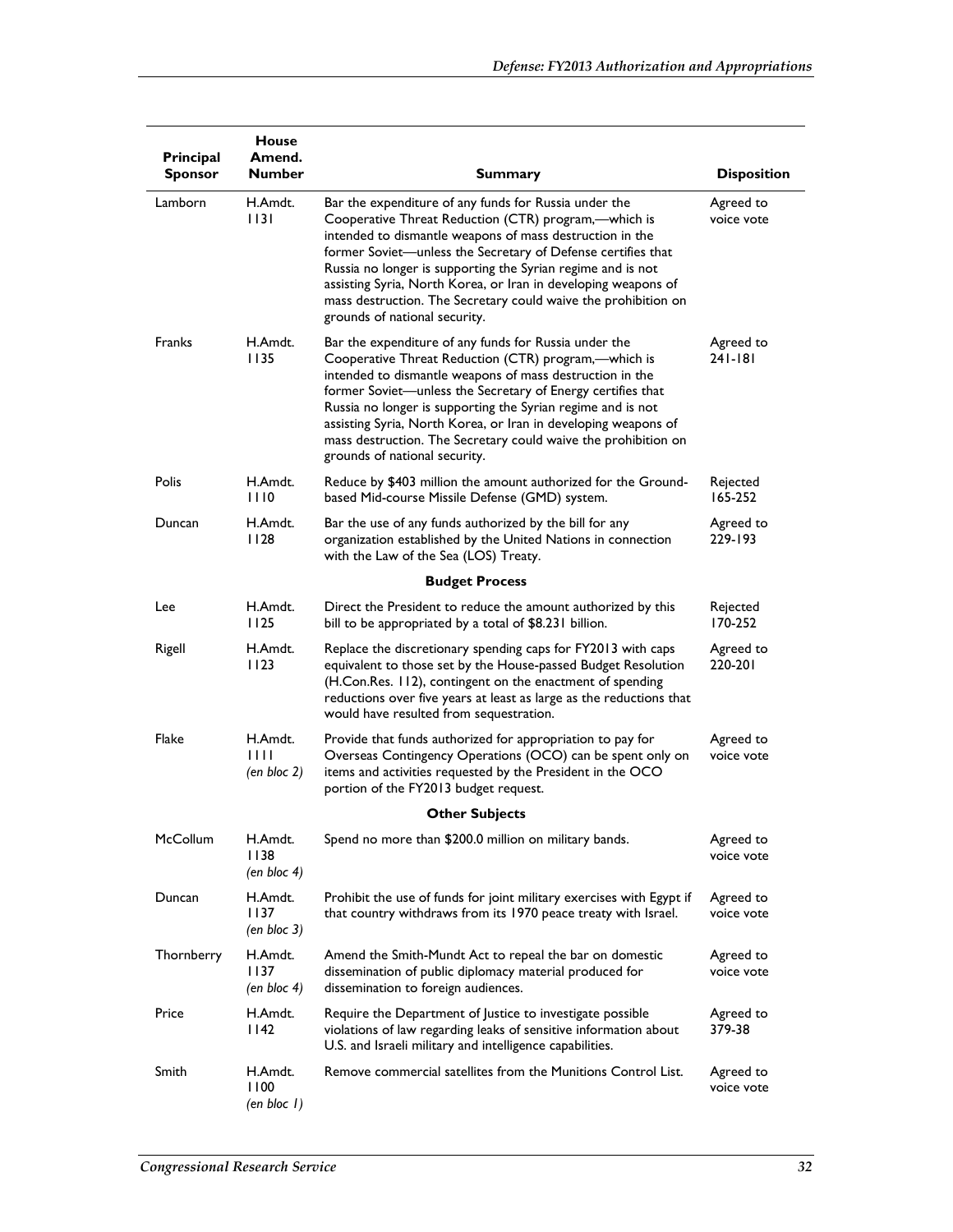| Principal Sponsor | House Amend. Number | Summary | Disposition |
|---|---|---|---|
| Lamborn | H.Amdt. 1131 | Bar the expenditure of any funds for Russia under the Cooperative Threat Reduction (CTR) program,—which is intended to dismantle weapons of mass destruction in the former Soviet—unless the Secretary of Defense certifies that Russia no longer is supporting the Syrian regime and is not assisting Syria, North Korea, or Iran in developing weapons of mass destruction. The Secretary could waive the prohibition on grounds of national security. | Agreed to voice vote |
| Franks | H.Amdt. 1135 | Bar the expenditure of any funds for Russia under the Cooperative Threat Reduction (CTR) program,—which is intended to dismantle weapons of mass destruction in the former Soviet—unless the Secretary of Energy certifies that Russia no longer is supporting the Syrian regime and is not assisting Syria, North Korea, or Iran in developing weapons of mass destruction. The Secretary could waive the prohibition on grounds of national security. | Agreed to 241-181 |
| Polis | H.Amdt. 1110 | Reduce by $403 million the amount authorized for the Ground-based Mid-course Missile Defense (GMD) system. | Rejected 165-252 |
| Duncan | H.Amdt. 1128 | Bar the use of any funds authorized by the bill for any organization established by the United Nations in connection with the Law of the Sea (LOS) Treaty. | Agreed to 229-193 |
| | | **Budget Process** | |
| Lee | H.Amdt. 1125 | Direct the President to reduce the amount authorized by this bill to be appropriated by a total of $8.231 billion. | Rejected 170-252 |
| Rigell | H.Amdt. 1123 | Replace the discretionary spending caps for FY2013 with caps equivalent to those set by the House-passed Budget Resolution (H.Con.Res. 112), contingent on the enactment of spending reductions over five years at least as large as the reductions that would have resulted from sequestration. | Agreed to 220-201 |
| Flake | H.Amdt. 1111 *(en bloc 2)* | Provide that funds authorized for appropriation to pay for Overseas Contingency Operations (OCO) can be spent only on items and activities requested by the President in the OCO portion of the FY2013 budget request. | Agreed to voice vote |
| | | **Other Subjects** | |
| McCollum | H.Amdt. 1138 *(en bloc 4)* | Spend no more than $200.0 million on military bands. | Agreed to voice vote |
| Duncan | H.Amdt. 1137 *(en bloc 3)* | Prohibit the use of funds for joint military exercises with Egypt if that country withdraws from its 1970 peace treaty with Israel. | Agreed to voice vote |
| Thornberry | H.Amdt. 1137 *(en bloc 4)* | Amend the Smith-Mundt Act to repeal the bar on domestic dissemination of public diplomacy material produced for dissemination to foreign audiences. | Agreed to voice vote |
| Price | H.Amdt. 1142 | Require the Department of Justice to investigate possible violations of law regarding leaks of sensitive information about U.S. and Israeli military and intelligence capabilities. | Agreed to 379-38 |
| Smith | H.Amdt. 1100 *(en bloc 1)* | Remove commercial satellites from the Munitions Control List. | Agreed to voice vote |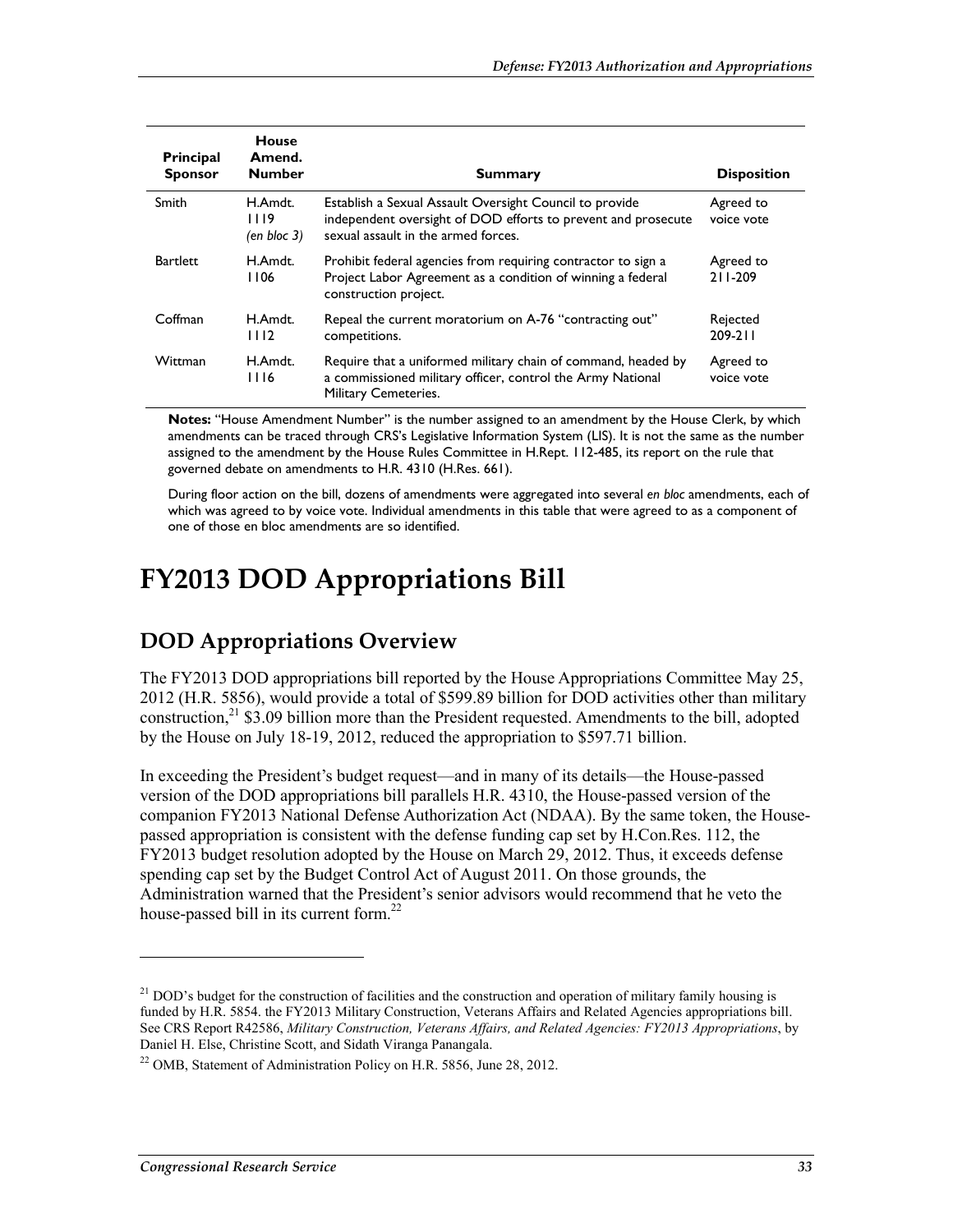| Principal Sponsor | House Amend. Number | Summary | Disposition |
|---|---|---|---|
| Smith | H.Amdt. 1119 *(en bloc 3)* | Establish a Sexual Assault Oversight Council to provide independent oversight of DOD efforts to prevent and prosecute sexual assault in the armed forces. | Agreed to voice vote |
| Bartlett | H.Amdt. 1106 | Prohibit federal agencies from requiring contractor to sign a Project Labor Agreement as a condition of winning a federal construction project. | Agreed to 211-209 |
| Coffman | H.Amdt. 1112 | Repeal the current moratorium on A-76 "contracting out" competitions. | Rejected 209-211 |
| Wittman | H.Amdt. 1116 | Require that a uniformed military chain of command, headed by a commissioned military officer, control the Army National Military Cemeteries. | Agreed to voice vote |

**Notes:** "House Amendment Number" is the number assigned to an amendment by the House Clerk, by which amendments can be traced through CRS's Legislative Information System (LIS). It is not the same as the number assigned to the amendment by the House Rules Committee in H.Rept. 112-485, its report on the rule that governed debate on amendments to H.R. 4310 (H.Res. 661).

During floor action on the bill, dozens of amendments were aggregated into several *en bloc* amendments, each of which was agreed to by voice vote. Individual amendments in this table that were agreed to as a component of one of those en bloc amendments are so identified.

# FY2013 DOD Appropriations Bill

## DOD Appropriations Overview

The FY2013 DOD appropriations bill reported by the House Appropriations Committee May 25, 2012 (H.R. 5856), would provide a total of $599.89 billion for DOD activities other than military construction,[21] $3.09 billion more than the President requested. Amendments to the bill, adopted by the House on July 18-19, 2012, reduced the appropriation to $597.71 billion.

In exceeding the President's budget request—and in many of its details—the House-passed version of the DOD appropriations bill parallels H.R. 4310, the House-passed version of the companion FY2013 National Defense Authorization Act (NDAA). By the same token, the House-passed appropriation is consistent with the defense funding cap set by H.Con.Res. 112, the FY2013 budget resolution adopted by the House on March 29, 2012. Thus, it exceeds defense spending cap set by the Budget Control Act of August 2011. On those grounds, the Administration warned that the President's senior advisors would recommend that he veto the house-passed bill in its current form.[22]

---

[21] DOD's budget for the construction of facilities and the construction and operation of military family housing is funded by H.R. 5854. the FY2013 Military Construction, Veterans Affairs and Related Agencies appropriations bill. See CRS Report R42586, *Military Construction, Veterans Affairs, and Related Agencies: FY2013 Appropriations*, by Daniel H. Else, Christine Scott, and Sidath Viranga Panangala.

[22] OMB, Statement of Administration Policy on H.R. 5856, June 28, 2012.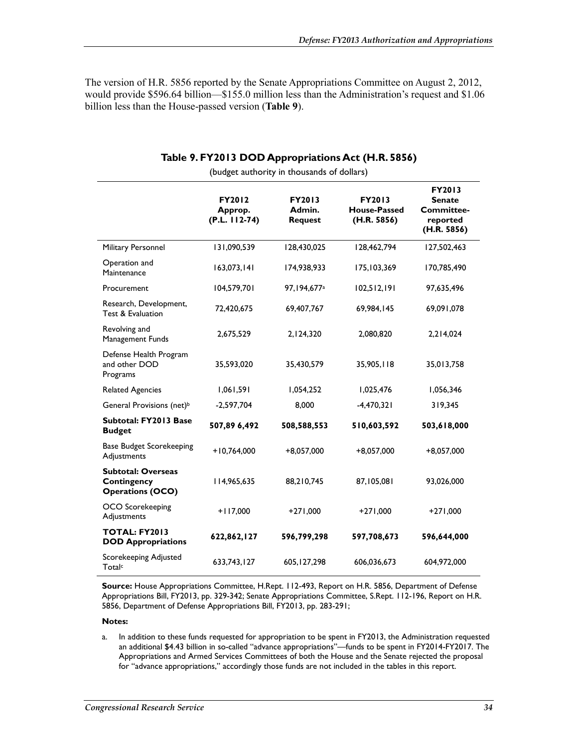The version of H.R. 5856 reported by the Senate Appropriations Committee on August 2, 2012, would provide $596.64 billion—$155.0 million less than the Administration's request and $1.06 billion less than the House-passed version (**Table 9**).

**Table 9. FY2013 DOD Appropriations Act (H.R. 5856)**

(budget authority in thousands of dollars)

| | FY2012 Approp. (P.L. 112-74) | FY2013 Admin. Request | FY2013 House-Passed (H.R. 5856) | FY2013 Senate Committee-reported (H.R. 5856) |
|---|---|---|---|---|
| Military Personnel | 131,090,539 | 128,430,025 | 128,462,794 | 127,502,463 |
| Operation and Maintenance | 163,073,141 | 174,938,933 | 175,103,369 | 170,785,490 |
| Procurement | 104,579,701 | 97,194,677[a] | 102,512,191 | 97,635,496 |
| Research, Development, Test & Evaluation | 72,420,675 | 69,407,767 | 69,984,145 | 69,091,078 |
| Revolving and Management Funds | 2,675,529 | 2,124,320 | 2,080,820 | 2,214,024 |
| Defense Health Program and other DOD Programs | 35,593,020 | 35,430,579 | 35,905,118 | 35,013,758 |
| Related Agencies | 1,061,591 | 1,054,252 | 1,025,476 | 1,056,346 |
| General Provisions (net)[b] | -2,597,704 | 8,000 | -4,470,321 | 319,345 |
| **Subtotal: FY2013 Base Budget** | **507,89 6,492** | **508,588,553** | **510,603,592** | **503,618,000** |
| Base Budget Scorekeeping Adjustments | +10,764,000 | +8,057,000 | +8,057,000 | +8,057,000 |
| **Subtotal: Overseas Contingency Operations (OCO)** | 114,965,635 | 88,210,745 | 87,105,081 | 93,026,000 |
| OCO Scorekeeping Adjustments | +117,000 | +271,000 | +271,000 | +271,000 |
| **TOTAL: FY2013 DOD Appropriations** | **622,862,127** | **596,799,298** | **597,708,673** | **596,644,000** |
| Scorekeeping Adjusted Total[c] | 633,743,127 | 605,127,298 | 606,036,673 | 604,972,000 |

**Source:** House Appropriations Committee, H.Rept. 112-493, Report on H.R. 5856, Department of Defense Appropriations Bill, FY2013, pp. 329-342; Senate Appropriations Committee, S.Rept. 112-196, Report on H.R. 5856, Department of Defense Appropriations Bill, FY2013, pp. 283-291;

**Notes:**

a. In addition to these funds requested for appropriation to be spent in FY2013, the Administration requested an additional $4.43 billion in so-called "advance appropriations"—funds to be spent in FY2014-FY2017. The Appropriations and Armed Services Committees of both the House and the Senate rejected the proposal for "advance appropriations," accordingly those funds are not included in the tables in this report.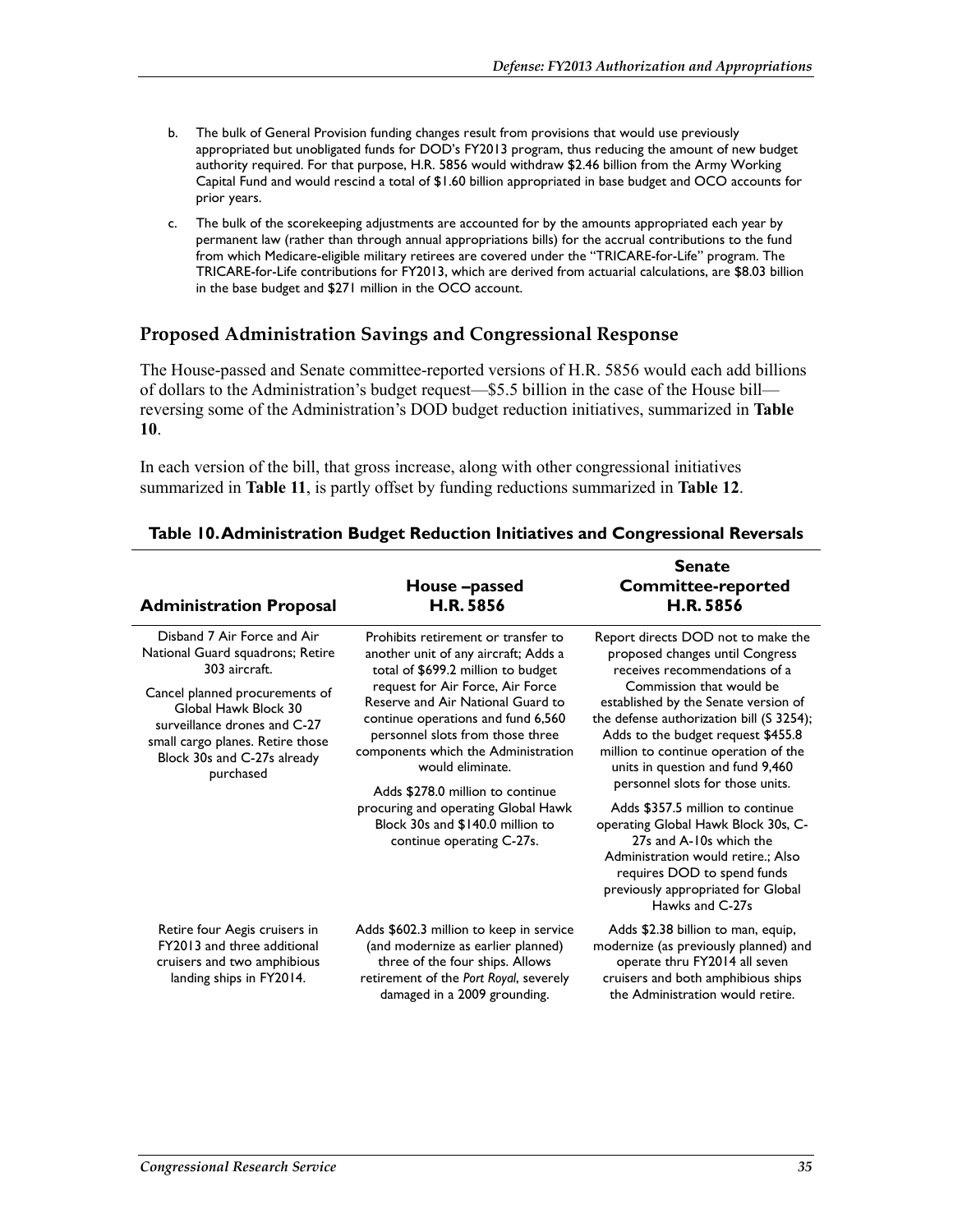b. The bulk of General Provision funding changes result from provisions that would use previously appropriated but unobligated funds for DOD's FY2013 program, thus reducing the amount of new budget authority required. For that purpose, H.R. 5856 would withdraw $2.46 billion from the Army Working Capital Fund and would rescind a total of $1.60 billion appropriated in base budget and OCO accounts for prior years.

c. The bulk of the scorekeeping adjustments are accounted for by the amounts appropriated each year by permanent law (rather than through annual appropriations bills) for the accrual contributions to the fund from which Medicare-eligible military retirees are covered under the "TRICARE-for-Life" program. The TRICARE-for-Life contributions for FY2013, which are derived from actuarial calculations, are $8.03 billion in the base budget and $271 million in the OCO account.

## Proposed Administration Savings and Congressional Response

The House-passed and Senate committee-reported versions of H.R. 5856 would each add billions of dollars to the Administration's budget request—$5.5 billion in the case of the House bill—reversing some of the Administration's DOD budget reduction initiatives, summarized in **Table 10**.

In each version of the bill, that gross increase, along with other congressional initiatives summarized in **Table 11**, is partly offset by funding reductions summarized in **Table 12**.

**Table 10. Administration Budget Reduction Initiatives and Congressional Reversals**

| Administration Proposal | House –passed H.R. 5856 | Senate Committee-reported H.R. 5856 |
|---|---|---|
| Disband 7 Air Force and Air National Guard squadrons; Retire 303 aircraft. | Prohibits retirement or transfer to another unit of any aircraft; Adds a total of $699.2 million to budget request for Air Force, Air Force Reserve and Air National Guard to continue operations and fund 6,560 personnel slots from those three components which the Administration would eliminate. | Report directs DOD not to make the proposed changes until Congress receives recommendations of a Commission that would be established by the Senate version of the defense authorization bill (S 3254); Adds to the budget request $455.8 million to continue operation of the units in question and fund 9,460 personnel slots for those units. |
| Cancel planned procurements of Global Hawk Block 30 surveillance drones and C-27 small cargo planes. Retire those Block 30s and C-27s already purchased | Adds $278.0 million to continue procuring and operating Global Hawk Block 30s and $140.0 million to continue operating C-27s. | Adds $357.5 million to continue operating Global Hawk Block 30s, C-27s and A-10s which the Administration would retire.; Also requires DOD to spend funds previously appropriated for Global Hawks and C-27s |
| Retire four Aegis cruisers in FY2013 and three additional cruisers and two amphibious landing ships in FY2014. | Adds $602.3 million to keep in service (and modernize as earlier planned) three of the four ships. Allows retirement of the *Port Royal*, severely damaged in a 2009 grounding. | Adds $2.38 billion to man, equip, modernize (as previously planned) and operate thru FY2014 all seven cruisers and both amphibious ships the Administration would retire. |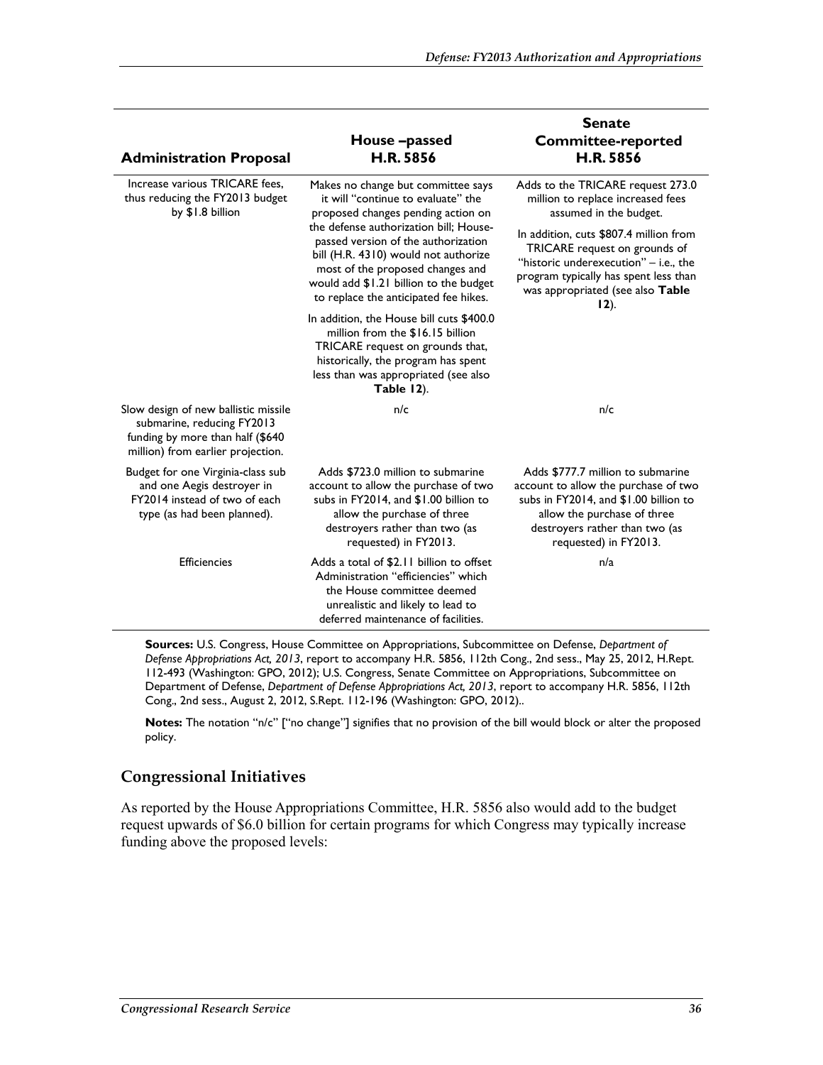| Administration Proposal | House –passed H.R. 5856 | Senate Committee-reported H.R. 5856 |
|---|---|---|
| Increase various TRICARE fees, thus reducing the FY2013 budget by $1.8 billion | Makes no change but committee says it will "continue to evaluate" the proposed changes pending action on the defense authorization bill; House-passed version of the authorization bill (H.R. 4310) would not authorize most of the proposed changes and would add $1.21 billion to the budget to replace the anticipated fee hikes. In addition, the House bill cuts $400.0 million from the $16.15 billion TRICARE request on grounds that, historically, the program has spent less than was appropriated (see also **Table 12**). | Adds to the TRICARE request 273.0 million to replace increased fees assumed in the budget. In addition, cuts $807.4 million from TRICARE request on grounds of "historic underexecution" – i.e., the program typically has spent less than was appropriated (see also **Table 12**). |
| Slow design of new ballistic missile submarine, reducing FY2013 funding by more than half ($640 million) from earlier projection. | n/c | n/c |
| Budget for one Virginia-class sub and one Aegis destroyer in FY2014 instead of two of each type (as had been planned). | Adds $723.0 million to submarine account to allow the purchase of two subs in FY2014, and $1.00 billion to allow the purchase of three destroyers rather than two (as requested) in FY2013. | Adds $777.7 million to submarine account to allow the purchase of two subs in FY2014, and $1.00 billion to allow the purchase of three destroyers rather than two (as requested) in FY2013. |
| Efficiencies | Adds a total of $2.11 billion to offset Administration "efficiencies" which the House committee deemed unrealistic and likely to lead to deferred maintenance of facilities. | n/a |

**Sources:** U.S. Congress, House Committee on Appropriations, Subcommittee on Defense, *Department of Defense Appropriations Act, 2013*, report to accompany H.R. 5856, 112th Cong., 2nd sess., May 25, 2012, H.Rept. 112-493 (Washington: GPO, 2012); U.S. Congress, Senate Committee on Appropriations, Subcommittee on Department of Defense, *Department of Defense Appropriations Act, 2013*, report to accompany H.R. 5856, 112th Cong., 2nd sess., August 2, 2012, S.Rept. 112-196 (Washington: GPO, 2012)..

**Notes:** The notation "n/c" ["no change"] signifies that no provision of the bill would block or alter the proposed policy.

## Congressional Initiatives

As reported by the House Appropriations Committee, H.R. 5856 also would add to the budget request upwards of $6.0 billion for certain programs for which Congress may typically increase funding above the proposed levels: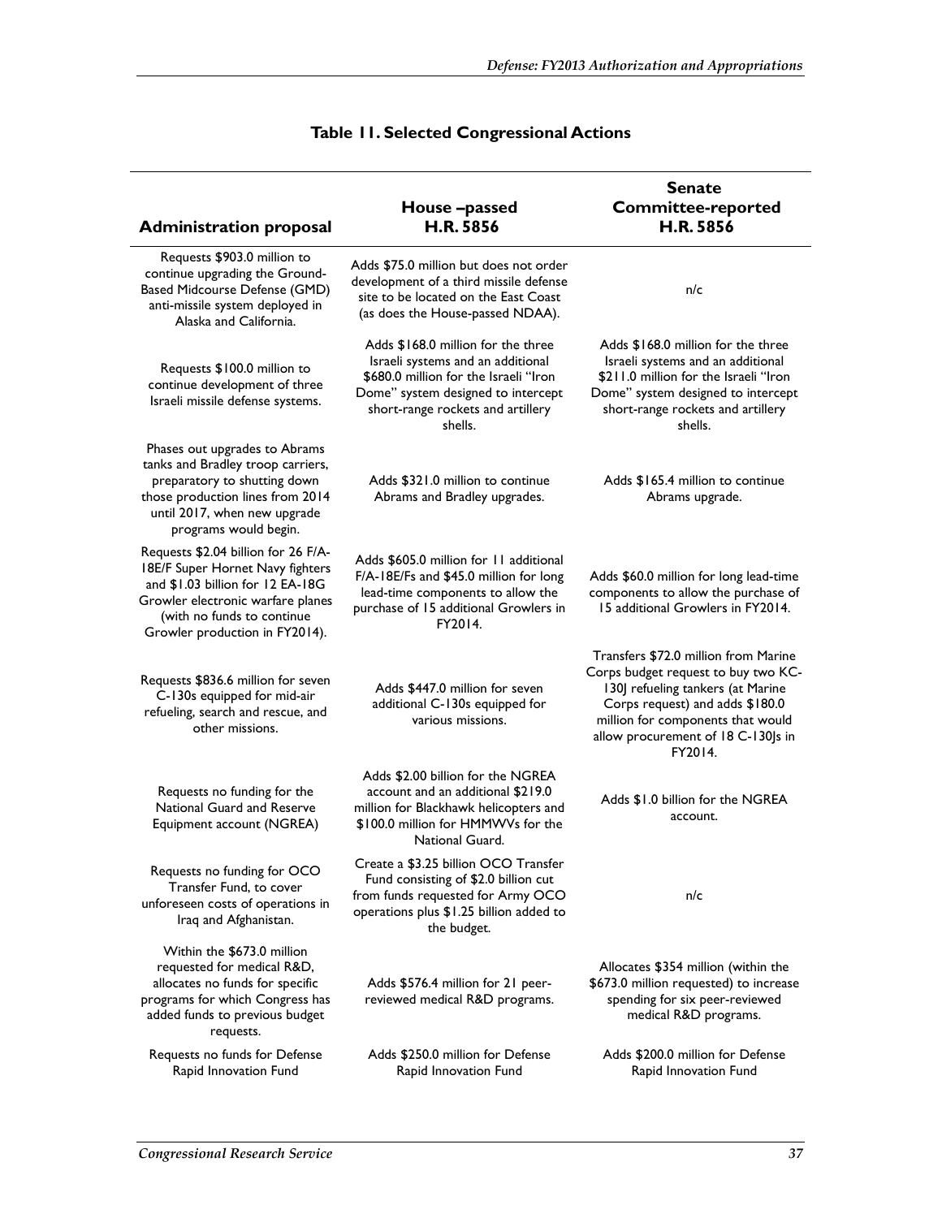**Table 11. Selected Congressional Actions**

| Administration proposal | House –passed H.R. 5856 | Senate Committee-reported H.R. 5856 |
|---|---|---|
| Requests $903.0 million to continue upgrading the Ground-Based Midcourse Defense (GMD) anti-missile system deployed in Alaska and California. | Adds $75.0 million but does not order development of a third missile defense site to be located on the East Coast (as does the House-passed NDAA). | n/c |
| Requests $100.0 million to continue development of three Israeli missile defense systems. | Adds $168.0 million for the three Israeli systems and an additional $680.0 million for the Israeli "Iron Dome" system designed to intercept short-range rockets and artillery shells. | Adds $168.0 million for the three Israeli systems and an additional $211.0 million for the Israeli "Iron Dome" system designed to intercept short-range rockets and artillery shells. |
| Phases out upgrades to Abrams tanks and Bradley troop carriers, preparatory to shutting down those production lines from 2014 until 2017, when new upgrade programs would begin. | Adds $321.0 million to continue Abrams and Bradley upgrades. | Adds $165.4 million to continue Abrams upgrade. |
| Requests $2.04 billion for 26 F/A-18E/F Super Hornet Navy fighters and $1.03 billion for 12 EA-18G Growler electronic warfare planes (with no funds to continue Growler production in FY2014). | Adds $605.0 million for 11 additional F/A-18E/Fs and $45.0 million for long lead-time components to allow the purchase of 15 additional Growlers in FY2014. | Adds $60.0 million for long lead-time components to allow the purchase of 15 additional Growlers in FY2014. |
| Requests $836.6 million for seven C-130s equipped for mid-air refueling, search and rescue, and other missions. | Adds $447.0 million for seven additional C-130s equipped for various missions. | Transfers $72.0 million from Marine Corps budget request to buy two KC-130J refueling tankers (at Marine Corps request) and adds $180.0 million for components that would allow procurement of 18 C-130Js in FY2014. |
| Requests no funding for the National Guard and Reserve Equipment account (NGREA) | Adds $2.00 billion for the NGREA account and an additional $219.0 million for Blackhawk helicopters and $100.0 million for HMMWVs for the National Guard. | Adds $1.0 billion for the NGREA account. |
| Requests no funding for OCO Transfer Fund, to cover unforeseen costs of operations in Iraq and Afghanistan. | Create a $3.25 billion OCO Transfer Fund consisting of $2.0 billion cut from funds requested for Army OCO operations plus $1.25 billion added to the budget. | n/c |
| Within the $673.0 million requested for medical R&D, allocates no funds for specific programs for which Congress has added funds to previous budget requests. | Adds $576.4 million for 21 peer-reviewed medical R&D programs. | Allocates $354 million (within the $673.0 million requested) to increase spending for six peer-reviewed medical R&D programs. |
| Requests no funds for Defense Rapid Innovation Fund | Adds $250.0 million for Defense Rapid Innovation Fund | Adds $200.0 million for Defense Rapid Innovation Fund |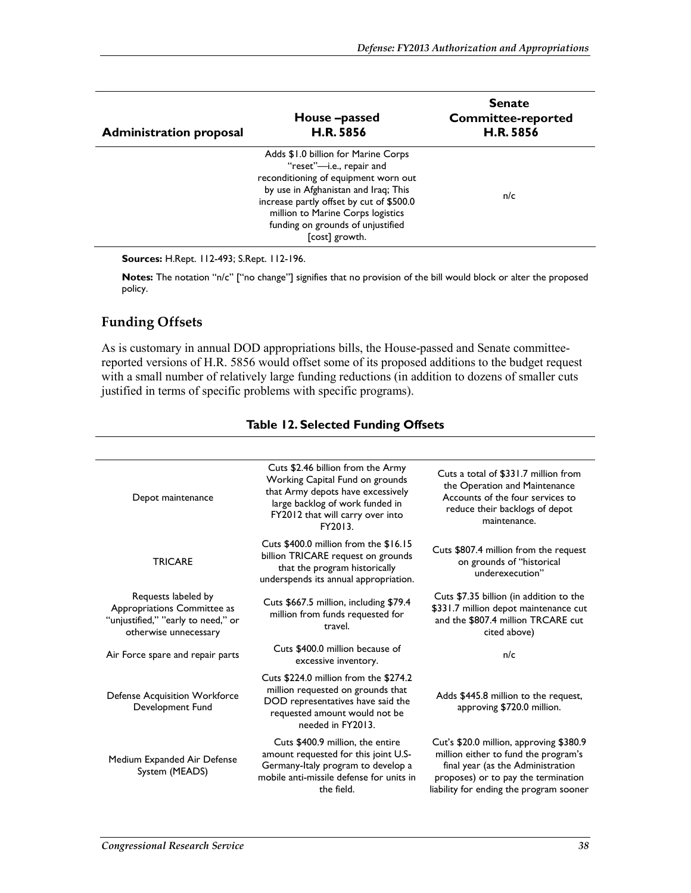| Administration proposal | House –passed H.R. 5856 | Senate Committee-reported H.R. 5856 |
|---|---|---|
| | Adds $1.0 billion for Marine Corps "reset"—i.e., repair and reconditioning of equipment worn out by use in Afghanistan and Iraq; This increase partly offset by cut of $500.0 million to Marine Corps logistics funding on grounds of unjustified [cost] growth. | n/c |

**Sources:** H.Rept. 112-493; S.Rept. 112-196.

**Notes:** The notation "n/c" ["no change"] signifies that no provision of the bill would block or alter the proposed policy.

## Funding Offsets

As is customary in annual DOD appropriations bills, the House-passed and Senate committee-reported versions of H.R. 5856 would offset some of its proposed additions to the budget request with a small number of relatively large funding reductions (in addition to dozens of smaller cuts justified in terms of specific problems with specific programs).

**Table 12. Selected Funding Offsets**

| | | |
|---|---|---|
| Depot maintenance | Cuts $2.46 billion from the Army Working Capital Fund on grounds that Army depots have excessively large backlog of work funded in FY2012 that will carry over into FY2013. | Cuts a total of $331.7 million from the Operation and Maintenance Accounts of the four services to reduce their backlogs of depot maintenance. |
| TRICARE | Cuts $400.0 million from the $16.15 billion TRICARE request on grounds that the program historically underspends its annual appropriation. | Cuts $807.4 million from the request on grounds of "historical underexecution" |
| Requests labeled by Appropriations Committee as "unjustified," "early to need," or otherwise unnecessary | Cuts $667.5 million, including $79.4 million from funds requested for travel. | Cuts $7.35 billion (in addition to the $331.7 million depot maintenance cut and the $807.4 million TRCARE cut cited above) |
| Air Force spare and repair parts | Cuts $400.0 million because of excessive inventory. | n/c |
| Defense Acquisition Workforce Development Fund | Cuts $224.0 million from the $274.2 million requested on grounds that DOD representatives have said the requested amount would not be needed in FY2013. | Adds $445.8 million to the request, approving $720.0 million. |
| Medium Expanded Air Defense System (MEADS) | Cuts $400.9 million, the entire amount requested for this joint U.S-Germany-Italy program to develop a mobile anti-missile defense for units in the field. | Cut's $20.0 million, approving $380.9 million either to fund the program's final year (as the Administration proposes) or to pay the termination liability for ending the program sooner |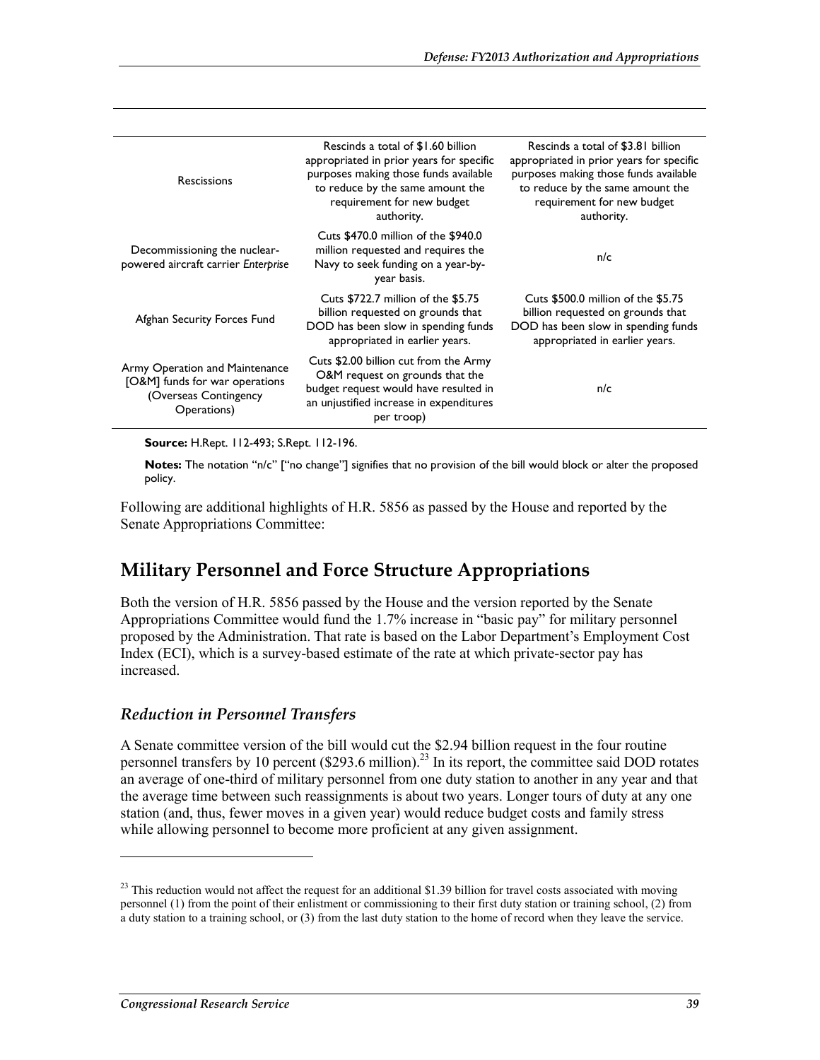| | | |
|---|---|---|
| Rescissions | Rescinds a total of $1.60 billion appropriated in prior years for specific purposes making those funds available to reduce by the same amount the requirement for new budget authority. | Rescinds a total of $3.81 billion appropriated in prior years for specific purposes making those funds available to reduce by the same amount the requirement for new budget authority. |
| Decommissioning the nuclear-powered aircraft carrier *Enterprise* | Cuts $470.0 million of the $940.0 million requested and requires the Navy to seek funding on a year-by-year basis. | n/c |
| Afghan Security Forces Fund | Cuts $722.7 million of the $5.75 billion requested on grounds that DOD has been slow in spending funds appropriated in earlier years. | Cuts $500.0 million of the $5.75 billion requested on grounds that DOD has been slow in spending funds appropriated in earlier years. |
| Army Operation and Maintenance [O&M] funds for war operations (Overseas Contingency Operations) | Cuts $2.00 billion cut from the Army O&M request on grounds that the budget request would have resulted in an unjustified increase in expenditures per troop) | n/c |

**Source:** H.Rept. 112-493; S.Rept. 112-196.

**Notes:** The notation "n/c" ["no change"] signifies that no provision of the bill would block or alter the proposed policy.

Following are additional highlights of H.R. 5856 as passed by the House and reported by the Senate Appropriations Committee:

## Military Personnel and Force Structure Appropriations

Both the version of H.R. 5856 passed by the House and the version reported by the Senate Appropriations Committee would fund the 1.7% increase in "basic pay" for military personnel proposed by the Administration. That rate is based on the Labor Department's Employment Cost Index (ECI), which is a survey-based estimate of the rate at which private-sector pay has increased.

### *Reduction in Personnel Transfers*

A Senate committee version of the bill would cut the $2.94 billion request in the four routine personnel transfers by 10 percent ($293.6 million).[23] In its report, the committee said DOD rotates an average of one-third of military personnel from one duty station to another in any year and that the average time between such reassignments is about two years. Longer tours of duty at any one station (and, thus, fewer moves in a given year) would reduce budget costs and family stress while allowing personnel to become more proficient at any given assignment.

[23] This reduction would not affect the request for an additional $1.39 billion for travel costs associated with moving personnel (1) from the point of their enlistment or commissioning to their first duty station or training school, (2) from a duty station to a training school, or (3) from the last duty station to the home of record when they leave the service.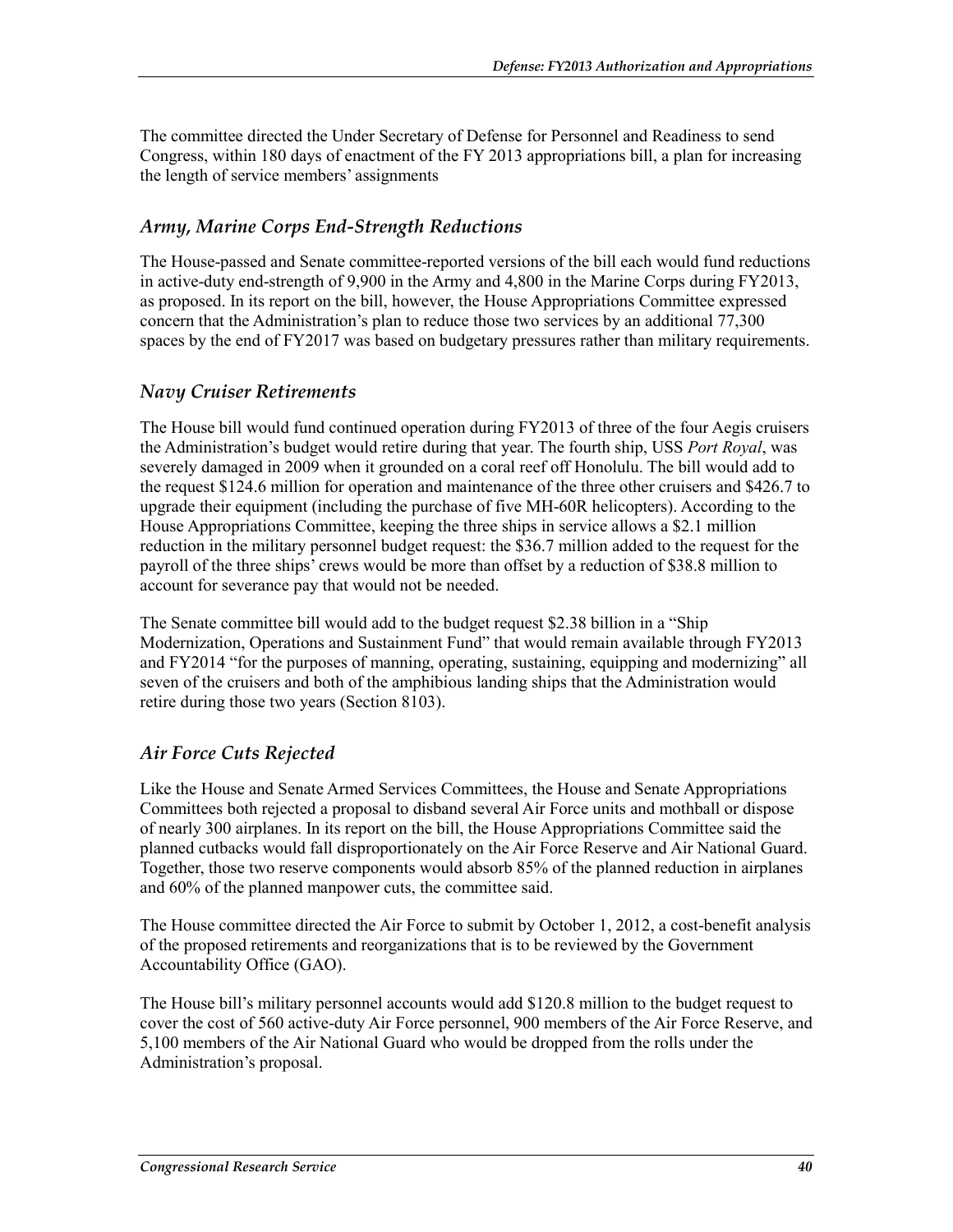The committee directed the Under Secretary of Defense for Personnel and Readiness to send Congress, within 180 days of enactment of the FY 2013 appropriations bill, a plan for increasing the length of service members' assignments

### *Army, Marine Corps End-Strength Reductions*

The House-passed and Senate committee-reported versions of the bill each would fund reductions in active-duty end-strength of 9,900 in the Army and 4,800 in the Marine Corps during FY2013, as proposed. In its report on the bill, however, the House Appropriations Committee expressed concern that the Administration's plan to reduce those two services by an additional 77,300 spaces by the end of FY2017 was based on budgetary pressures rather than military requirements.

### *Navy Cruiser Retirements*

The House bill would fund continued operation during FY2013 of three of the four Aegis cruisers the Administration's budget would retire during that year. The fourth ship, USS *Port Royal*, was severely damaged in 2009 when it grounded on a coral reef off Honolulu. The bill would add to the request $124.6 million for operation and maintenance of the three other cruisers and $426.7 to upgrade their equipment (including the purchase of five MH-60R helicopters). According to the House Appropriations Committee, keeping the three ships in service allows a $2.1 million reduction in the military personnel budget request: the $36.7 million added to the request for the payroll of the three ships' crews would be more than offset by a reduction of $38.8 million to account for severance pay that would not be needed.

The Senate committee bill would add to the budget request $2.38 billion in a "Ship Modernization, Operations and Sustainment Fund" that would remain available through FY2013 and FY2014 "for the purposes of manning, operating, sustaining, equipping and modernizing" all seven of the cruisers and both of the amphibious landing ships that the Administration would retire during those two years (Section 8103).

### *Air Force Cuts Rejected*

Like the House and Senate Armed Services Committees, the House and Senate Appropriations Committees both rejected a proposal to disband several Air Force units and mothball or dispose of nearly 300 airplanes. In its report on the bill, the House Appropriations Committee said the planned cutbacks would fall disproportionately on the Air Force Reserve and Air National Guard. Together, those two reserve components would absorb 85% of the planned reduction in airplanes and 60% of the planned manpower cuts, the committee said.

The House committee directed the Air Force to submit by October 1, 2012, a cost-benefit analysis of the proposed retirements and reorganizations that is to be reviewed by the Government Accountability Office (GAO).

The House bill's military personnel accounts would add $120.8 million to the budget request to cover the cost of 560 active-duty Air Force personnel, 900 members of the Air Force Reserve, and 5,100 members of the Air National Guard who would be dropped from the rolls under the Administration's proposal.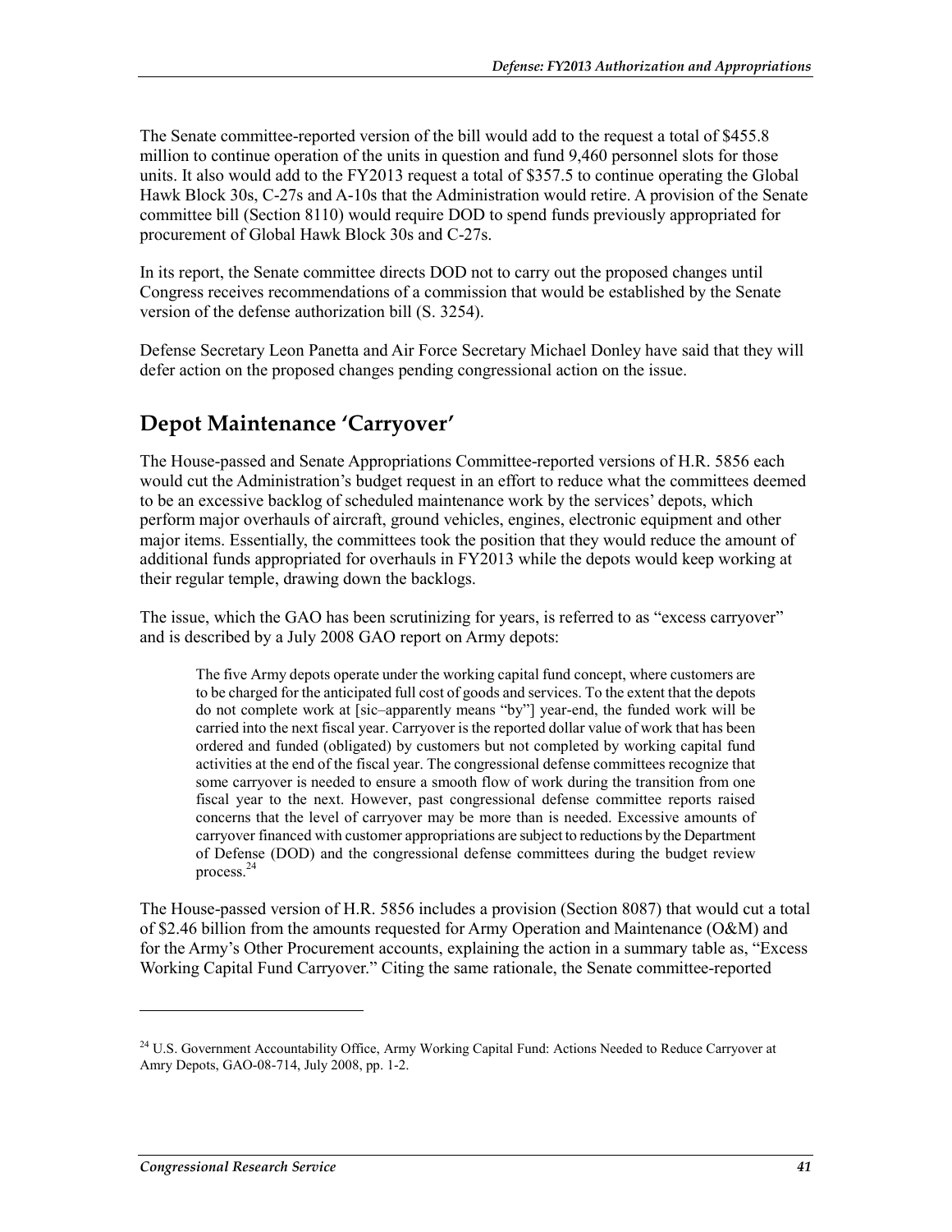The Senate committee-reported version of the bill would add to the request a total of $455.8 million to continue operation of the units in question and fund 9,460 personnel slots for those units. It also would add to the FY2013 request a total of $357.5 to continue operating the Global Hawk Block 30s, C-27s and A-10s that the Administration would retire. A provision of the Senate committee bill (Section 8110) would require DOD to spend funds previously appropriated for procurement of Global Hawk Block 30s and C-27s.

In its report, the Senate committee directs DOD not to carry out the proposed changes until Congress receives recommendations of a commission that would be established by the Senate version of the defense authorization bill (S. 3254).

Defense Secretary Leon Panetta and Air Force Secretary Michael Donley have said that they will defer action on the proposed changes pending congressional action on the issue.

## Depot Maintenance 'Carryover'

The House-passed and Senate Appropriations Committee-reported versions of H.R. 5856 each would cut the Administration's budget request in an effort to reduce what the committees deemed to be an excessive backlog of scheduled maintenance work by the services' depots, which perform major overhauls of aircraft, ground vehicles, engines, electronic equipment and other major items. Essentially, the committees took the position that they would reduce the amount of additional funds appropriated for overhauls in FY2013 while the depots would keep working at their regular temple, drawing down the backlogs.

The issue, which the GAO has been scrutinizing for years, is referred to as "excess carryover" and is described by a July 2008 GAO report on Army depots:

> The five Army depots operate under the working capital fund concept, where customers are to be charged for the anticipated full cost of goods and services. To the extent that the depots do not complete work at [sic–apparently means "by"] year-end, the funded work will be carried into the next fiscal year. Carryover is the reported dollar value of work that has been ordered and funded (obligated) by customers but not completed by working capital fund activities at the end of the fiscal year. The congressional defense committees recognize that some carryover is needed to ensure a smooth flow of work during the transition from one fiscal year to the next. However, past congressional defense committee reports raised concerns that the level of carryover may be more than is needed. Excessive amounts of carryover financed with customer appropriations are subject to reductions by the Department of Defense (DOD) and the congressional defense committees during the budget review process.[24]

The House-passed version of H.R. 5856 includes a provision (Section 8087) that would cut a total of $2.46 billion from the amounts requested for Army Operation and Maintenance (O&M) and for the Army's Other Procurement accounts, explaining the action in a summary table as, "Excess Working Capital Fund Carryover." Citing the same rationale, the Senate committee-reported

---

[24] U.S. Government Accountability Office, Army Working Capital Fund: Actions Needed to Reduce Carryover at Amry Depots, GAO-08-714, July 2008, pp. 1-2.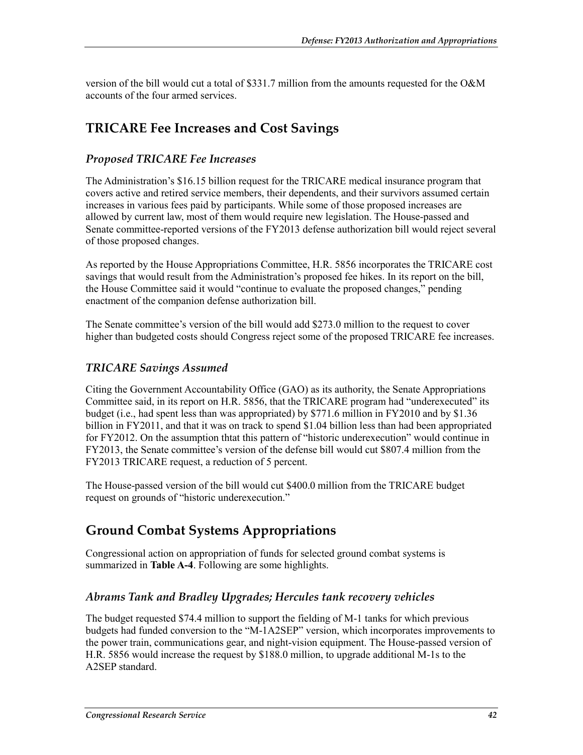version of the bill would cut a total of $331.7 million from the amounts requested for the O&M accounts of the four armed services.

## TRICARE Fee Increases and Cost Savings

### *Proposed TRICARE Fee Increases*

The Administration's $16.15 billion request for the TRICARE medical insurance program that covers active and retired service members, their dependents, and their survivors assumed certain increases in various fees paid by participants. While some of those proposed increases are allowed by current law, most of them would require new legislation. The House-passed and Senate committee-reported versions of the FY2013 defense authorization bill would reject several of those proposed changes.

As reported by the House Appropriations Committee, H.R. 5856 incorporates the TRICARE cost savings that would result from the Administration's proposed fee hikes. In its report on the bill, the House Committee said it would "continue to evaluate the proposed changes," pending enactment of the companion defense authorization bill.

The Senate committee's version of the bill would add $273.0 million to the request to cover higher than budgeted costs should Congress reject some of the proposed TRICARE fee increases.

### *TRICARE Savings Assumed*

Citing the Government Accountability Office (GAO) as its authority, the Senate Appropriations Committee said, in its report on H.R. 5856, that the TRICARE program had "underexecuted" its budget (i.e., had spent less than was appropriated) by $771.6 million in FY2010 and by $1.36 billion in FY2011, and that it was on track to spend $1.04 billion less than had been appropriated for FY2012. On the assumption thtat this pattern of "historic underexecution" would continue in FY2013, the Senate committee's version of the defense bill would cut $807.4 million from the FY2013 TRICARE request, a reduction of 5 percent.

The House-passed version of the bill would cut $400.0 million from the TRICARE budget request on grounds of "historic underexecution."

## Ground Combat Systems Appropriations

Congressional action on appropriation of funds for selected ground combat systems is summarized in **Table A-4**. Following are some highlights.

### *Abrams Tank and Bradley Upgrades; Hercules tank recovery vehicles*

The budget requested $74.4 million to support the fielding of M-1 tanks for which previous budgets had funded conversion to the "M-1A2SEP" version, which incorporates improvements to the power train, communications gear, and night-vision equipment. The House-passed version of H.R. 5856 would increase the request by $188.0 million, to upgrade additional M-1s to the A2SEP standard.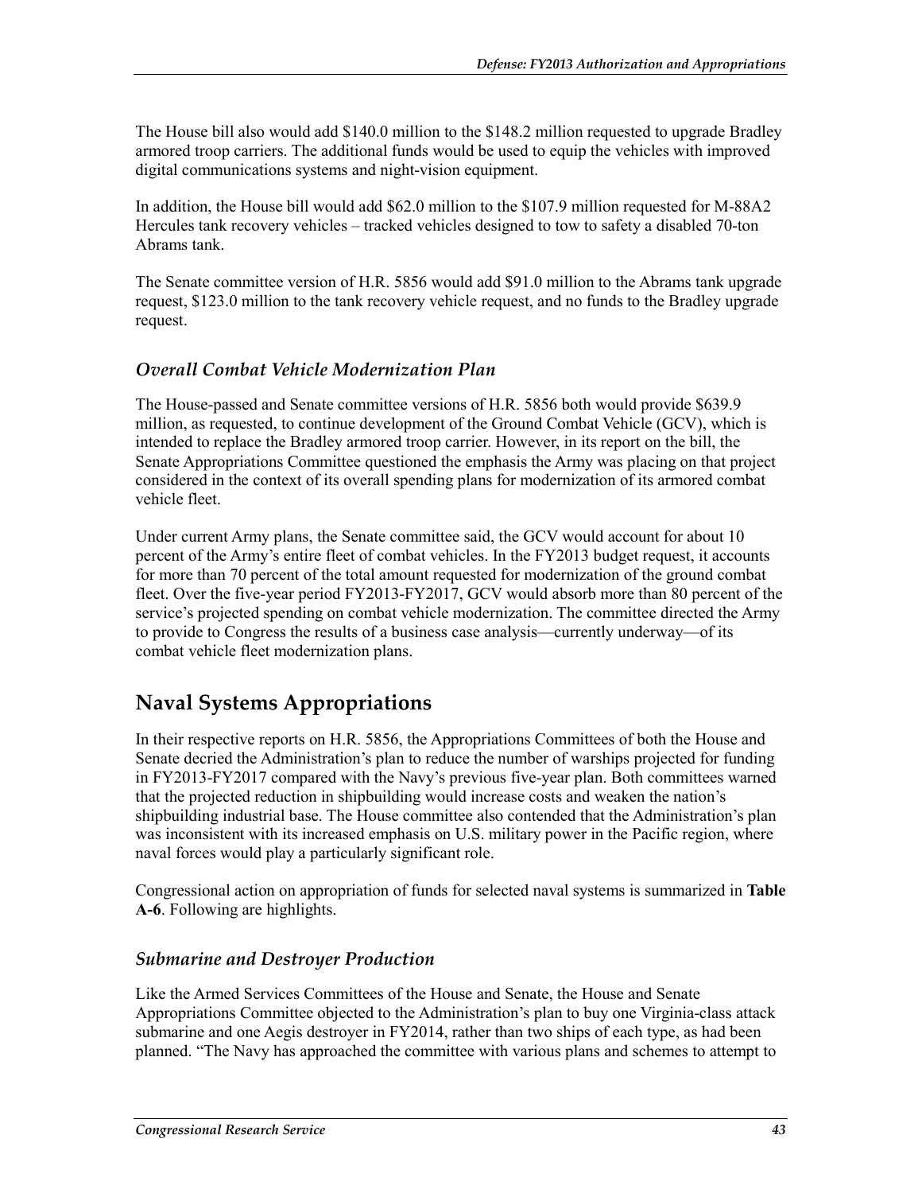The House bill also would add $140.0 million to the $148.2 million requested to upgrade Bradley armored troop carriers. The additional funds would be used to equip the vehicles with improved digital communications systems and night-vision equipment.

In addition, the House bill would add $62.0 million to the $107.9 million requested for M-88A2 Hercules tank recovery vehicles – tracked vehicles designed to tow to safety a disabled 70-ton Abrams tank.

The Senate committee version of H.R. 5856 would add $91.0 million to the Abrams tank upgrade request, $123.0 million to the tank recovery vehicle request, and no funds to the Bradley upgrade request.

### *Overall Combat Vehicle Modernization Plan*

The House-passed and Senate committee versions of H.R. 5856 both would provide $639.9 million, as requested, to continue development of the Ground Combat Vehicle (GCV), which is intended to replace the Bradley armored troop carrier. However, in its report on the bill, the Senate Appropriations Committee questioned the emphasis the Army was placing on that project considered in the context of its overall spending plans for modernization of its armored combat vehicle fleet.

Under current Army plans, the Senate committee said, the GCV would account for about 10 percent of the Army's entire fleet of combat vehicles. In the FY2013 budget request, it accounts for more than 70 percent of the total amount requested for modernization of the ground combat fleet. Over the five-year period FY2013-FY2017, GCV would absorb more than 80 percent of the service's projected spending on combat vehicle modernization. The committee directed the Army to provide to Congress the results of a business case analysis—currently underway—of its combat vehicle fleet modernization plans.

## Naval Systems Appropriations

In their respective reports on H.R. 5856, the Appropriations Committees of both the House and Senate decried the Administration's plan to reduce the number of warships projected for funding in FY2013-FY2017 compared with the Navy's previous five-year plan. Both committees warned that the projected reduction in shipbuilding would increase costs and weaken the nation's shipbuilding industrial base. The House committee also contended that the Administration's plan was inconsistent with its increased emphasis on U.S. military power in the Pacific region, where naval forces would play a particularly significant role.

Congressional action on appropriation of funds for selected naval systems is summarized in **Table A-6**. Following are highlights.

### *Submarine and Destroyer Production*

Like the Armed Services Committees of the House and Senate, the House and Senate Appropriations Committee objected to the Administration's plan to buy one Virginia-class attack submarine and one Aegis destroyer in FY2014, rather than two ships of each type, as had been planned. "The Navy has approached the committee with various plans and schemes to attempt to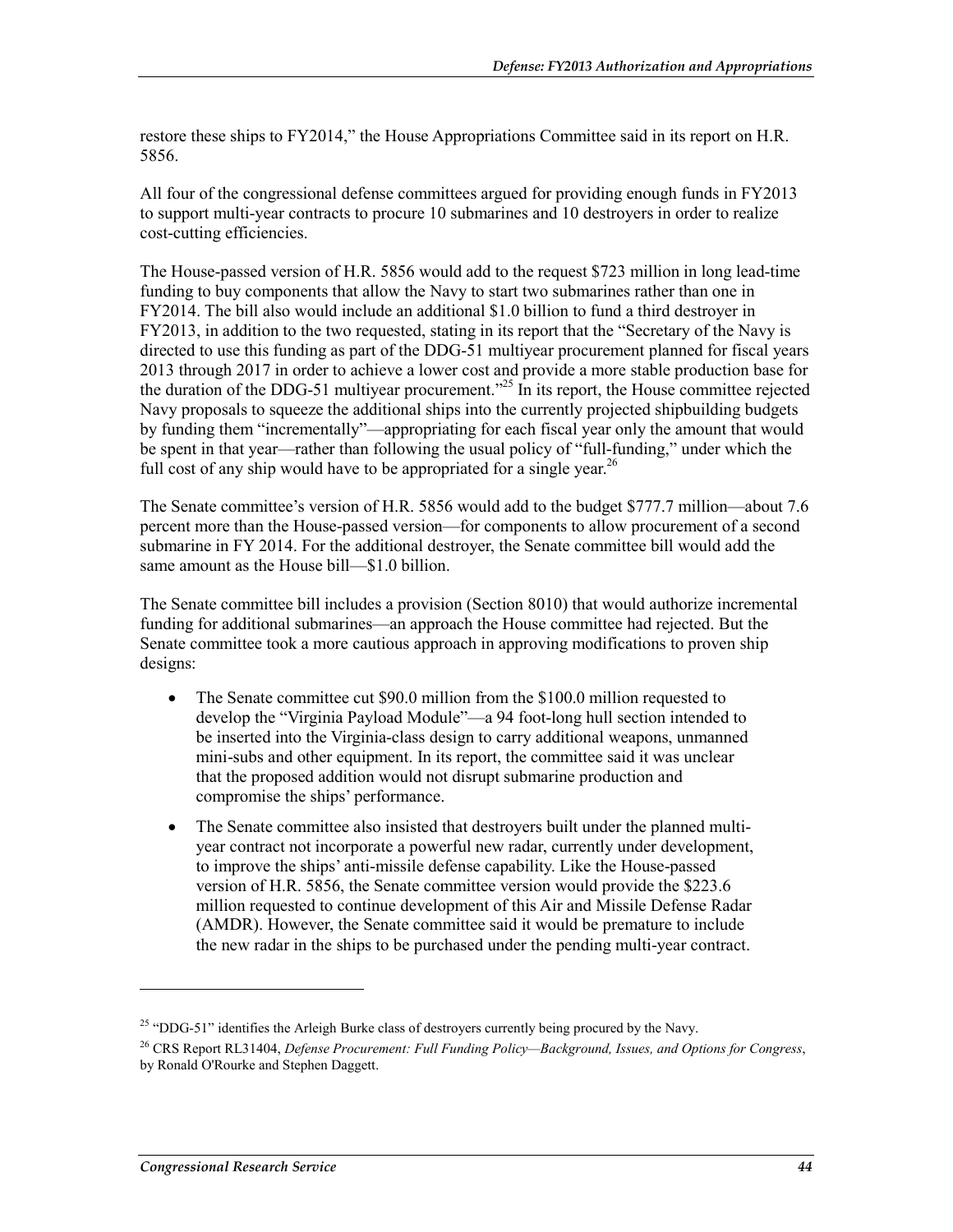restore these ships to FY2014," the House Appropriations Committee said in its report on H.R. 5856.

All four of the congressional defense committees argued for providing enough funds in FY2013 to support multi-year contracts to procure 10 submarines and 10 destroyers in order to realize cost-cutting efficiencies.

The House-passed version of H.R. 5856 would add to the request $723 million in long lead-time funding to buy components that allow the Navy to start two submarines rather than one in FY2014. The bill also would include an additional $1.0 billion to fund a third destroyer in FY2013, in addition to the two requested, stating in its report that the "Secretary of the Navy is directed to use this funding as part of the DDG-51 multiyear procurement planned for fiscal years 2013 through 2017 in order to achieve a lower cost and provide a more stable production base for the duration of the DDG-51 multiyear procurement."[25] In its report, the House committee rejected Navy proposals to squeeze the additional ships into the currently projected shipbuilding budgets by funding them "incrementally"—appropriating for each fiscal year only the amount that would be spent in that year—rather than following the usual policy of "full-funding," under which the full cost of any ship would have to be appropriated for a single year.[26]

The Senate committee's version of H.R. 5856 would add to the budget $777.7 million—about 7.6 percent more than the House-passed version—for components to allow procurement of a second submarine in FY 2014. For the additional destroyer, the Senate committee bill would add the same amount as the House bill—$1.0 billion.

The Senate committee bill includes a provision (Section 8010) that would authorize incremental funding for additional submarines—an approach the House committee had rejected. But the Senate committee took a more cautious approach in approving modifications to proven ship designs:

- The Senate committee cut $90.0 million from the $100.0 million requested to develop the "Virginia Payload Module"—a 94 foot-long hull section intended to be inserted into the Virginia-class design to carry additional weapons, unmanned mini-subs and other equipment. In its report, the committee said it was unclear that the proposed addition would not disrupt submarine production and compromise the ships' performance.
- The Senate committee also insisted that destroyers built under the planned multi-year contract not incorporate a powerful new radar, currently under development, to improve the ships' anti-missile defense capability. Like the House-passed version of H.R. 5856, the Senate committee version would provide the $223.6 million requested to continue development of this Air and Missile Defense Radar (AMDR). However, the Senate committee said it would be premature to include the new radar in the ships to be purchased under the pending multi-year contract.

---

[25] "DDG-51" identifies the Arleigh Burke class of destroyers currently being procured by the Navy.

[26] CRS Report RL31404, *Defense Procurement: Full Funding Policy—Background, Issues, and Options for Congress*, by Ronald O'Rourke and Stephen Daggett.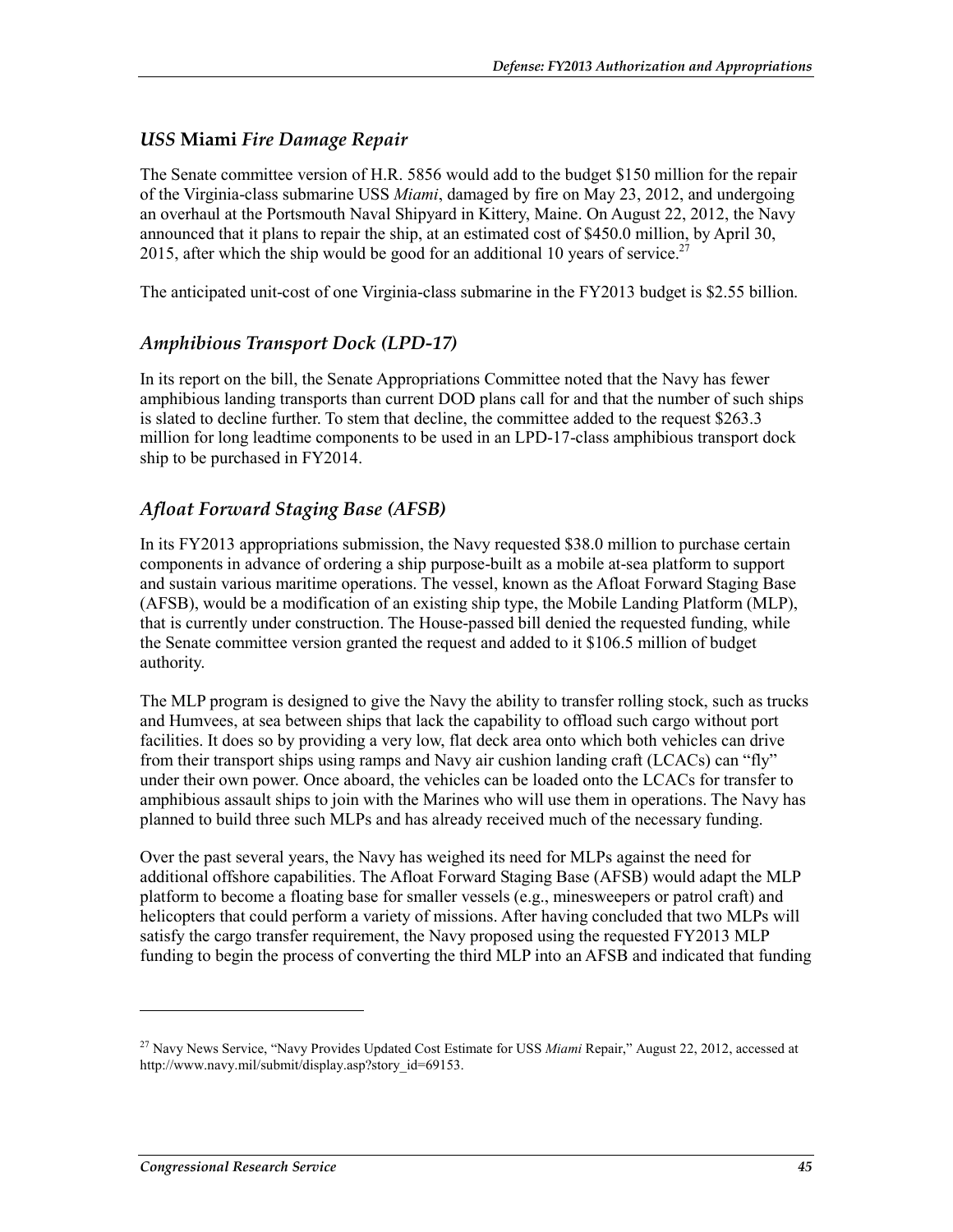### *USS* **Miami** *Fire Damage Repair*

The Senate committee version of H.R. 5856 would add to the budget $150 million for the repair of the Virginia-class submarine USS *Miami*, damaged by fire on May 23, 2012, and undergoing an overhaul at the Portsmouth Naval Shipyard in Kittery, Maine. On August 22, 2012, the Navy announced that it plans to repair the ship, at an estimated cost of $450.0 million, by April 30, 2015, after which the ship would be good for an additional 10 years of service.[27]

The anticipated unit-cost of one Virginia-class submarine in the FY2013 budget is $2.55 billion.

### *Amphibious Transport Dock (LPD-17)*

In its report on the bill, the Senate Appropriations Committee noted that the Navy has fewer amphibious landing transports than current DOD plans call for and that the number of such ships is slated to decline further. To stem that decline, the committee added to the request $263.3 million for long leadtime components to be used in an LPD-17-class amphibious transport dock ship to be purchased in FY2014.

### *Afloat Forward Staging Base (AFSB)*

In its FY2013 appropriations submission, the Navy requested $38.0 million to purchase certain components in advance of ordering a ship purpose-built as a mobile at-sea platform to support and sustain various maritime operations. The vessel, known as the Afloat Forward Staging Base (AFSB), would be a modification of an existing ship type, the Mobile Landing Platform (MLP), that is currently under construction. The House-passed bill denied the requested funding, while the Senate committee version granted the request and added to it $106.5 million of budget authority.

The MLP program is designed to give the Navy the ability to transfer rolling stock, such as trucks and Humvees, at sea between ships that lack the capability to offload such cargo without port facilities. It does so by providing a very low, flat deck area onto which both vehicles can drive from their transport ships using ramps and Navy air cushion landing craft (LCACs) can "fly" under their own power. Once aboard, the vehicles can be loaded onto the LCACs for transfer to amphibious assault ships to join with the Marines who will use them in operations. The Navy has planned to build three such MLPs and has already received much of the necessary funding.

Over the past several years, the Navy has weighed its need for MLPs against the need for additional offshore capabilities. The Afloat Forward Staging Base (AFSB) would adapt the MLP platform to become a floating base for smaller vessels (e.g., minesweepers or patrol craft) and helicopters that could perform a variety of missions. After having concluded that two MLPs will satisfy the cargo transfer requirement, the Navy proposed using the requested FY2013 MLP funding to begin the process of converting the third MLP into an AFSB and indicated that funding

---

[27] Navy News Service, "Navy Provides Updated Cost Estimate for USS *Miami* Repair," August 22, 2012, accessed at http://www.navy.mil/submit/display.asp?story_id=69153.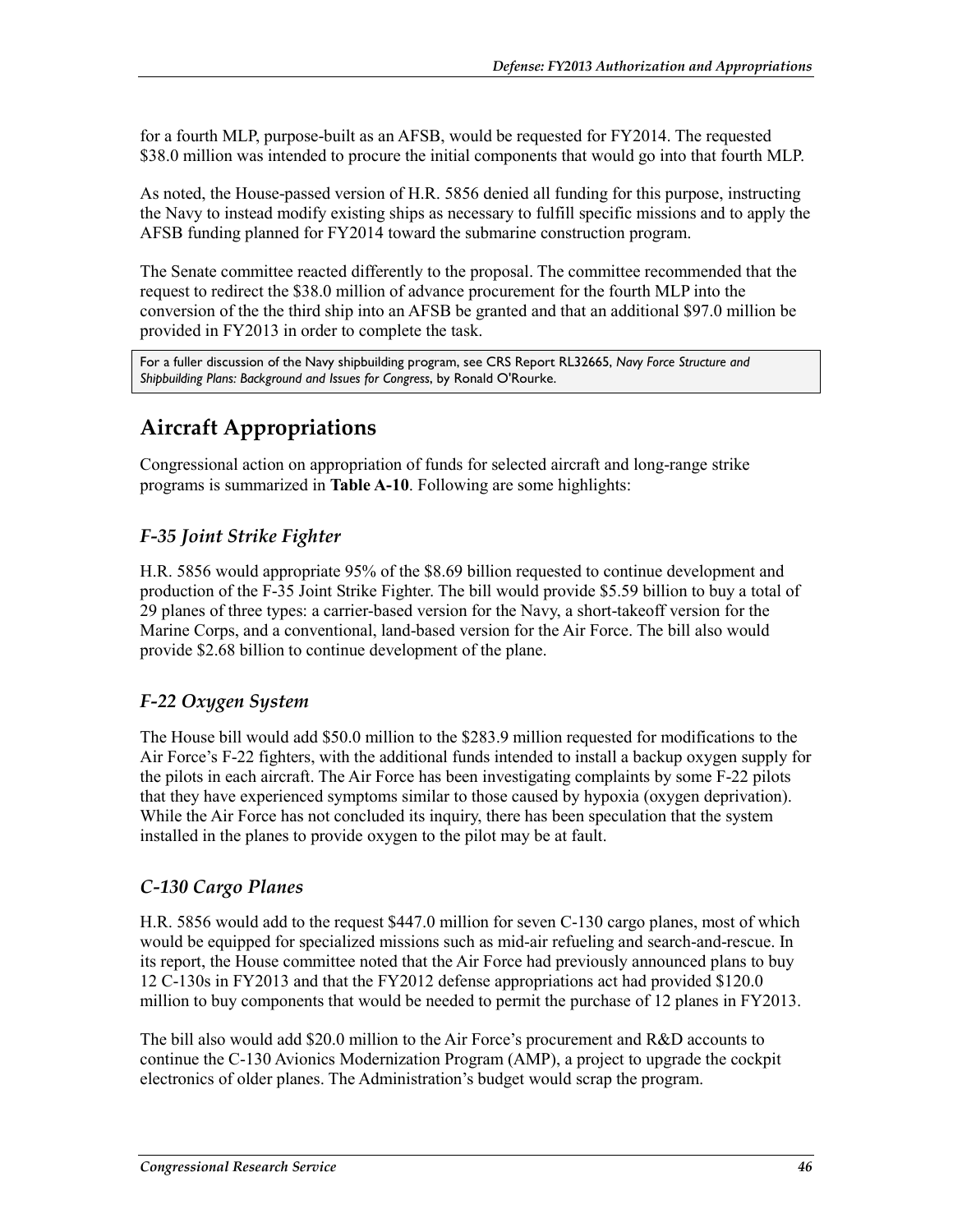for a fourth MLP, purpose-built as an AFSB, would be requested for FY2014. The requested $38.0 million was intended to procure the initial components that would go into that fourth MLP.

As noted, the House-passed version of H.R. 5856 denied all funding for this purpose, instructing the Navy to instead modify existing ships as necessary to fulfill specific missions and to apply the AFSB funding planned for FY2014 toward the submarine construction program.

The Senate committee reacted differently to the proposal. The committee recommended that the request to redirect the $38.0 million of advance procurement for the fourth MLP into the conversion of the the third ship into an AFSB be granted and that an additional $97.0 million be provided in FY2013 in order to complete the task.

For a fuller discussion of the Navy shipbuilding program, see CRS Report RL32665, *Navy Force Structure and Shipbuilding Plans: Background and Issues for Congress*, by Ronald O'Rourke.

## Aircraft Appropriations

Congressional action on appropriation of funds for selected aircraft and long-range strike programs is summarized in **Table A-10**. Following are some highlights:

### *F-35 Joint Strike Fighter*

H.R. 5856 would appropriate 95% of the $8.69 billion requested to continue development and production of the F-35 Joint Strike Fighter. The bill would provide $5.59 billion to buy a total of 29 planes of three types: a carrier-based version for the Navy, a short-takeoff version for the Marine Corps, and a conventional, land-based version for the Air Force. The bill also would provide $2.68 billion to continue development of the plane.

### *F-22 Oxygen System*

The House bill would add $50.0 million to the $283.9 million requested for modifications to the Air Force's F-22 fighters, with the additional funds intended to install a backup oxygen supply for the pilots in each aircraft. The Air Force has been investigating complaints by some F-22 pilots that they have experienced symptoms similar to those caused by hypoxia (oxygen deprivation). While the Air Force has not concluded its inquiry, there has been speculation that the system installed in the planes to provide oxygen to the pilot may be at fault.

### *C-130 Cargo Planes*

H.R. 5856 would add to the request $447.0 million for seven C-130 cargo planes, most of which would be equipped for specialized missions such as mid-air refueling and search-and-rescue. In its report, the House committee noted that the Air Force had previously announced plans to buy 12 C-130s in FY2013 and that the FY2012 defense appropriations act had provided $120.0 million to buy components that would be needed to permit the purchase of 12 planes in FY2013.

The bill also would add $20.0 million to the Air Force's procurement and R&D accounts to continue the C-130 Avionics Modernization Program (AMP), a project to upgrade the cockpit electronics of older planes. The Administration's budget would scrap the program.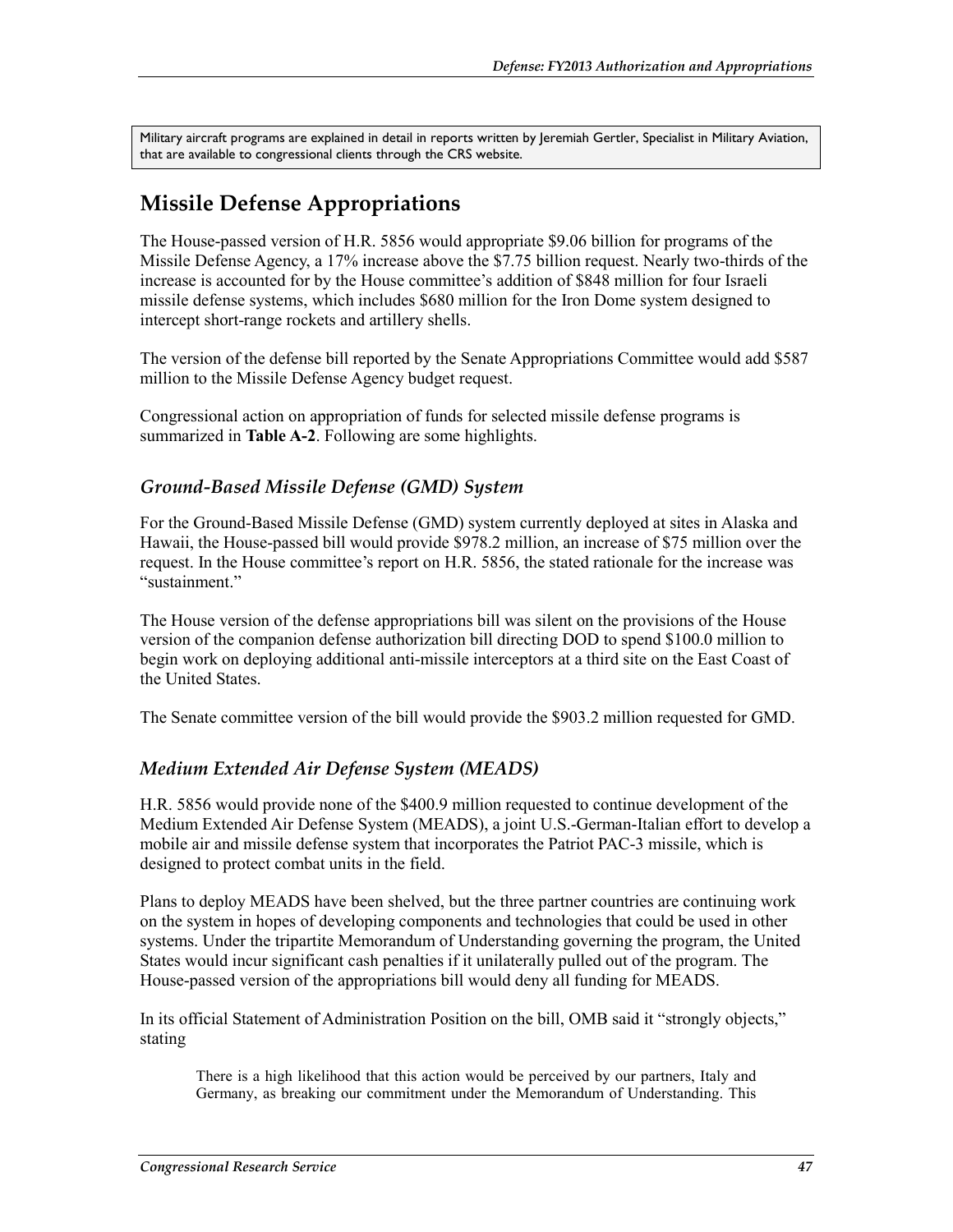Military aircraft programs are explained in detail in reports written by Jeremiah Gertler, Specialist in Military Aviation, that are available to congressional clients through the CRS website.

## Missile Defense Appropriations

The House-passed version of H.R. 5856 would appropriate $9.06 billion for programs of the Missile Defense Agency, a 17% increase above the $7.75 billion request. Nearly two-thirds of the increase is accounted for by the House committee's addition of $848 million for four Israeli missile defense systems, which includes $680 million for the Iron Dome system designed to intercept short-range rockets and artillery shells.

The version of the defense bill reported by the Senate Appropriations Committee would add $587 million to the Missile Defense Agency budget request.

Congressional action on appropriation of funds for selected missile defense programs is summarized in **Table A-2**. Following are some highlights.

### *Ground-Based Missile Defense (GMD) System*

For the Ground-Based Missile Defense (GMD) system currently deployed at sites in Alaska and Hawaii, the House-passed bill would provide $978.2 million, an increase of $75 million over the request. In the House committee's report on H.R. 5856, the stated rationale for the increase was "sustainment."

The House version of the defense appropriations bill was silent on the provisions of the House version of the companion defense authorization bill directing DOD to spend $100.0 million to begin work on deploying additional anti-missile interceptors at a third site on the East Coast of the United States.

The Senate committee version of the bill would provide the $903.2 million requested for GMD.

### *Medium Extended Air Defense System (MEADS)*

H.R. 5856 would provide none of the $400.9 million requested to continue development of the Medium Extended Air Defense System (MEADS), a joint U.S.-German-Italian effort to develop a mobile air and missile defense system that incorporates the Patriot PAC-3 missile, which is designed to protect combat units in the field.

Plans to deploy MEADS have been shelved, but the three partner countries are continuing work on the system in hopes of developing components and technologies that could be used in other systems. Under the tripartite Memorandum of Understanding governing the program, the United States would incur significant cash penalties if it unilaterally pulled out of the program. The House-passed version of the appropriations bill would deny all funding for MEADS.

In its official Statement of Administration Position on the bill, OMB said it "strongly objects," stating

> There is a high likelihood that this action would be perceived by our partners, Italy and Germany, as breaking our commitment under the Memorandum of Understanding. This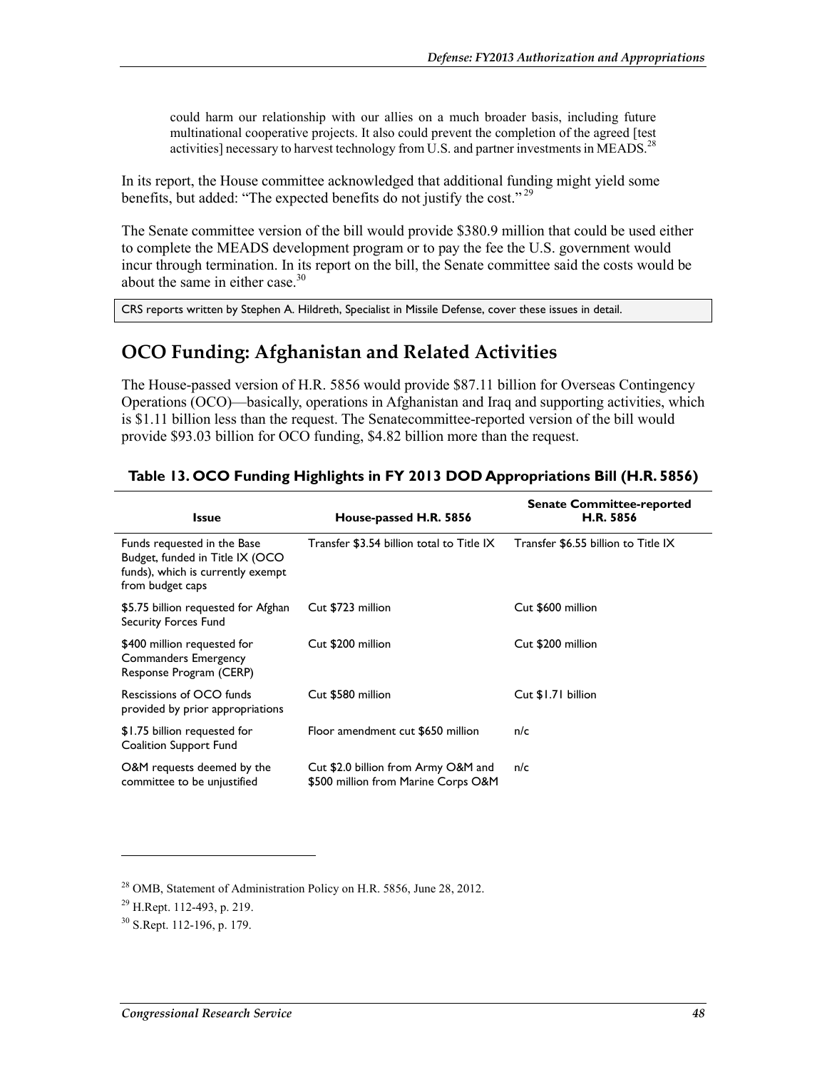> could harm our relationship with our allies on a much broader basis, including future multinational cooperative projects. It also could prevent the completion of the agreed [test activities] necessary to harvest technology from U.S. and partner investments in MEADS.[28]

In its report, the House committee acknowledged that additional funding might yield some benefits, but added: "The expected benefits do not justify the cost."[29]

The Senate committee version of the bill would provide $380.9 million that could be used either to complete the MEADS development program or to pay the fee the U.S. government would incur through termination. In its report on the bill, the Senate committee said the costs would be about the same in either case.[30]

CRS reports written by Stephen A. Hildreth, Specialist in Missile Defense, cover these issues in detail.

## OCO Funding: Afghanistan and Related Activities

The House-passed version of H.R. 5856 would provide $87.11 billion for Overseas Contingency Operations (OCO)—basically, operations in Afghanistan and Iraq and supporting activities, which is $1.11 billion less than the request. The Senatecommittee-reported version of the bill would provide $93.03 billion for OCO funding, $4.82 billion more than the request.

**Table 13. OCO Funding Highlights in FY 2013 DOD Appropriations Bill (H.R. 5856)**

| Issue | House-passed H.R. 5856 | Senate Committee-reported H.R. 5856 |
|---|---|---|
| Funds requested in the Base Budget, funded in Title IX (OCO funds), which is currently exempt from budget caps | Transfer $3.54 billion total to Title IX | Transfer $6.55 billion to Title IX |
| $5.75 billion requested for Afghan Security Forces Fund | Cut $723 million | Cut $600 million |
| $400 million requested for Commanders Emergency Response Program (CERP) | Cut $200 million | Cut $200 million |
| Rescissions of OCO funds provided by prior appropriations | Cut $580 million | Cut $1.71 billion |
| $1.75 billion requested for Coalition Support Fund | Floor amendment cut $650 million | n/c |
| O&M requests deemed by the committee to be unjustified | Cut $2.0 billion from Army O&M and $500 million from Marine Corps O&M | n/c |

---

[28] OMB, Statement of Administration Policy on H.R. 5856, June 28, 2012.

[29] H.Rept. 112-493, p. 219.

[30] S.Rept. 112-196, p. 179.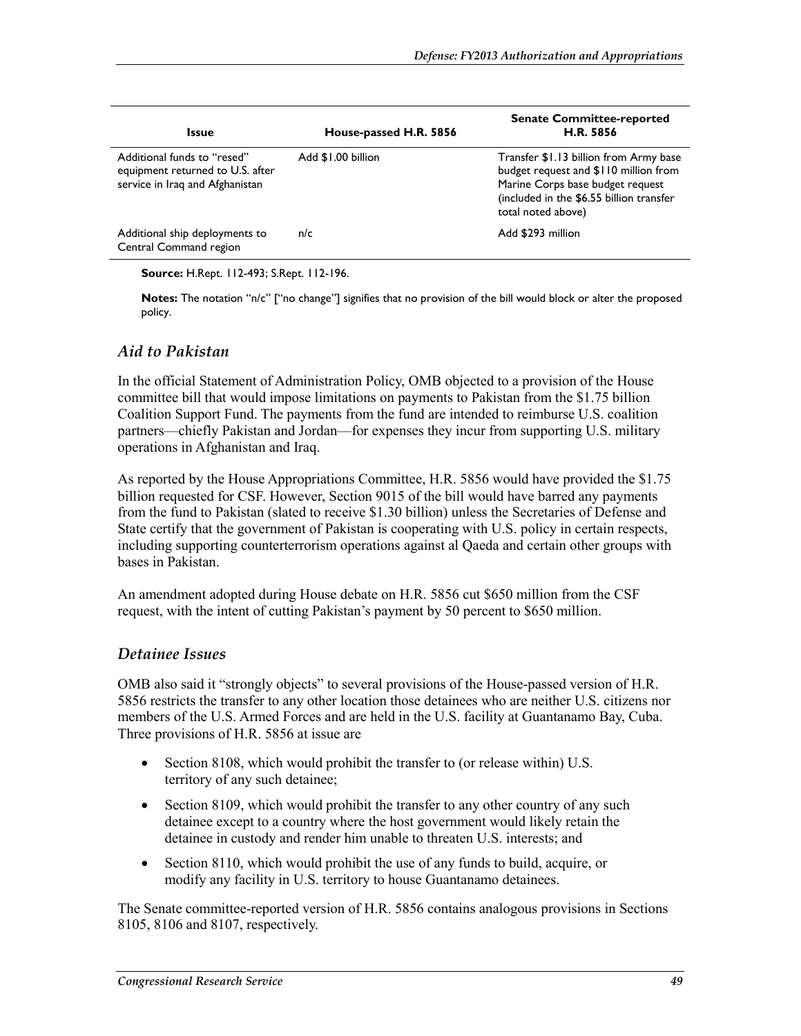| Issue | House-passed H.R. 5856 | Senate Committee-reported H.R. 5856 |
| --- | --- | --- |
| Additional funds to "resed" equipment returned to U.S. after service in Iraq and Afghanistan | Add $1.00 billion | Transfer $1.13 billion from Army base budget request and $110 million from Marine Corps base budget request (included in the $6.55 billion transfer total noted above) |
| Additional ship deployments to Central Command region | n/c | Add $293 million |

**Source:** H.Rept. 112-493; S.Rept. 112-196.

**Notes:** The notation "n/c" ["no change"] signifies that no provision of the bill would block or alter the proposed policy.

### *Aid to Pakistan*

In the official Statement of Administration Policy, OMB objected to a provision of the House committee bill that would impose limitations on payments to Pakistan from the $1.75 billion Coalition Support Fund. The payments from the fund are intended to reimburse U.S. coalition partners—chiefly Pakistan and Jordan—for expenses they incur from supporting U.S. military operations in Afghanistan and Iraq.

As reported by the House Appropriations Committee, H.R. 5856 would have provided the $1.75 billion requested for CSF. However, Section 9015 of the bill would have barred any payments from the fund to Pakistan (slated to receive $1.30 billion) unless the Secretaries of Defense and State certify that the government of Pakistan is cooperating with U.S. policy in certain respects, including supporting counterterrorism operations against al Qaeda and certain other groups with bases in Pakistan.

An amendment adopted during House debate on H.R. 5856 cut $650 million from the CSF request, with the intent of cutting Pakistan's payment by 50 percent to $650 million.

### *Detainee Issues*

OMB also said it "strongly objects" to several provisions of the House-passed version of H.R. 5856 restricts the transfer to any other location those detainees who are neither U.S. citizens nor members of the U.S. Armed Forces and are held in the U.S. facility at Guantanamo Bay, Cuba. Three provisions of H.R. 5856 at issue are

- Section 8108, which would prohibit the transfer to (or release within) U.S. territory of any such detainee;
- Section 8109, which would prohibit the transfer to any other country of any such detainee except to a country where the host government would likely retain the detainee in custody and render him unable to threaten U.S. interests; and
- Section 8110, which would prohibit the use of any funds to build, acquire, or modify any facility in U.S. territory to house Guantanamo detainees.

The Senate committee-reported version of H.R. 5856 contains analogous provisions in Sections 8105, 8106 and 8107, respectively.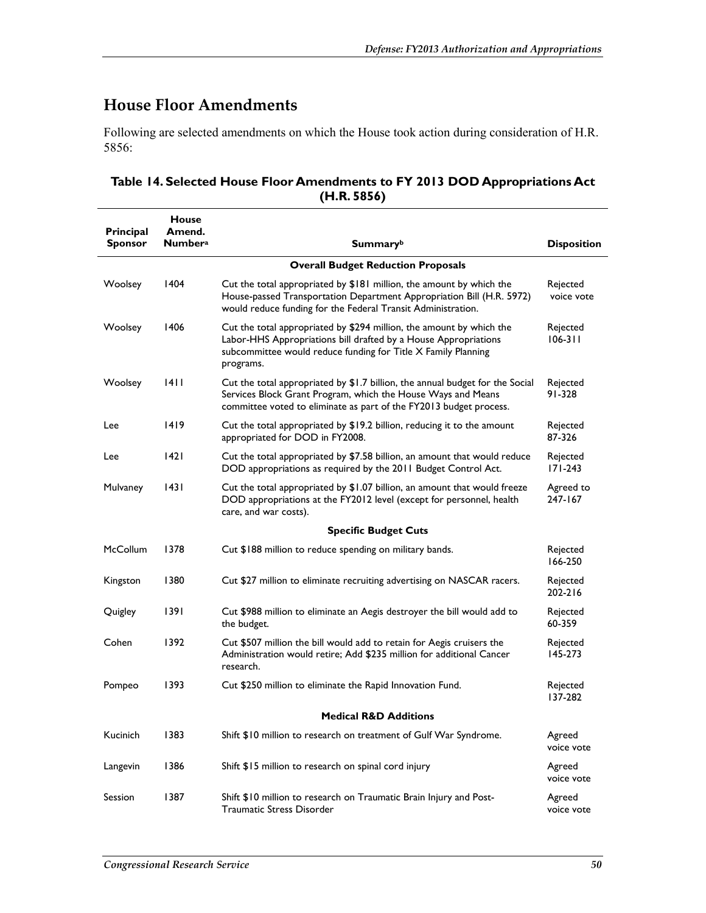## House Floor Amendments

Following are selected amendments on which the House took action during consideration of H.R. 5856:

**Table 14. Selected House Floor Amendments to FY 2013 DOD Appropriations Act (H.R. 5856)**

| Principal Sponsor | House Amend. Number[a] | Summary[b] | Disposition |
|---|---|---|---|
| | | **Overall Budget Reduction Proposals** | |
| Woolsey | 1404 | Cut the total appropriated by $181 million, the amount by which the House-passed Transportation Department Appropriation Bill (H.R. 5972) would reduce funding for the Federal Transit Administration. | Rejected voice vote |
| Woolsey | 1406 | Cut the total appropriated by $294 million, the amount by which the Labor-HHS Appropriations bill drafted by a House Appropriations subcommittee would reduce funding for Title X Family Planning programs. | Rejected 106-311 |
| Woolsey | 1411 | Cut the total appropriated by $1.7 billion, the annual budget for the Social Services Block Grant Program, which the House Ways and Means committee voted to eliminate as part of the FY2013 budget process. | Rejected 91-328 |
| Lee | 1419 | Cut the total appropriated by $19.2 billion, reducing it to the amount appropriated for DOD in FY2008. | Rejected 87-326 |
| Lee | 1421 | Cut the total appropriated by $7.58 billion, an amount that would reduce DOD appropriations as required by the 2011 Budget Control Act. | Rejected 171-243 |
| Mulvaney | 1431 | Cut the total appropriated by $1.07 billion, an amount that would freeze DOD appropriations at the FY2012 level (except for personnel, health care, and war costs). | Agreed to 247-167 |
| | | **Specific Budget Cuts** | |
| McCollum | 1378 | Cut $188 million to reduce spending on military bands. | Rejected 166-250 |
| Kingston | 1380 | Cut $27 million to eliminate recruiting advertising on NASCAR racers. | Rejected 202-216 |
| Quigley | 1391 | Cut $988 million to eliminate an Aegis destroyer the bill would add to the budget. | Rejected 60-359 |
| Cohen | 1392 | Cut $507 million the bill would add to retain for Aegis cruisers the Administration would retire; Add $235 million for additional Cancer research. | Rejected 145-273 |
| Pompeo | 1393 | Cut $250 million to eliminate the Rapid Innovation Fund. | Rejected 137-282 |
| | | **Medical R&D Additions** | |
| Kucinich | 1383 | Shift $10 million to research on treatment of Gulf War Syndrome. | Agreed voice vote |
| Langevin | 1386 | Shift $15 million to research on spinal cord injury | Agreed voice vote |
| Session | 1387 | Shift $10 million to research on Traumatic Brain Injury and Post-Traumatic Stress Disorder | Agreed voice vote |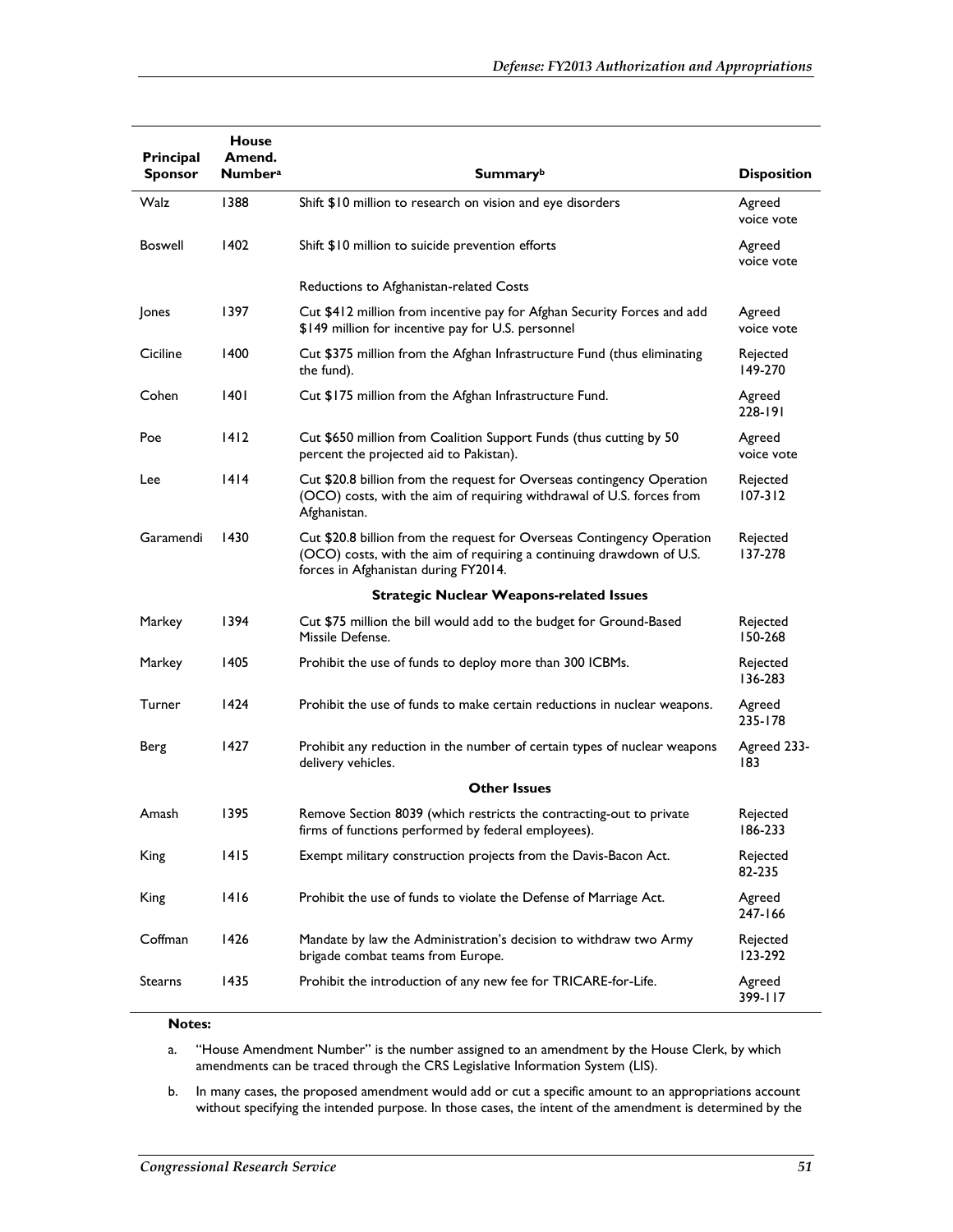| Principal Sponsor | House Amend. Number[a] | Summary[b] | Disposition |
|---|---|---|---|
| Walz | 1388 | Shift $10 million to research on vision and eye disorders | Agreed voice vote |
| Boswell | 1402 | Shift $10 million to suicide prevention efforts | Agreed voice vote |
| | | Reductions to Afghanistan-related Costs | |
| Jones | 1397 | Cut $412 million from incentive pay for Afghan Security Forces and add $149 million for incentive pay for U.S. personnel | Agreed voice vote |
| Ciciline | 1400 | Cut $375 million from the Afghan Infrastructure Fund (thus eliminating the fund). | Rejected 149-270 |
| Cohen | 1401 | Cut $175 million from the Afghan Infrastructure Fund. | Agreed 228-191 |
| Poe | 1412 | Cut $650 million from Coalition Support Funds (thus cutting by 50 percent the projected aid to Pakistan). | Agreed voice vote |
| Lee | 1414 | Cut $20.8 billion from the request for Overseas contingency Operation (OCO) costs, with the aim of requiring withdrawal of U.S. forces from Afghanistan. | Rejected 107-312 |
| Garamendi | 1430 | Cut $20.8 billion from the request for Overseas Contingency Operation (OCO) costs, with the aim of requiring a continuing drawdown of U.S. forces in Afghanistan during FY2014. | Rejected 137-278 |
| | | **Strategic Nuclear Weapons-related Issues** | |
| Markey | 1394 | Cut $75 million the bill would add to the budget for Ground-Based Missile Defense. | Rejected 150-268 |
| Markey | 1405 | Prohibit the use of funds to deploy more than 300 ICBMs. | Rejected 136-283 |
| Turner | 1424 | Prohibit the use of funds to make certain reductions in nuclear weapons. | Agreed 235-178 |
| Berg | 1427 | Prohibit any reduction in the number of certain types of nuclear weapons delivery vehicles. | Agreed 233-183 |
| | | **Other Issues** | |
| Amash | 1395 | Remove Section 8039 (which restricts the contracting-out to private firms of functions performed by federal employees). | Rejected 186-233 |
| King | 1415 | Exempt military construction projects from the Davis-Bacon Act. | Rejected 82-235 |
| King | 1416 | Prohibit the use of funds to violate the Defense of Marriage Act. | Agreed 247-166 |
| Coffman | 1426 | Mandate by law the Administration's decision to withdraw two Army brigade combat teams from Europe. | Rejected 123-292 |
| Stearns | 1435 | Prohibit the introduction of any new fee for TRICARE-for-Life. | Agreed 399-117 |

**Notes:**

a. "House Amendment Number" is the number assigned to an amendment by the House Clerk, by which amendments can be traced through the CRS Legislative Information System (LIS).

b. In many cases, the proposed amendment would add or cut a specific amount to an appropriations account without specifying the intended purpose. In those cases, the intent of the amendment is determined by the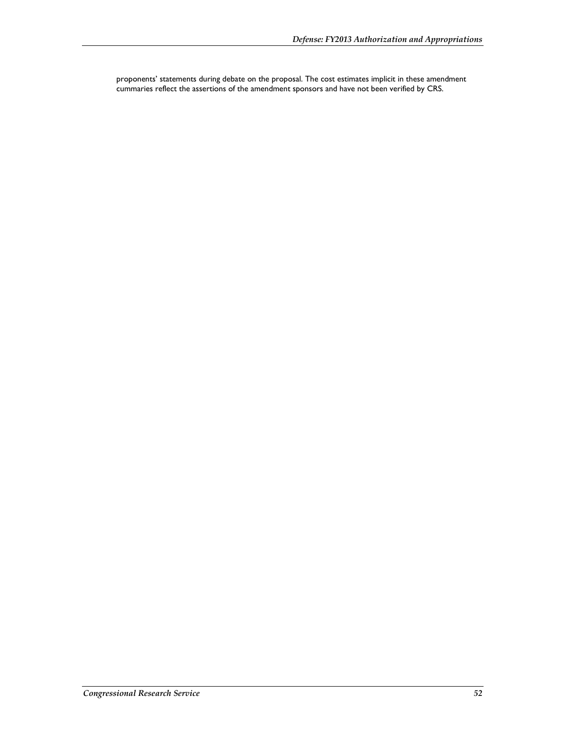proponents' statements during debate on the proposal. The cost estimates implicit in these amendment cummaries reflect the assertions of the amendment sponsors and have not been verified by CRS.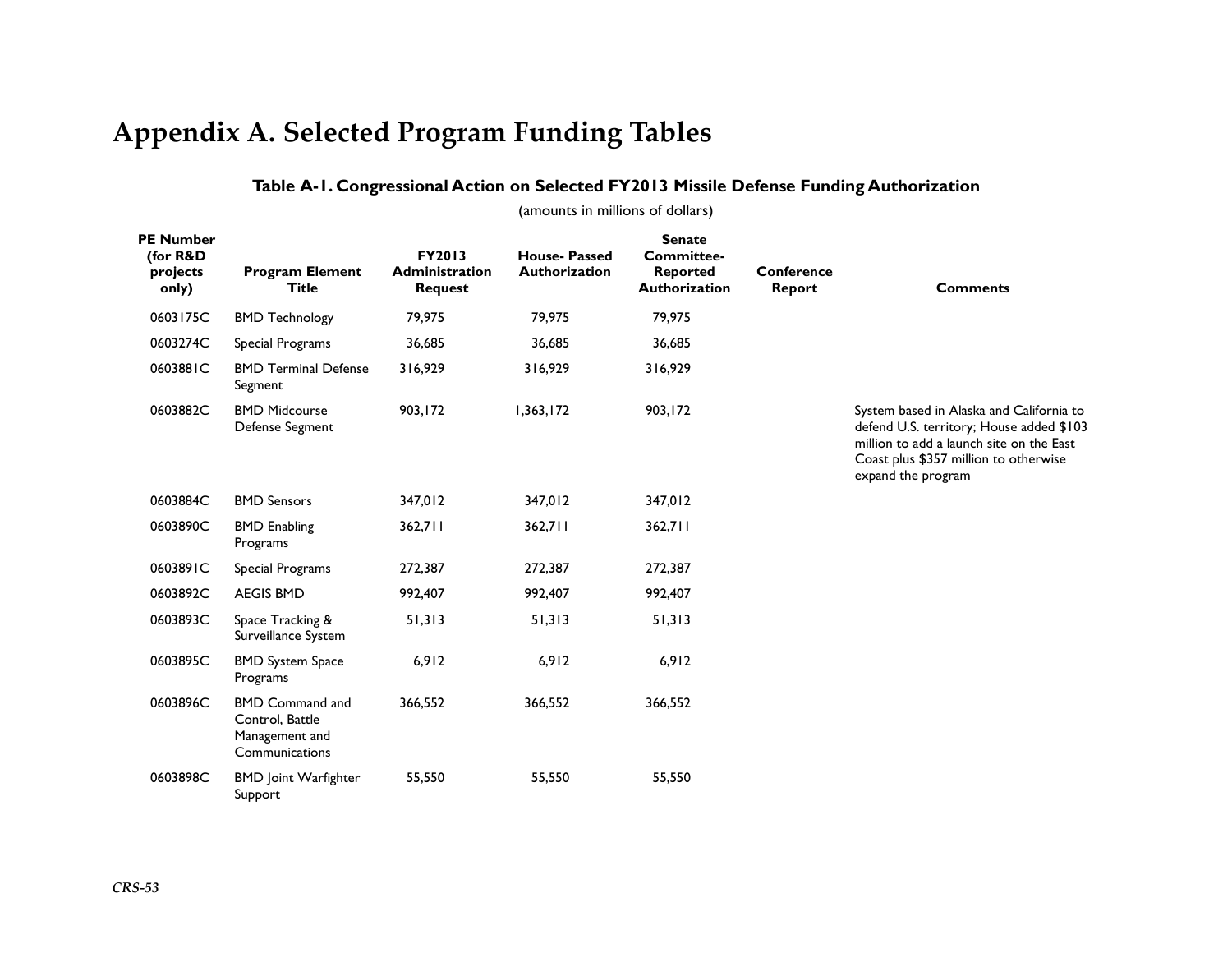# Appendix A. Selected Program Funding Tables

**Table A-1. Congressional Action on Selected FY2013 Missile Defense Funding Authorization**

(amounts in millions of dollars)

| PE Number (for R&D projects only) | Program Element Title | FY2013 Administration Request | House- Passed Authorization | Senate Committee-Reported Authorization | Conference Report | Comments |
|---|---|---|---|---|---|---|
| 0603175C | BMD Technology | 79,975 | 79,975 | 79,975 | | |
| 0603274C | Special Programs | 36,685 | 36,685 | 36,685 | | |
| 0603881C | BMD Terminal Defense Segment | 316,929 | 316,929 | 316,929 | | |
| 0603882C | BMD Midcourse Defense Segment | 903,172 | 1,363,172 | 903,172 | | System based in Alaska and California to defend U.S. territory; House added $103 million to add a launch site on the East Coast plus $357 million to otherwise expand the program |
| 0603884C | BMD Sensors | 347,012 | 347,012 | 347,012 | | |
| 0603890C | BMD Enabling Programs | 362,711 | 362,711 | 362,711 | | |
| 0603891C | Special Programs | 272,387 | 272,387 | 272,387 | | |
| 0603892C | AEGIS BMD | 992,407 | 992,407 | 992,407 | | |
| 0603893C | Space Tracking & Surveillance System | 51,313 | 51,313 | 51,313 | | |
| 0603895C | BMD System Space Programs | 6,912 | 6,912 | 6,912 | | |
| 0603896C | BMD Command and Control, Battle Management and Communications | 366,552 | 366,552 | 366,552 | | |
| 0603898C | BMD Joint Warfighter Support | 55,550 | 55,550 | 55,550 | | |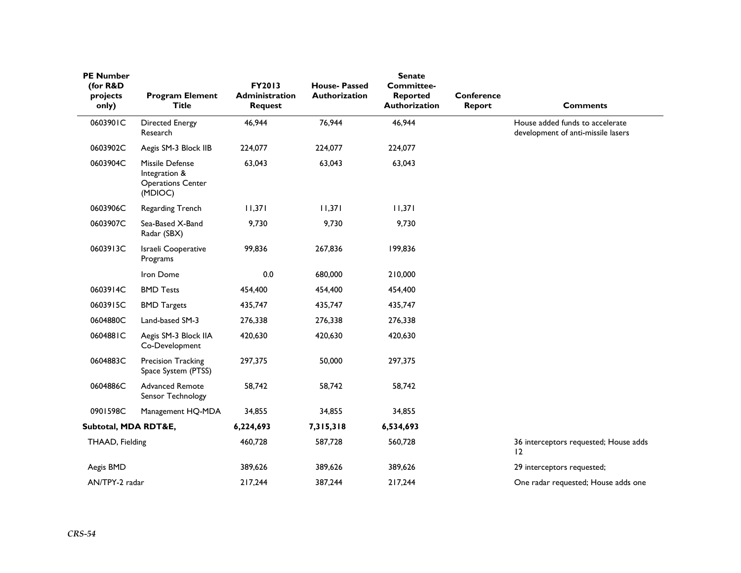| PE Number (for R&D projects only) | Program Element Title | FY2013 Administration Request | House- Passed Authorization | Senate Committee-Reported Authorization | Conference Report | Comments |
|---|---|---|---|---|---|---|
| 0603901C | Directed Energy Research | 46,944 | 76,944 | 46,944 | | House added funds to accelerate development of anti-missile lasers |
| 0603902C | Aegis SM-3 Block IIB | 224,077 | 224,077 | 224,077 | | |
| 0603904C | Missile Defense Integration & Operations Center (MDIOC) | 63,043 | 63,043 | 63,043 | | |
| 0603906C | Regarding Trench | 11,371 | 11,371 | 11,371 | | |
| 0603907C | Sea-Based X-Band Radar (SBX) | 9,730 | 9,730 | 9,730 | | |
| 0603913C | Israeli Cooperative Programs | 99,836 | 267,836 | 199,836 | | |
| | Iron Dome | 0.0 | 680,000 | 210,000 | | |
| 0603914C | BMD Tests | 454,400 | 454,400 | 454,400 | | |
| 0603915C | BMD Targets | 435,747 | 435,747 | 435,747 | | |
| 0604880C | Land-based SM-3 | 276,338 | 276,338 | 276,338 | | |
| 0604881C | Aegis SM-3 Block IIA Co-Development | 420,630 | 420,630 | 420,630 | | |
| 0604883C | Precision Tracking Space System (PTSS) | 297,375 | 50,000 | 297,375 | | |
| 0604886C | Advanced Remote Sensor Technology | 58,742 | 58,742 | 58,742 | | |
| 0901598C | Management HQ-MDA | 34,855 | 34,855 | 34,855 | | |
| **Subtotal, MDA RDT&E,** | | **6,224,693** | **7,315,318** | **6,534,693** | | |
| THAAD, Fielding | | 460,728 | 587,728 | 560,728 | | 36 interceptors requested; House adds 12 |
| Aegis BMD | | 389,626 | 389,626 | 389,626 | | 29 interceptors requested; |
| AN/TPY-2 radar | | 217,244 | 387,244 | 217,244 | | One radar requested; House adds one |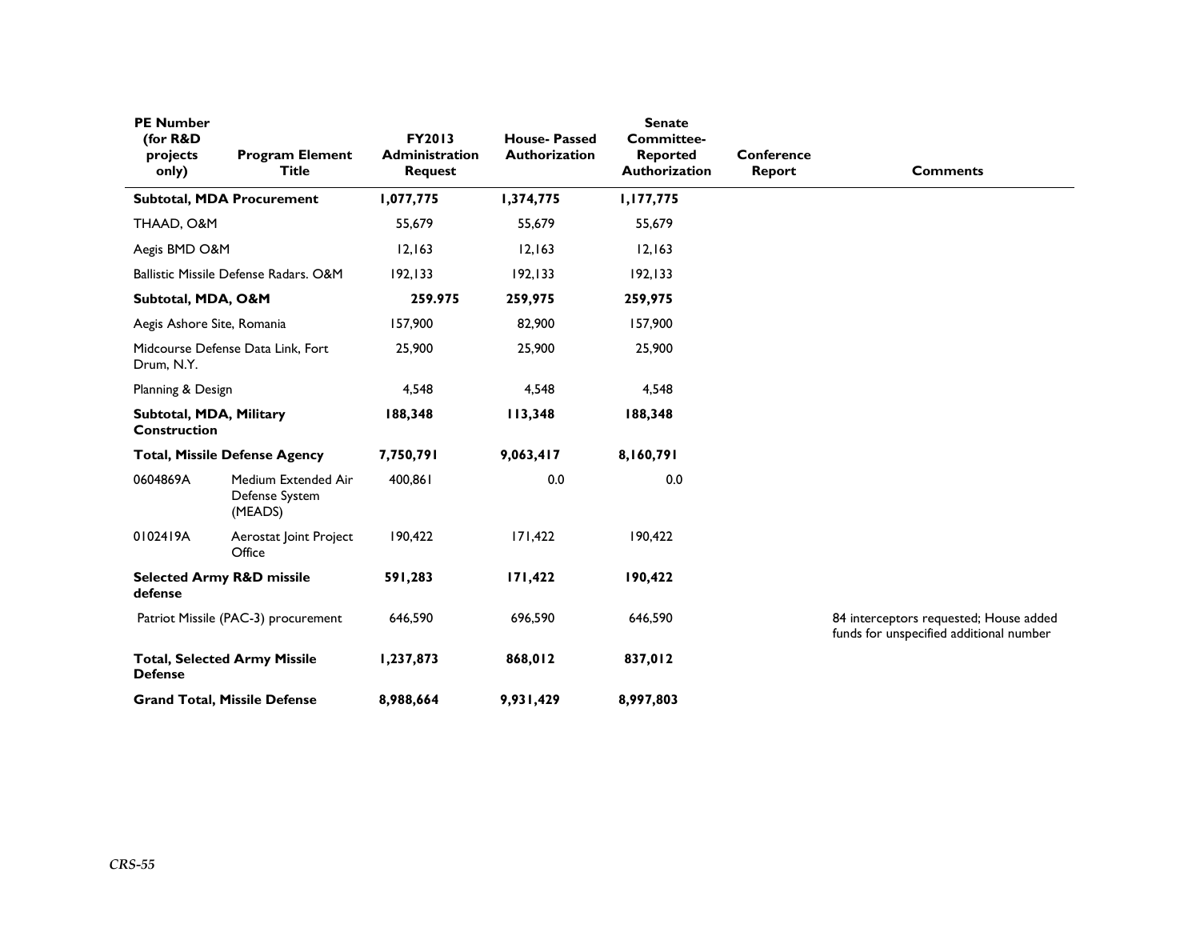| PE Number (for R&D projects only) | Program Element Title | FY2013 Administration Request | House- Passed Authorization | Senate Committee-Reported Authorization | Conference Report | Comments |
|---|---|---|---|---|---|---|
| **Subtotal, MDA Procurement** | | **1,077,775** | **1,374,775** | **1,177,775** | | |
| THAAD, O&M | | 55,679 | 55,679 | 55,679 | | |
| Aegis BMD O&M | | 12,163 | 12,163 | 12,163 | | |
| Ballistic Missile Defense Radars. O&M | | 192,133 | 192,133 | 192,133 | | |
| **Subtotal, MDA, O&M** | | **259.975** | **259,975** | **259,975** | | |
| Aegis Ashore Site, Romania | | 157,900 | 82,900 | 157,900 | | |
| Midcourse Defense Data Link, Fort Drum, N.Y. | | 25,900 | 25,900 | 25,900 | | |
| Planning & Design | | 4,548 | 4,548 | 4,548 | | |
| **Subtotal, MDA, Military Construction** | | **188,348** | **113,348** | **188,348** | | |
| **Total, Missile Defense Agency** | | **7,750,791** | **9,063,417** | **8,160,791** | | |
| 0604869A | Medium Extended Air Defense System (MEADS) | 400,861 | 0.0 | 0.0 | | |
| 0102419A | Aerostat Joint Project Office | 190,422 | 171,422 | 190,422 | | |
| **Selected Army R&D missile defense** | | **591,283** | **171,422** | **190,422** | | |
| Patriot Missile (PAC-3) procurement | | 646,590 | 696,590 | 646,590 | | 84 interceptors requested; House added funds for unspecified additional number |
| **Total, Selected Army Missile Defense** | | **1,237,873** | **868,012** | **837,012** | | |
| **Grand Total, Missile Defense** | | **8,988,664** | **9,931,429** | **8,997,803** | | |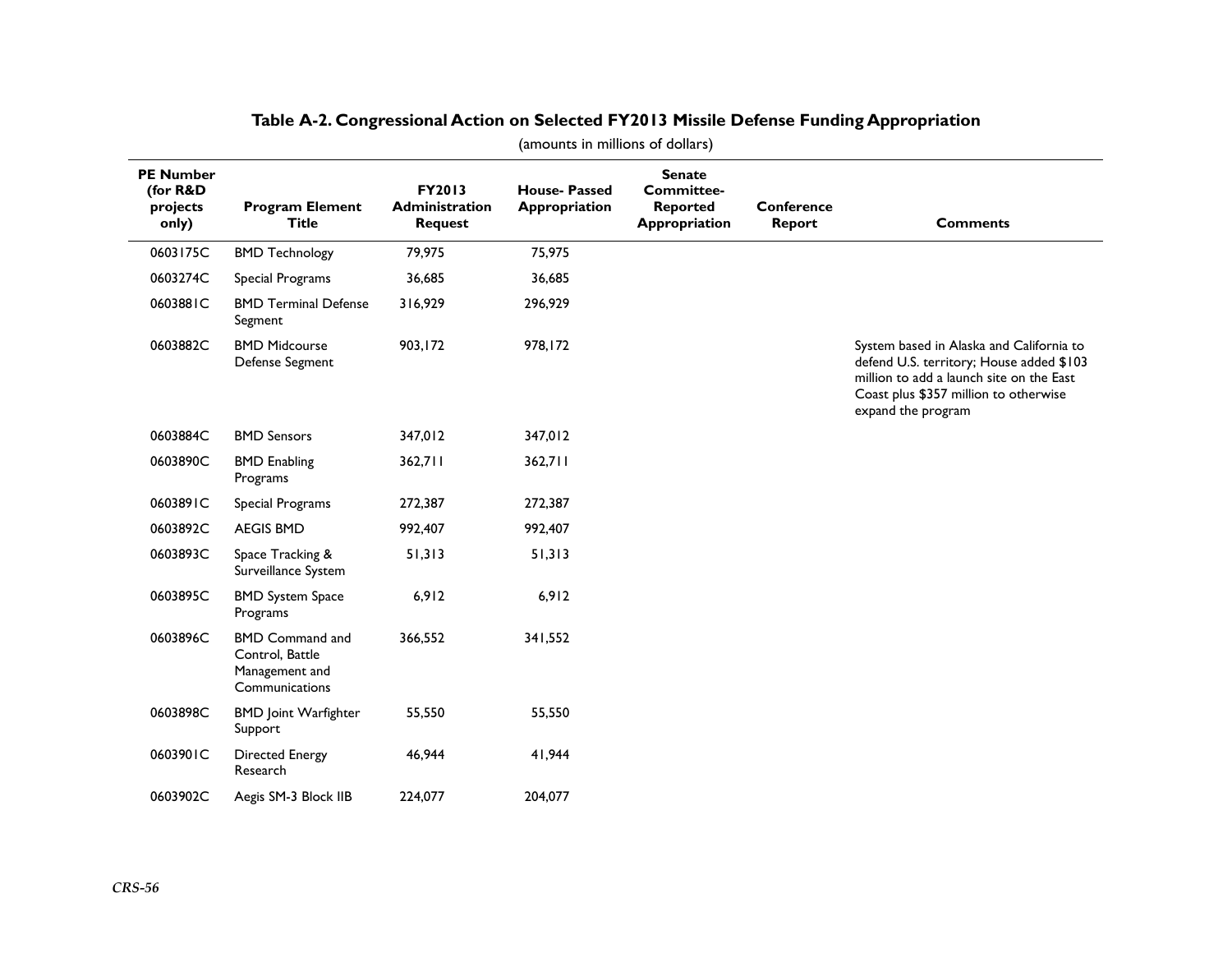**Table A-2. Congressional Action on Selected FY2013 Missile Defense Funding Appropriation**

(amounts in millions of dollars)

| PE Number (for R&D projects only) | Program Element Title | FY2013 Administration Request | House- Passed Appropriation | Senate Committee-Reported Appropriation | Conference Report | Comments |
|---|---|---|---|---|---|---|
| 0603175C | BMD Technology | 79,975 | 75,975 | | | |
| 0603274C | Special Programs | 36,685 | 36,685 | | | |
| 0603881C | BMD Terminal Defense Segment | 316,929 | 296,929 | | | |
| 0603882C | BMD Midcourse Defense Segment | 903,172 | 978,172 | | | System based in Alaska and California to defend U.S. territory; House added $103 million to add a launch site on the East Coast plus $357 million to otherwise expand the program |
| 0603884C | BMD Sensors | 347,012 | 347,012 | | | |
| 0603890C | BMD Enabling Programs | 362,711 | 362,711 | | | |
| 0603891C | Special Programs | 272,387 | 272,387 | | | |
| 0603892C | AEGIS BMD | 992,407 | 992,407 | | | |
| 0603893C | Space Tracking & Surveillance System | 51,313 | 51,313 | | | |
| 0603895C | BMD System Space Programs | 6,912 | 6,912 | | | |
| 0603896C | BMD Command and Control, Battle Management and Communications | 366,552 | 341,552 | | | |
| 0603898C | BMD Joint Warfighter Support | 55,550 | 55,550 | | | |
| 0603901C | Directed Energy Research | 46,944 | 41,944 | | | |
| 0603902C | Aegis SM-3 Block IIB | 224,077 | 204,077 | | | |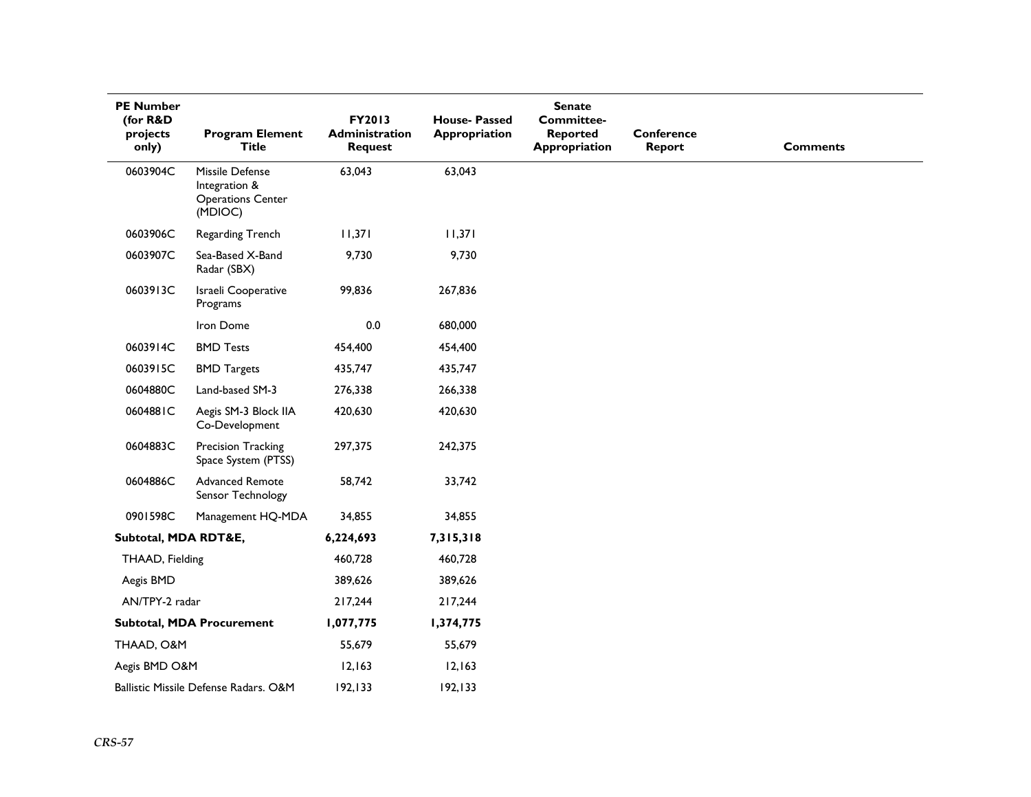| PE Number (for R&D projects only) | Program Element Title | FY2013 Administration Request | House- Passed Appropriation | Senate Committee-Reported Appropriation | Conference Report | Comments |
|---|---|---|---|---|---|---|
| 0603904C | Missile Defense Integration & Operations Center (MDIOC) | 63,043 | 63,043 | | | |
| 0603906C | Regarding Trench | 11,371 | 11,371 | | | |
| 0603907C | Sea-Based X-Band Radar (SBX) | 9,730 | 9,730 | | | |
| 0603913C | Israeli Cooperative Programs | 99,836 | 267,836 | | | |
| | Iron Dome | 0.0 | 680,000 | | | |
| 0603914C | BMD Tests | 454,400 | 454,400 | | | |
| 0603915C | BMD Targets | 435,747 | 435,747 | | | |
| 0604880C | Land-based SM-3 | 276,338 | 266,338 | | | |
| 0604881C | Aegis SM-3 Block IIA Co-Development | 420,630 | 420,630 | | | |
| 0604883C | Precision Tracking Space System (PTSS) | 297,375 | 242,375 | | | |
| 0604886C | Advanced Remote Sensor Technology | 58,742 | 33,742 | | | |
| 0901598C | Management HQ-MDA | 34,855 | 34,855 | | | |
| **Subtotal, MDA RDT&E,** | | **6,224,693** | **7,315,318** | | | |
| THAAD, Fielding | | 460,728 | 460,728 | | | |
| Aegis BMD | | 389,626 | 389,626 | | | |
| AN/TPY-2 radar | | 217,244 | 217,244 | | | |
| **Subtotal, MDA Procurement** | | **1,077,775** | **1,374,775** | | | |
| THAAD, O&M | | 55,679 | 55,679 | | | |
| Aegis BMD O&M | | 12,163 | 12,163 | | | |
| Ballistic Missile Defense Radars. O&M | | 192,133 | 192,133 | | | |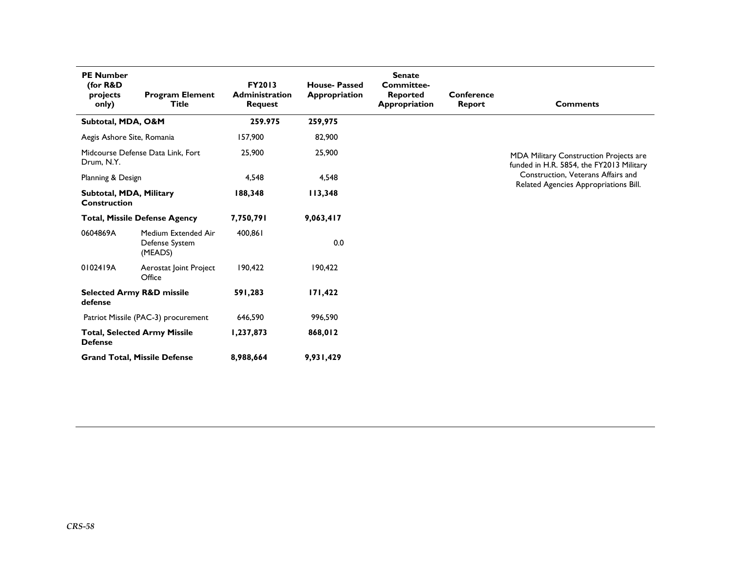| PE Number (for R&D projects only) | Program Element Title | FY2013 Administration Request | House- Passed Appropriation | Senate Committee-Reported Appropriation | Conference Report | Comments |
| --- | --- | --- | --- | --- | --- | --- |
| **Subtotal, MDA, O&M** | | **259.975** | **259,975** | | | |
| Aegis Ashore Site, Romania | | 157,900 | 82,900 | | | MDA Military Construction Projects are funded in H.R. 5854, the FY2013 Military Construction, Veterans Affairs and Related Agencies Appropriations Bill. |
| Midcourse Defense Data Link, Fort Drum, N.Y. | | 25,900 | 25,900 | | | |
| Planning & Design | | 4,548 | 4,548 | | | |
| **Subtotal, MDA, Military Construction** | | **188,348** | **113,348** | | | |
| **Total, Missile Defense Agency** | | **7,750,791** | **9,063,417** | | | |
| 0604869A | Medium Extended Air Defense System (MEADS) | 400,861 | 0.0 | | | |
| 0102419A | Aerostat Joint Project Office | 190,422 | 190,422 | | | |
| **Selected Army R&D missile defense** | | **591,283** | **171,422** | | | |
| Patriot Missile (PAC-3) procurement | | 646,590 | 996,590 | | | |
| **Total, Selected Army Missile Defense** | | **1,237,873** | **868,012** | | | |
| **Grand Total, Missile Defense** | | **8,988,664** | **9,931,429** | | | |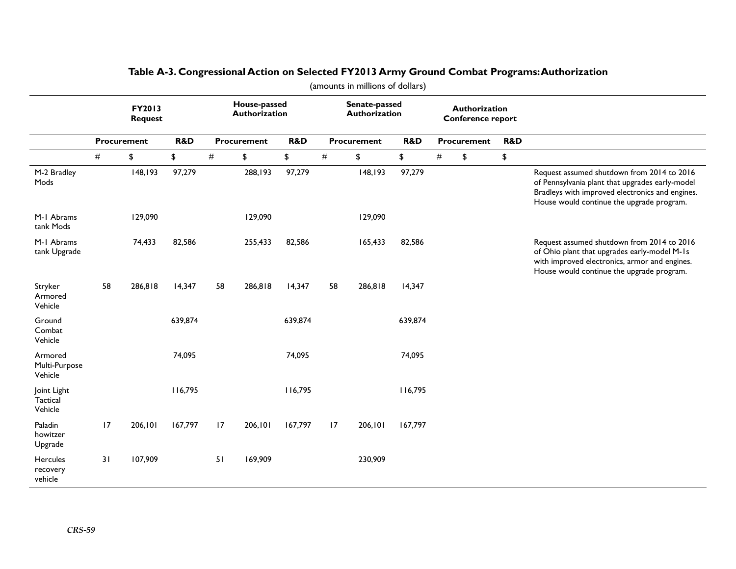# Table A-3. Congressional Action on Selected FY2013 Army Ground Combat Programs: Authorization

(amounts in millions of dollars)

| | FY2013 Request | | | House-passed Authorization | | | Senate-passed Authorization | | | Authorization Conference report | | | |
|---|---|---|---|---|---|---|---|---|---|---|---|---|---|
| | Procurement | | R&D | Procurement | | R&D | Procurement | | R&D | Procurement | | R&D | |
| | # | $ | $ | # | $ | $ | # | $ | $ | # | $ | $ | |
| M-2 Bradley Mods | | 148,193 | 97,279 | | 288,193 | 97,279 | | 148,193 | 97,279 | | | | Request assumed shutdown from 2014 to 2016 of Pennsylvania plant that upgrades early-model Bradleys with improved electronics and engines. House would continue the upgrade program. |
| M-1 Abrams tank Mods | | 129,090 | | | 129,090 | | | 129,090 | | | | | |
| M-1 Abrams tank Upgrade | | 74,433 | 82,586 | | 255,433 | 82,586 | | 165,433 | 82,586 | | | | Request assumed shutdown from 2014 to 2016 of Ohio plant that upgrades early-model M-1s with improved electronics, armor and engines. House would continue the upgrade program. |
| Stryker Armored Vehicle | 58 | 286,818 | 14,347 | 58 | 286,818 | 14,347 | 58 | 286,818 | 14,347 | | | | |
| Ground Combat Vehicle | | | 639,874 | | | 639,874 | | | 639,874 | | | | |
| Armored Multi-Purpose Vehicle | | | 74,095 | | | 74,095 | | | 74,095 | | | | |
| Joint Light Tactical Vehicle | | | 116,795 | | | 116,795 | | | 116,795 | | | | |
| Paladin howitzer Upgrade | 17 | 206,101 | 167,797 | 17 | 206,101 | 167,797 | 17 | 206,101 | 167,797 | | | | |
| Hercules recovery vehicle | 31 | 107,909 | | 51 | 169,909 | | | 230,909 | | | | | |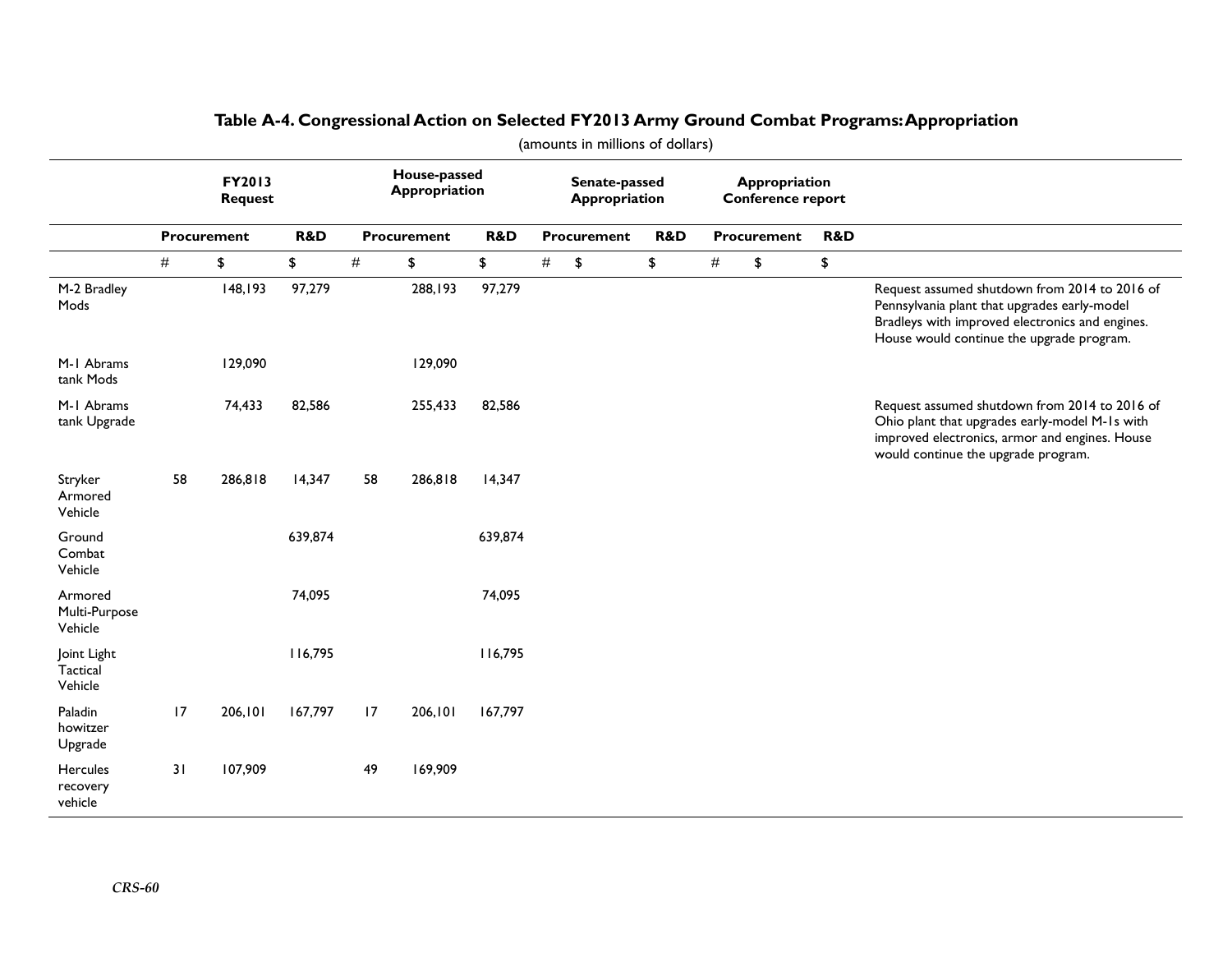## Table A-4. Congressional Action on Selected FY2013 Army Ground Combat Programs: Appropriation

(amounts in millions of dollars)

| | FY2013 Request | | | House-passed Appropriation | | | Senate-passed Appropriation | | | Appropriation Conference report | | | |
|---|---|---|---|---|---|---|---|---|---|---|---|---|---|
| | Procurement | | R&D | Procurement | | R&D | Procurement | | R&D | Procurement | | R&D | |
| | # | $ | $ | # | $ | $ | # | $ | $ | # | $ | $ | |
| M-2 Bradley Mods | | 148,193 | 97,279 | | 288,193 | 97,279 | | | | | | | Request assumed shutdown from 2014 to 2016 of Pennsylvania plant that upgrades early-model Bradleys with improved electronics and engines. House would continue the upgrade program. |
| M-1 Abrams tank Mods | | 129,090 | | | 129,090 | | | | | | | | |
| M-1 Abrams tank Upgrade | | 74,433 | 82,586 | | 255,433 | 82,586 | | | | | | | Request assumed shutdown from 2014 to 2016 of Ohio plant that upgrades early-model M-1s with improved electronics, armor and engines. House would continue the upgrade program. |
| Stryker Armored Vehicle | 58 | 286,818 | 14,347 | 58 | 286,818 | 14,347 | | | | | | | |
| Ground Combat Vehicle | | | 639,874 | | | 639,874 | | | | | | | |
| Armored Multi-Purpose Vehicle | | | 74,095 | | | 74,095 | | | | | | | |
| Joint Light Tactical Vehicle | | | 116,795 | | | 116,795 | | | | | | | |
| Paladin howitzer Upgrade | 17 | 206,101 | 167,797 | 17 | 206,101 | 167,797 | | | | | | | |
| Hercules recovery vehicle | 31 | 107,909 | | 49 | 169,909 | | | | | | | | |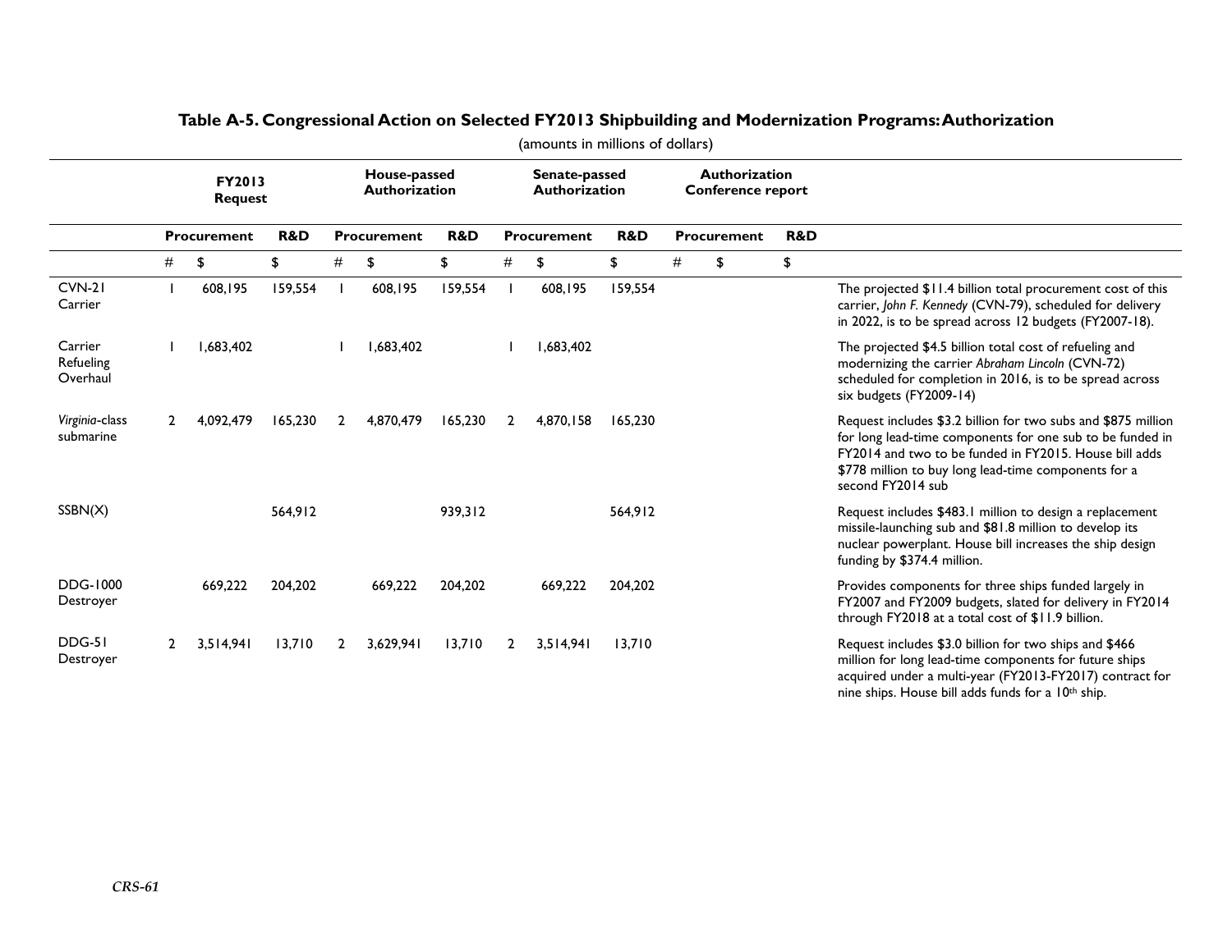**Table A-5. Congressional Action on Selected FY2013 Shipbuilding and Modernization Programs: Authorization**

(amounts in millions of dollars)

| | FY2013 Request | | | House-passed Authorization | | | Senate-passed Authorization | | | Authorization Conference report | | | |
|---|---|---|---|---|---|---|---|---|---|---|---|---|---|
| | Procurement | | R&D | Procurement | | R&D | Procurement | | R&D | Procurement | | R&D | |
| | # | $ | $ | # | $ | $ | # | $ | $ | # | $ | $ | |
| CVN-21 Carrier | 1 | 608,195 | 159,554 | 1 | 608,195 | 159,554 | 1 | 608,195 | 159,554 | | | | The projected $11.4 billion total procurement cost of this carrier, *John F. Kennedy* (CVN-79), scheduled for delivery in 2022, is to be spread across 12 budgets (FY2007-18). |
| Carrier Refueling Overhaul | 1 | 1,683,402 | | 1 | 1,683,402 | | 1 | 1,683,402 | | | | | The projected $4.5 billion total cost of refueling and modernizing the carrier *Abraham Lincoln* (CVN-72) scheduled for completion in 2016, is to be spread across six budgets (FY2009-14) |
| *Virginia*-class submarine | 2 | 4,092,479 | 165,230 | 2 | 4,870,479 | 165,230 | 2 | 4,870,158 | 165,230 | | | | Request includes $3.2 billion for two subs and $875 million for long lead-time components for one sub to be funded in FY2014 and two to be funded in FY2015. House bill adds $778 million to buy long lead-time components for a second FY2014 sub |
| SSBN(X) | | | 564,912 | | | 939,312 | | | 564,912 | | | | Request includes $483.1 million to design a replacement missile-launching sub and $81.8 million to develop its nuclear powerplant. House bill increases the ship design funding by $374.4 million. |
| DDG-1000 Destroyer | | 669,222 | 204,202 | | 669,222 | 204,202 | | 669,222 | 204,202 | | | | Provides components for three ships funded largely in FY2007 and FY2009 budgets, slated for delivery in FY2014 through FY2018 at a total cost of $11.9 billion. |
| DDG-51 Destroyer | 2 | 3,514,941 | 13,710 | 2 | 3,629,941 | 13,710 | 2 | 3,514,941 | 13,710 | | | | Request includes $3.0 billion for two ships and $466 million for long lead-time components for future ships acquired under a multi-year (FY2013-FY2017) contract for nine ships. House bill adds funds for a 10th ship. |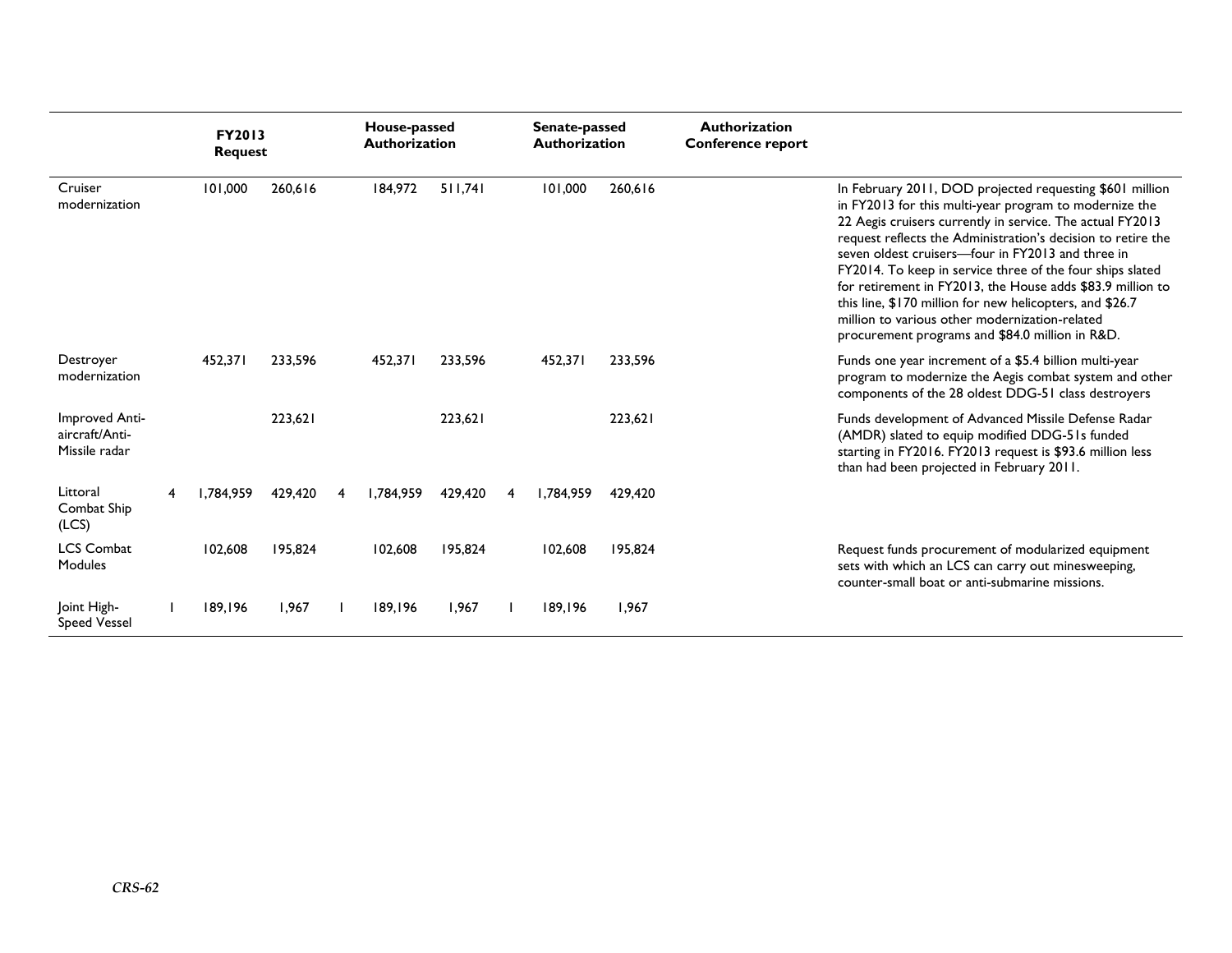| | FY2013 Request | | | House-passed Authorization | | | Senate-passed Authorization | | | Authorization Conference report | | |
|---|---|---|---|---|---|---|---|---|---|---|---|---|
| Cruiser modernization | | 101,000 | 260,616 | | 184,972 | 511,741 | | 101,000 | 260,616 | | | In February 2011, DOD projected requesting $601 million in FY2013 for this multi-year program to modernize the 22 Aegis cruisers currently in service. The actual FY2013 request reflects the Administration's decision to retire the seven oldest cruisers—four in FY2013 and three in FY2014. To keep in service three of the four ships slated for retirement in FY2013, the House adds $83.9 million to this line, $170 million for new helicopters, and $26.7 million to various other modernization-related procurement programs and $84.0 million in R&D. |
| Destroyer modernization | | 452,371 | 233,596 | | 452,371 | 233,596 | | 452,371 | 233,596 | | | Funds one year increment of a $5.4 billion multi-year program to modernize the Aegis combat system and other components of the 28 oldest DDG-51 class destroyers |
| Improved Anti-aircraft/Anti-Missile radar | | | 223,621 | | | 223,621 | | | 223,621 | | | Funds development of Advanced Missile Defense Radar (AMDR) slated to equip modified DDG-51s funded starting in FY2016. FY2013 request is $93.6 million less than had been projected in February 2011. |
| Littoral Combat Ship (LCS) | 4 | 1,784,959 | 429,420 | 4 | 1,784,959 | 429,420 | 4 | 1,784,959 | 429,420 | | | |
| LCS Combat Modules | | 102,608 | 195,824 | | 102,608 | 195,824 | | 102,608 | 195,824 | | | Request funds procurement of modularized equipment sets with which an LCS can carry out minesweeping, counter-small boat or anti-submarine missions. |
| Joint High-Speed Vessel | 1 | 189,196 | 1,967 | 1 | 189,196 | 1,967 | 1 | 189,196 | 1,967 | | | |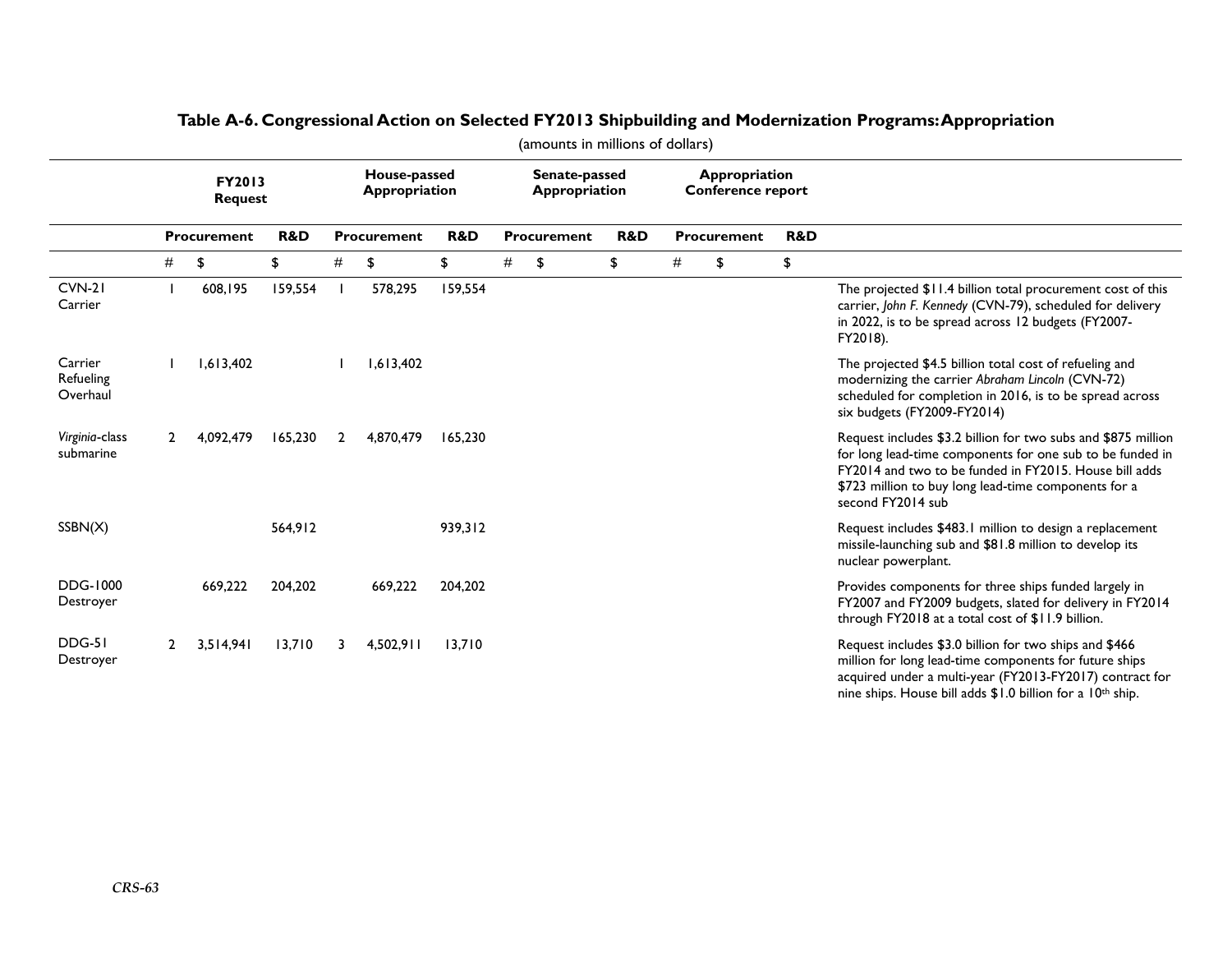## Table A-6. Congressional Action on Selected FY2013 Shipbuilding and Modernization Programs: Appropriation

(amounts in millions of dollars)

| | FY2013 Request | | | House-passed Appropriation | | | Senate-passed Appropriation | | | Appropriation Conference report | | | |
|---|---|---|---|---|---|---|---|---|---|---|---|---|---|
| | Procurement | | R&D | Procurement | | R&D | Procurement | | R&D | Procurement | | R&D | |
| | # | $ | $ | # | $ | $ | # | $ | $ | # | $ | $ | |
| CVN-21 Carrier | 1 | 608,195 | 159,554 | 1 | 578,295 | 159,554 | | | | | | | The projected $11.4 billion total procurement cost of this carrier, *John F. Kennedy* (CVN-79), scheduled for delivery in 2022, is to be spread across 12 budgets (FY2007-FY2018). |
| Carrier Refueling Overhaul | 1 | 1,613,402 | | 1 | 1,613,402 | | | | | | | | The projected $4.5 billion total cost of refueling and modernizing the carrier *Abraham Lincoln* (CVN-72) scheduled for completion in 2016, is to be spread across six budgets (FY2009-FY2014) |
| *Virginia*-class submarine | 2 | 4,092,479 | 165,230 | 2 | 4,870,479 | 165,230 | | | | | | | Request includes $3.2 billion for two subs and $875 million for long lead-time components for one sub to be funded in FY2014 and two to be funded in FY2015. House bill adds $723 million to buy long lead-time components for a second FY2014 sub |
| SSBN(X) | | | 564,912 | | | 939,312 | | | | | | | Request includes $483.1 million to design a replacement missile-launching sub and $81.8 million to develop its nuclear powerplant. |
| DDG-1000 Destroyer | | 669,222 | 204,202 | | 669,222 | 204,202 | | | | | | | Provides components for three ships funded largely in FY2007 and FY2009 budgets, slated for delivery in FY2014 through FY2018 at a total cost of $11.9 billion. |
| DDG-51 Destroyer | 2 | 3,514,941 | 13,710 | 3 | 4,502,911 | 13,710 | | | | | | | Request includes $3.0 billion for two ships and $466 million for long lead-time components for future ships acquired under a multi-year (FY2013-FY2017) contract for nine ships. House bill adds $1.0 billion for a 10th ship. |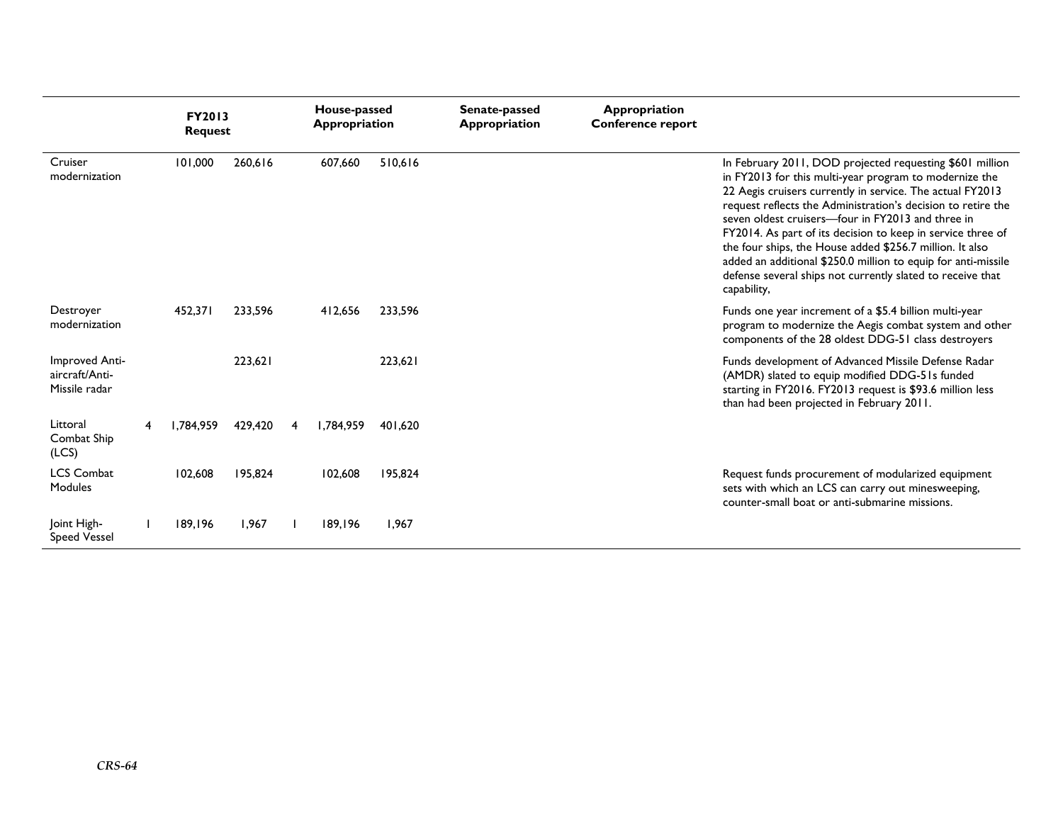| | FY2013 Request | | | House-passed Appropriation | | | Senate-passed Appropriation | | Appropriation Conference report | | |
|---|---|---|---|---|---|---|---|---|---|---|---|
| Cruiser modernization | | 101,000 | 260,616 | | 607,660 | 510,616 | | | | | In February 2011, DOD projected requesting $601 million in FY2013 for this multi-year program to modernize the 22 Aegis cruisers currently in service. The actual FY2013 request reflects the Administration's decision to retire the seven oldest cruisers—four in FY2013 and three in FY2014. As part of its decision to keep in service three of the four ships, the House added $256.7 million. It also added an additional $250.0 million to equip for anti-missile defense several ships not currently slated to receive that capability, |
| Destroyer modernization | | 452,371 | 233,596 | | 412,656 | 233,596 | | | | | Funds one year increment of a $5.4 billion multi-year program to modernize the Aegis combat system and other components of the 28 oldest DDG-51 class destroyers |
| Improved Anti-aircraft/Anti-Missile radar | | | 223,621 | | | 223,621 | | | | | Funds development of Advanced Missile Defense Radar (AMDR) slated to equip modified DDG-51s funded starting in FY2016. FY2013 request is $93.6 million less than had been projected in February 2011. |
| Littoral Combat Ship (LCS) | 4 | 1,784,959 | 429,420 | 4 | 1,784,959 | 401,620 | | | | | |
| LCS Combat Modules | | 102,608 | 195,824 | | 102,608 | 195,824 | | | | | Request funds procurement of modularized equipment sets with which an LCS can carry out minesweeping, counter-small boat or anti-submarine missions. |
| Joint High-Speed Vessel | 1 | 189,196 | 1,967 | 1 | 189,196 | 1,967 | | | | | |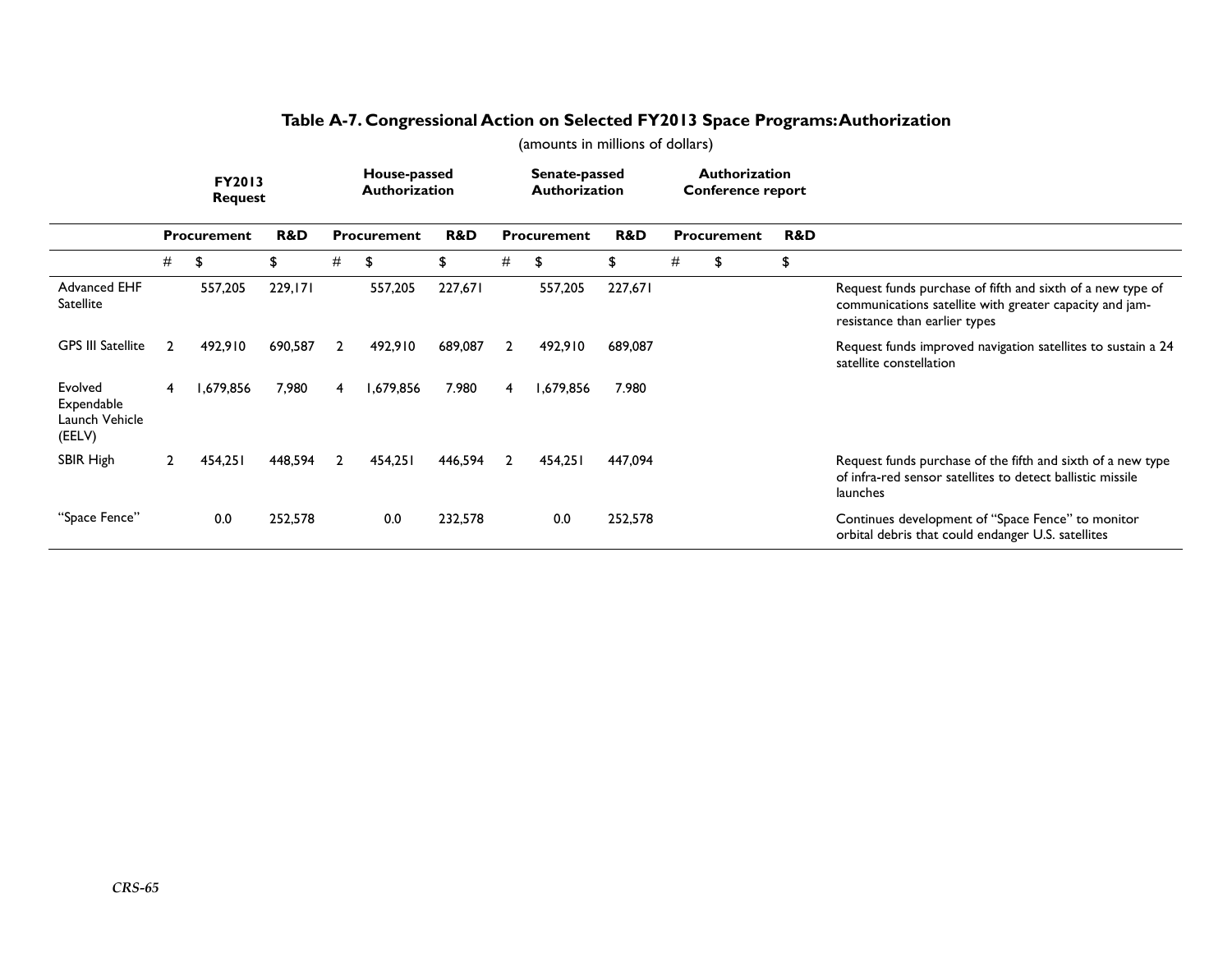## Table A-7. Congressional Action on Selected FY2013 Space Programs: Authorization

(amounts in millions of dollars)

| | FY2013 Request | | | House-passed Authorization | | | Senate-passed Authorization | | | Authorization Conference report | | | |
|---|---|---|---|---|---|---|---|---|---|---|---|---|---|
| | Procurement | | R&D | Procurement | | R&D | Procurement | | R&D | Procurement | | R&D | |
| | # | $ | $ | # | $ | $ | # | $ | $ | # | $ | $ | |
| Advanced EHF Satellite | | 557,205 | 229,171 | | 557,205 | 227,671 | | 557,205 | 227,671 | | | | Request funds purchase of fifth and sixth of a new type of communications satellite with greater capacity and jam-resistance than earlier types |
| GPS III Satellite | 2 | 492,910 | 690,587 | 2 | 492,910 | 689,087 | 2 | 492,910 | 689,087 | | | | Request funds improved navigation satellites to sustain a 24 satellite constellation |
| Evolved Expendable Launch Vehicle (EELV) | 4 | 1,679,856 | 7,980 | 4 | 1,679,856 | 7.980 | 4 | 1,679,856 | 7.980 | | | | |
| SBIR High | 2 | 454,251 | 448,594 | 2 | 454,251 | 446,594 | 2 | 454,251 | 447,094 | | | | Request funds purchase of the fifth and sixth of a new type of infra-red sensor satellites to detect ballistic missile launches |
| "Space Fence" | | 0.0 | 252,578 | | 0.0 | 232,578 | | 0.0 | 252,578 | | | | Continues development of "Space Fence" to monitor orbital debris that could endanger U.S. satellites |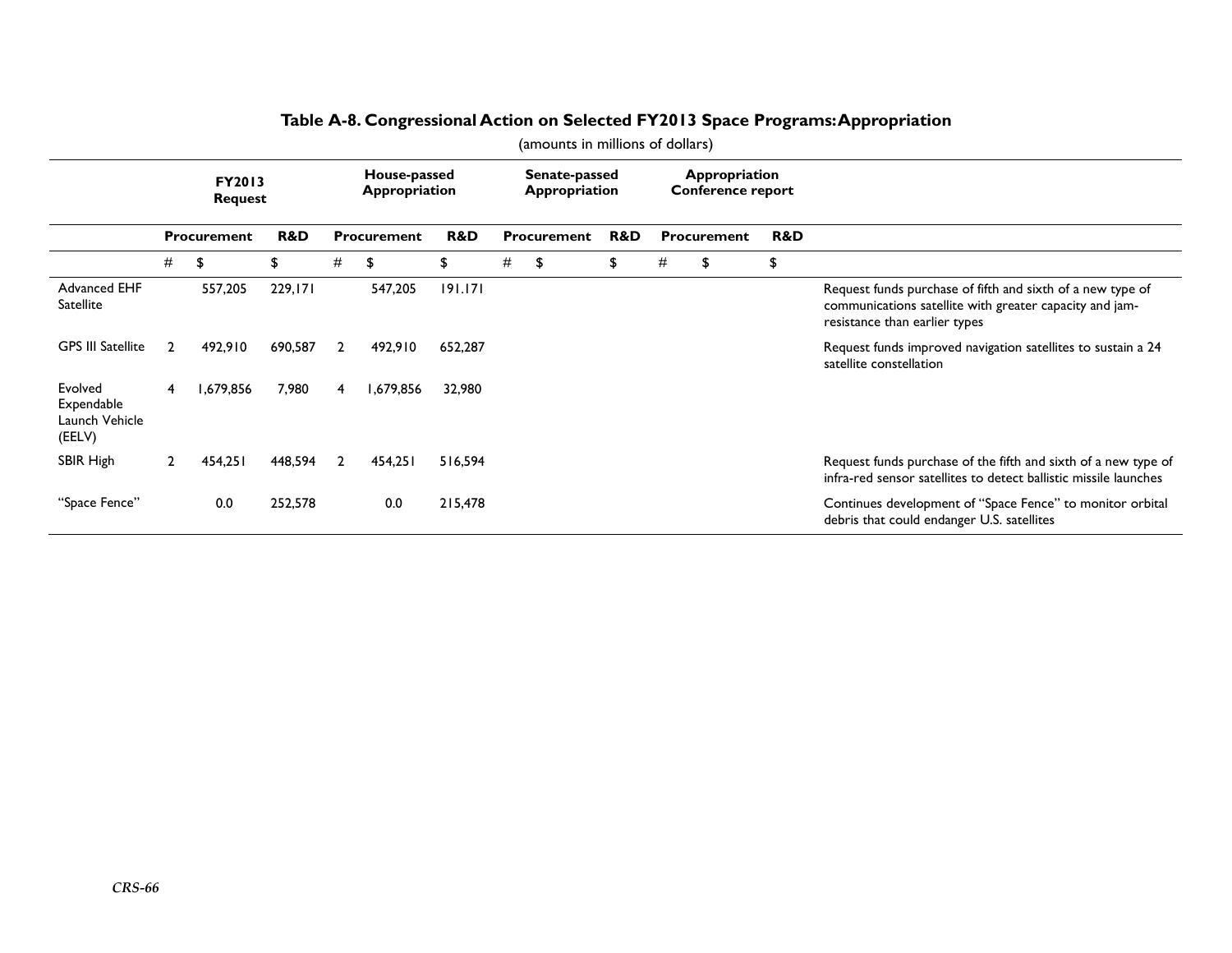### Table A-8. Congressional Action on Selected FY2013 Space Programs: Appropriation

(amounts in millions of dollars)

| | FY2013 Request | | | House-passed Appropriation | | | Senate-passed Appropriation | | | Appropriation Conference report | | | |
|---|---|---|---|---|---|---|---|---|---|---|---|---|---|
| | Procurement | | R&D | Procurement | | R&D | Procurement | | R&D | Procurement | | R&D | |
| | # | $ | $ | # | $ | $ | # | $ | $ | # | $ | $ | |
| Advanced EHF Satellite | | 557,205 | 229,171 | | 547,205 | 191.171 | | | | | | | Request funds purchase of fifth and sixth of a new type of communications satellite with greater capacity and jam-resistance than earlier types |
| GPS III Satellite | 2 | 492,910 | 690,587 | 2 | 492,910 | 652,287 | | | | | | | Request funds improved navigation satellites to sustain a 24 satellite constellation |
| Evolved Expendable Launch Vehicle (EELV) | 4 | 1,679,856 | 7,980 | 4 | 1,679,856 | 32,980 | | | | | | | |
| SBIR High | 2 | 454,251 | 448,594 | 2 | 454,251 | 516,594 | | | | | | | Request funds purchase of the fifth and sixth of a new type of infra-red sensor satellites to detect ballistic missile launches |
| "Space Fence" | | 0.0 | 252,578 | | 0.0 | 215,478 | | | | | | | Continues development of "Space Fence" to monitor orbital debris that could endanger U.S. satellites |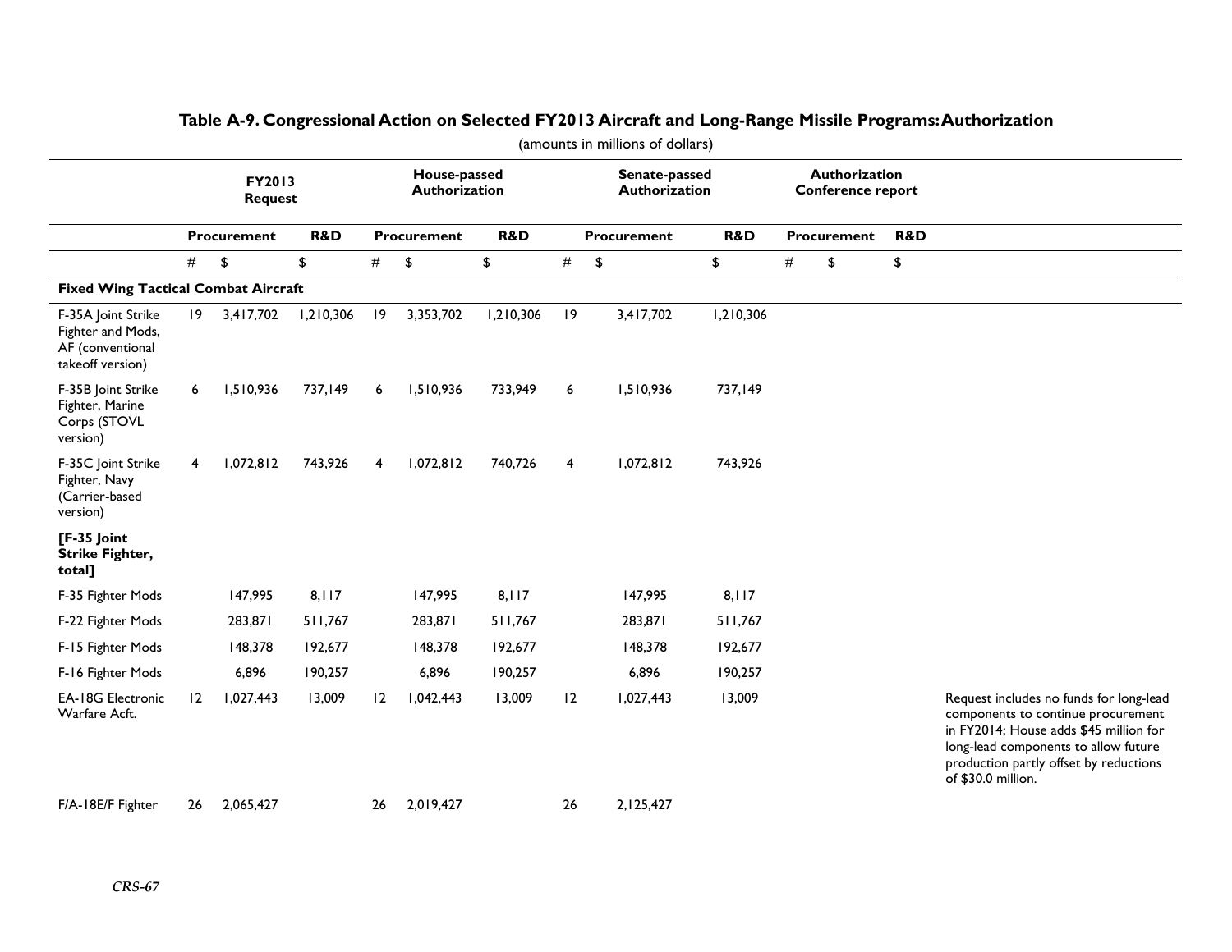## Table A-9. Congressional Action on Selected FY2013 Aircraft and Long-Range Missile Programs: Authorization

(amounts in millions of dollars)

| | FY2013 Request | | | House-passed Authorization | | | Senate-passed Authorization | | | Authorization Conference report | | | |
|---|---|---|---|---|---|---|---|---|---|---|---|---|---|
| | Procurement | | R&D | Procurement | | R&D | Procurement | | R&D | Procurement | | R&D | |
| | # | $ | $ | # | $ | $ | # | $ | $ | # | $ | $ | |
| **Fixed Wing Tactical Combat Aircraft** | | | | | | | | | | | | | |
| F-35A Joint Strike Fighter and Mods, AF (conventional takeoff version) | 19 | 3,417,702 | 1,210,306 | 19 | 3,353,702 | 1,210,306 | 19 | 3,417,702 | 1,210,306 | | | | |
| F-35B Joint Strike Fighter, Marine Corps (STOVL version) | 6 | 1,510,936 | 737,149 | 6 | 1,510,936 | 733,949 | 6 | 1,510,936 | 737,149 | | | | |
| F-35C Joint Strike Fighter, Navy (Carrier-based version) | 4 | 1,072,812 | 743,926 | 4 | 1,072,812 | 740,726 | 4 | 1,072,812 | 743,926 | | | | |
| **[F-35 Joint Strike Fighter, total]** | | | | | | | | | | | | | |
| F-35 Fighter Mods | | 147,995 | 8,117 | | 147,995 | 8,117 | | 147,995 | 8,117 | | | | |
| F-22 Fighter Mods | | 283,871 | 511,767 | | 283,871 | 511,767 | | 283,871 | 511,767 | | | | |
| F-15 Fighter Mods | | 148,378 | 192,677 | | 148,378 | 192,677 | | 148,378 | 192,677 | | | | |
| F-16 Fighter Mods | | 6,896 | 190,257 | | 6,896 | 190,257 | | 6,896 | 190,257 | | | | |
| EA-18G Electronic Warfare Acft. | 12 | 1,027,443 | 13,009 | 12 | 1,042,443 | 13,009 | 12 | 1,027,443 | 13,009 | | | | Request includes no funds for long-lead components to continue procurement in FY2014; House adds $45 million for long-lead components to allow future production partly offset by reductions of $30.0 million. |
| F/A-18E/F Fighter | 26 | 2,065,427 | | 26 | 2,019,427 | | 26 | 2,125,427 | | | | | |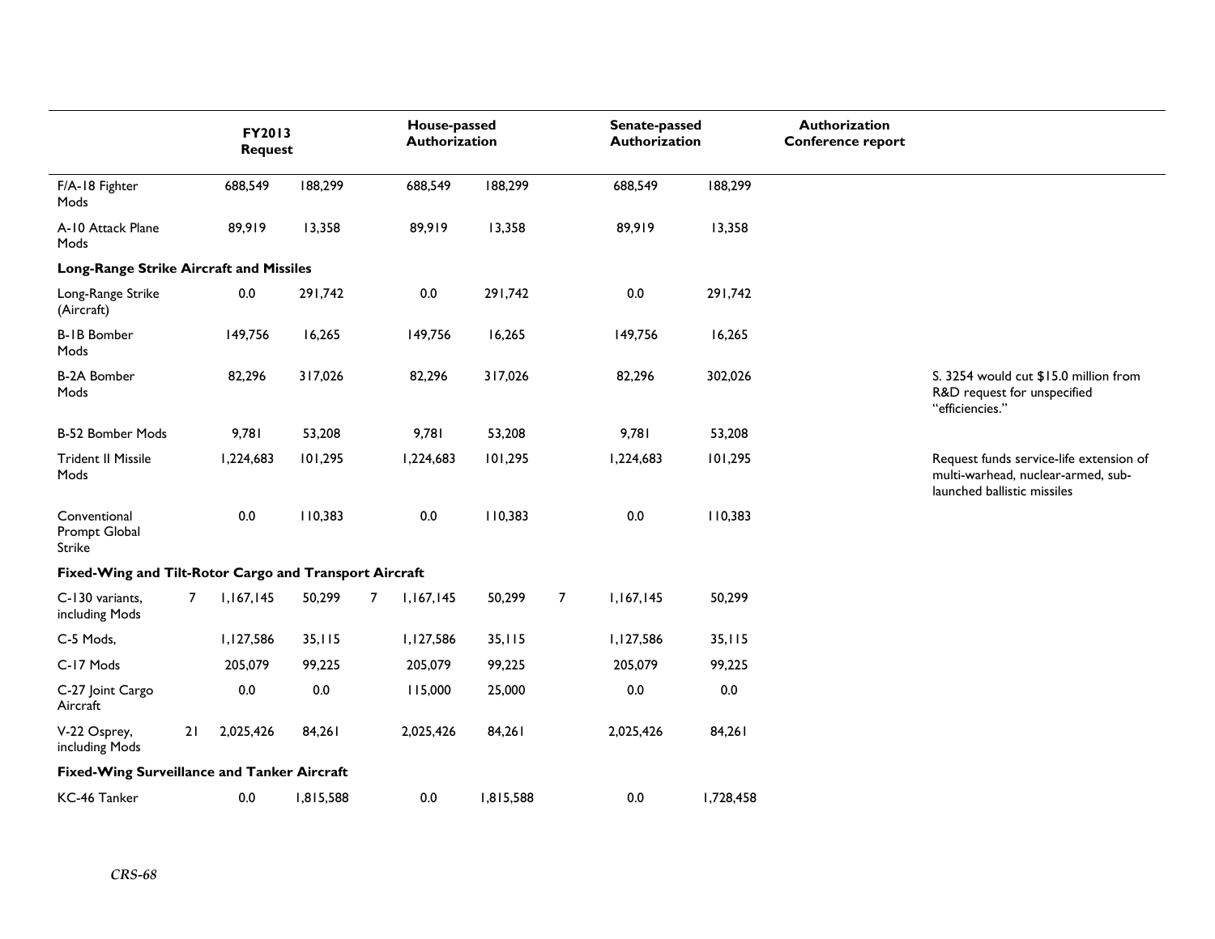| | FY2013 Request | | | House-passed Authorization | | | Senate-passed Authorization | | | Authorization Conference report | | |
|---|---|---|---|---|---|---|---|---|---|---|---|---|
| F/A-18 Fighter Mods | | 688,549 | 188,299 | | 688,549 | 188,299 | | 688,549 | 188,299 | | | |
| A-10 Attack Plane Mods | | 89,919 | 13,358 | | 89,919 | 13,358 | | 89,919 | 13,358 | | | |
| **Long-Range Strike Aircraft and Missiles** | | | | | | | | | | | | |
| Long-Range Strike (Aircraft) | | 0.0 | 291,742 | | 0.0 | 291,742 | | 0.0 | 291,742 | | | |
| B-1B Bomber Mods | | 149,756 | 16,265 | | 149,756 | 16,265 | | 149,756 | 16,265 | | | |
| B-2A Bomber Mods | | 82,296 | 317,026 | | 82,296 | 317,026 | | 82,296 | 302,026 | | | S. 3254 would cut $15.0 million from R&D request for unspecified "efficiencies." |
| B-52 Bomber Mods | | 9,781 | 53,208 | | 9,781 | 53,208 | | 9,781 | 53,208 | | | |
| Trident II Missile Mods | | 1,224,683 | 101,295 | | 1,224,683 | 101,295 | | 1,224,683 | 101,295 | | | Request funds service-life extension of multi-warhead, nuclear-armed, sub-launched ballistic missiles |
| Conventional Prompt Global Strike | | 0.0 | 110,383 | | 0.0 | 110,383 | | 0.0 | 110,383 | | | |
| **Fixed-Wing and Tilt-Rotor Cargo and Transport Aircraft** | | | | | | | | | | | | |
| C-130 variants, including Mods | 7 | 1,167,145 | 50,299 | 7 | 1,167,145 | 50,299 | 7 | 1,167,145 | 50,299 | | | |
| C-5 Mods, | | 1,127,586 | 35,115 | | 1,127,586 | 35,115 | | 1,127,586 | 35,115 | | | |
| C-17 Mods | | 205,079 | 99,225 | | 205,079 | 99,225 | | 205,079 | 99,225 | | | |
| C-27 Joint Cargo Aircraft | | 0.0 | 0.0 | | 115,000 | 25,000 | | 0.0 | 0.0 | | | |
| V-22 Osprey, including Mods | 21 | 2,025,426 | 84,261 | | 2,025,426 | 84,261 | | 2,025,426 | 84,261 | | | |
| **Fixed-Wing Surveillance and Tanker Aircraft** | | | | | | | | | | | | |
| KC-46 Tanker | | 0.0 | 1,815,588 | | 0.0 | 1,815,588 | | 0.0 | 1,728,458 | | | |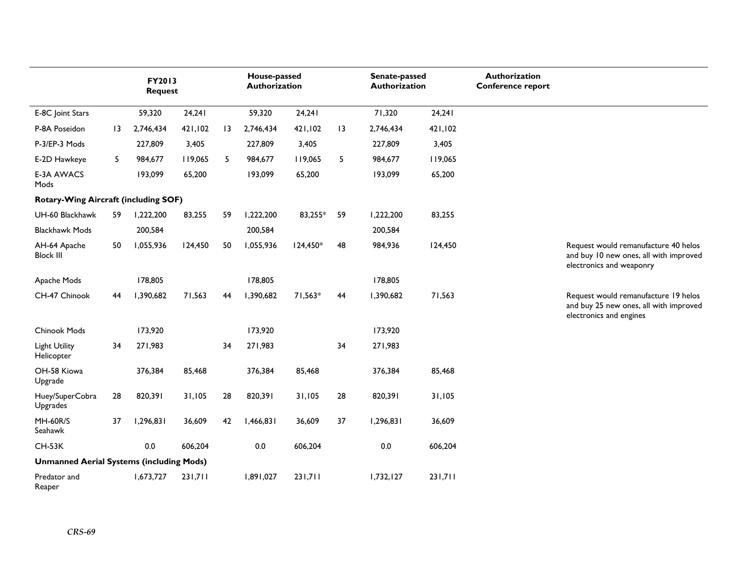| | FY2013 Request | | | House-passed Authorization | | | Senate-passed Authorization | | | Authorization Conference report | | | |
|---|---|---|---|---|---|---|---|---|---|---|---|---|---|
| E-8C Joint Stars | | 59,320 | 24,241 | | 59,320 | 24,241 | | 71,320 | 24,241 | | | | |
| P-8A Poseidon | 13 | 2,746,434 | 421,102 | 13 | 2,746,434 | 421,102 | 13 | 2,746,434 | 421,102 | | | | |
| P-3/EP-3 Mods | | 227,809 | 3,405 | | 227,809 | 3,405 | | 227,809 | 3,405 | | | | |
| E-2D Hawkeye | 5 | 984,677 | 119,065 | 5 | 984,677 | 119,065 | 5 | 984,677 | 119,065 | | | | |
| E-3A AWACS Mods | | 193,099 | 65,200 | | 193,099 | 65,200 | | 193,099 | 65,200 | | | | |
| **Rotary-Wing Aircraft (including SOF)** | | | | | | | | | | | | | |
| UH-60 Blackhawk | 59 | 1,222,200 | 83,255 | 59 | 1,222,200 | 83,255* | 59 | 1,222,200 | 83,255 | | | | |
| Blackhawk Mods | | 200,584 | | | 200,584 | | | 200,584 | | | | | |
| AH-64 Apache Block III | 50 | 1,055,936 | 124,450 | 50 | 1,055,936 | 124,450* | 48 | 984,936 | 124,450 | | | | Request would remanufacture 40 helos and buy 10 new ones, all with improved electronics and weaponry |
| Apache Mods | | 178,805 | | | 178,805 | | | 178,805 | | | | | |
| CH-47 Chinook | 44 | 1,390,682 | 71,563 | 44 | 1,390,682 | 71,563* | 44 | 1,390,682 | 71,563 | | | | Request would remanufacture 19 helos and buy 25 new ones, all with improved electronics and engines |
| Chinook Mods | | 173,920 | | | 173,920 | | | 173,920 | | | | | |
| Light Utility Helicopter | 34 | 271,983 | | 34 | 271,983 | | 34 | 271,983 | | | | | |
| OH-58 Kiowa Upgrade | | 376,384 | 85,468 | | 376,384 | 85,468 | | 376,384 | 85,468 | | | | |
| Huey/SuperCobra Upgrades | 28 | 820,391 | 31,105 | 28 | 820,391 | 31,105 | 28 | 820,391 | 31,105 | | | | |
| MH-60R/S Seahawk | 37 | 1,296,831 | 36,609 | 42 | 1,466,831 | 36,609 | 37 | 1,296,831 | 36,609 | | | | |
| CH-53K | | 0.0 | 606,204 | | 0.0 | 606,204 | | 0.0 | 606,204 | | | | |
| **Unmanned Aerial Systems (including Mods)** | | | | | | | | | | | | | |
| Predator and Reaper | | 1,673,727 | 231,711 | | 1,891,027 | 231,711 | | 1,732,127 | 231,711 | | | | |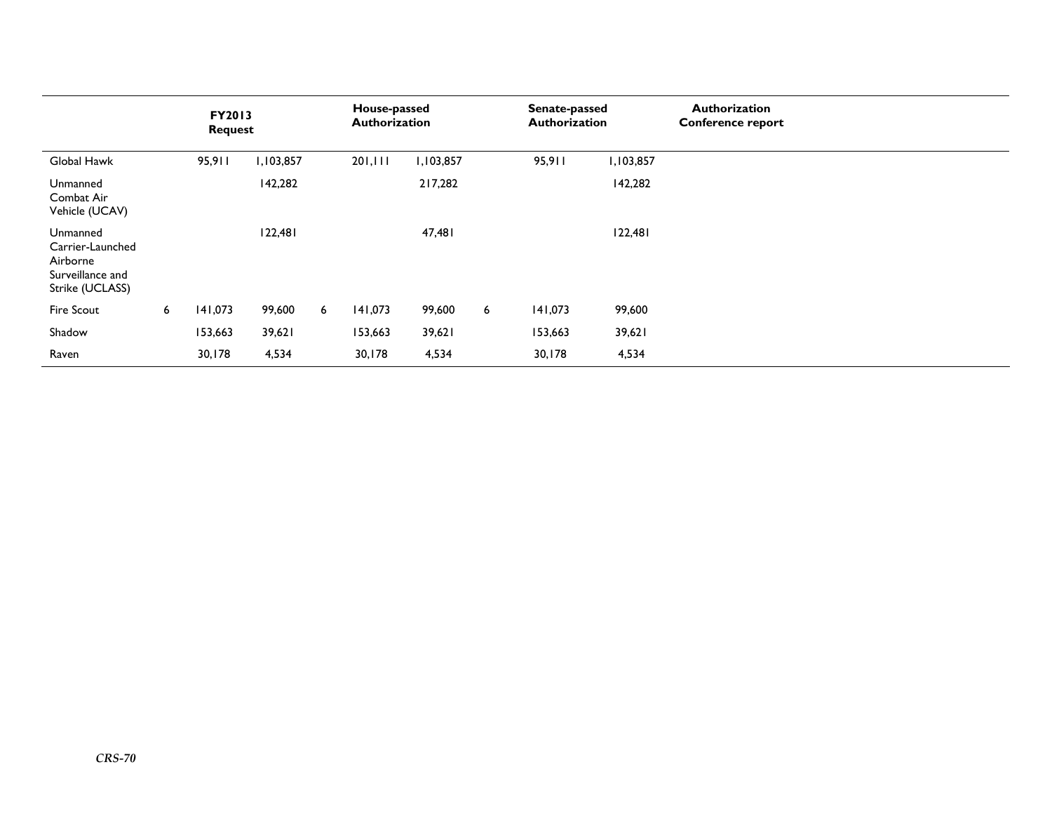| | FY2013 Request | | | House-passed Authorization | | | Senate-passed Authorization | | | Authorization Conference report | |
|---|---|---|---|---|---|---|---|---|---|---|---|
| Global Hawk | | 95,911 | 1,103,857 | | 201,111 | 1,103,857 | | 95,911 | 1,103,857 | | |
| Unmanned Combat Air Vehicle (UCAV) | | | 142,282 | | | 217,282 | | | 142,282 | | |
| Unmanned Carrier-Launched Airborne Surveillance and Strike (UCLASS) | | | 122,481 | | | 47,481 | | | 122,481 | | |
| Fire Scout | 6 | 141,073 | 99,600 | 6 | 141,073 | 99,600 | 6 | 141,073 | 99,600 | | |
| Shadow | | 153,663 | 39,621 | | 153,663 | 39,621 | | 153,663 | 39,621 | | |
| Raven | | 30,178 | 4,534 | | 30,178 | 4,534 | | 30,178 | 4,534 | | |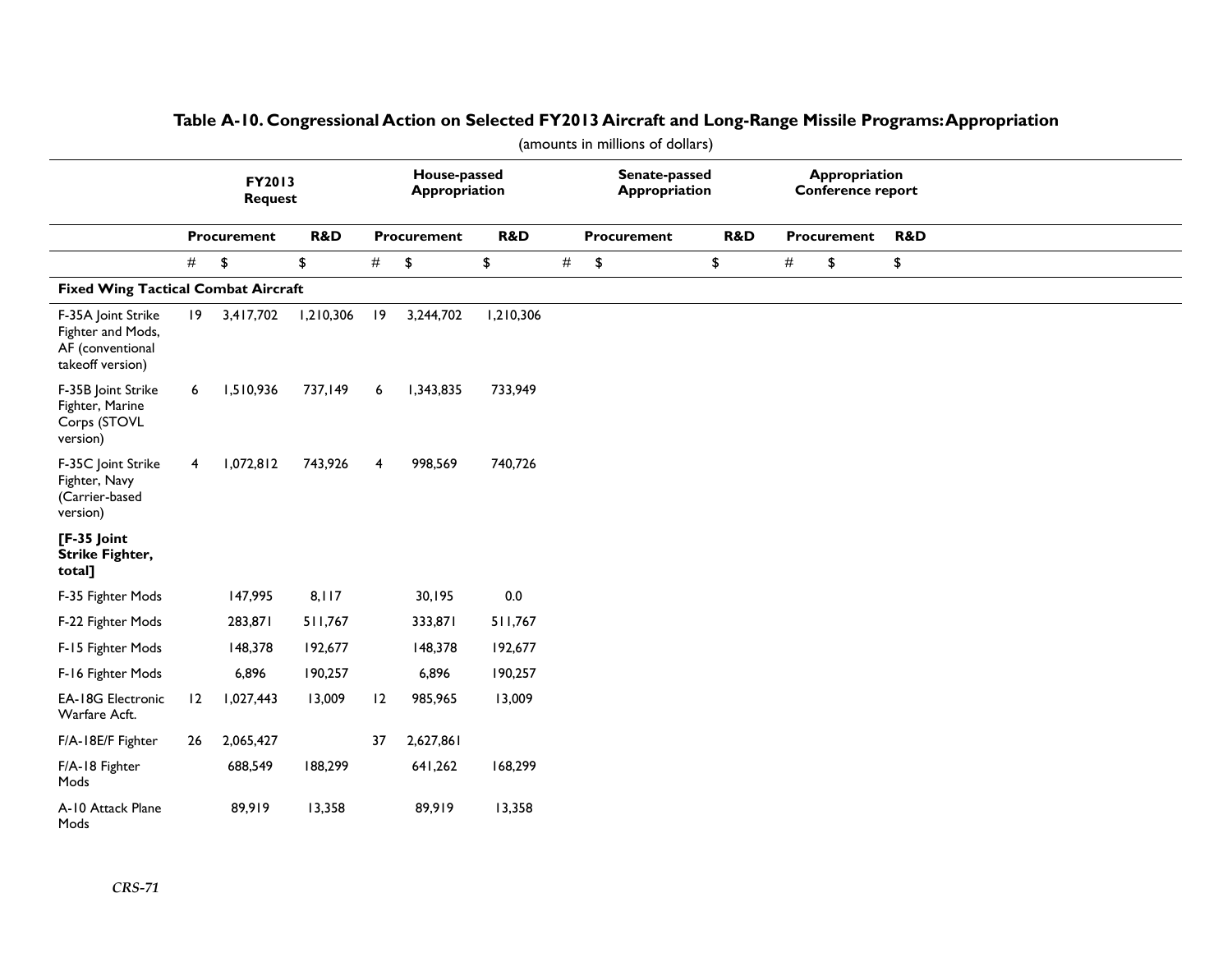### Table A-10. Congressional Action on Selected FY2013 Aircraft and Long-Range Missile Programs: Appropriation

(amounts in millions of dollars)

| | FY2013 Request | | | House-passed Appropriation | | | Senate-passed Appropriation | | | Appropriation Conference report | | |
|---|---|---|---|---|---|---|---|---|---|---|---|---|
| | Procurement | | R&D | Procurement | | R&D | Procurement | | R&D | Procurement | | R&D |
| | # | $ | $ | # | $ | $ | # | $ | $ | # | $ | $ |
| **Fixed Wing Tactical Combat Aircraft** | | | | | | | | | | | | |
| F-35A Joint Strike Fighter and Mods, AF (conventional takeoff version) | 19 | 3,417,702 | 1,210,306 | 19 | 3,244,702 | 1,210,306 | | | | | | |
| F-35B Joint Strike Fighter, Marine Corps (STOVL version) | 6 | 1,510,936 | 737,149 | 6 | 1,343,835 | 733,949 | | | | | | |
| F-35C Joint Strike Fighter, Navy (Carrier-based version) | 4 | 1,072,812 | 743,926 | 4 | 998,569 | 740,726 | | | | | | |
| **[F-35 Joint Strike Fighter, total]** | | | | | | | | | | | | |
| F-35 Fighter Mods | | 147,995 | 8,117 | | 30,195 | 0.0 | | | | | | |
| F-22 Fighter Mods | | 283,871 | 511,767 | | 333,871 | 511,767 | | | | | | |
| F-15 Fighter Mods | | 148,378 | 192,677 | | 148,378 | 192,677 | | | | | | |
| F-16 Fighter Mods | | 6,896 | 190,257 | | 6,896 | 190,257 | | | | | | |
| EA-18G Electronic Warfare Acft. | 12 | 1,027,443 | 13,009 | 12 | 985,965 | 13,009 | | | | | | |
| F/A-18E/F Fighter | 26 | 2,065,427 | | 37 | 2,627,861 | | | | | | | |
| F/A-18 Fighter Mods | | 688,549 | 188,299 | | 641,262 | 168,299 | | | | | | |
| A-10 Attack Plane Mods | | 89,919 | 13,358 | | 89,919 | 13,358 | | | | | | |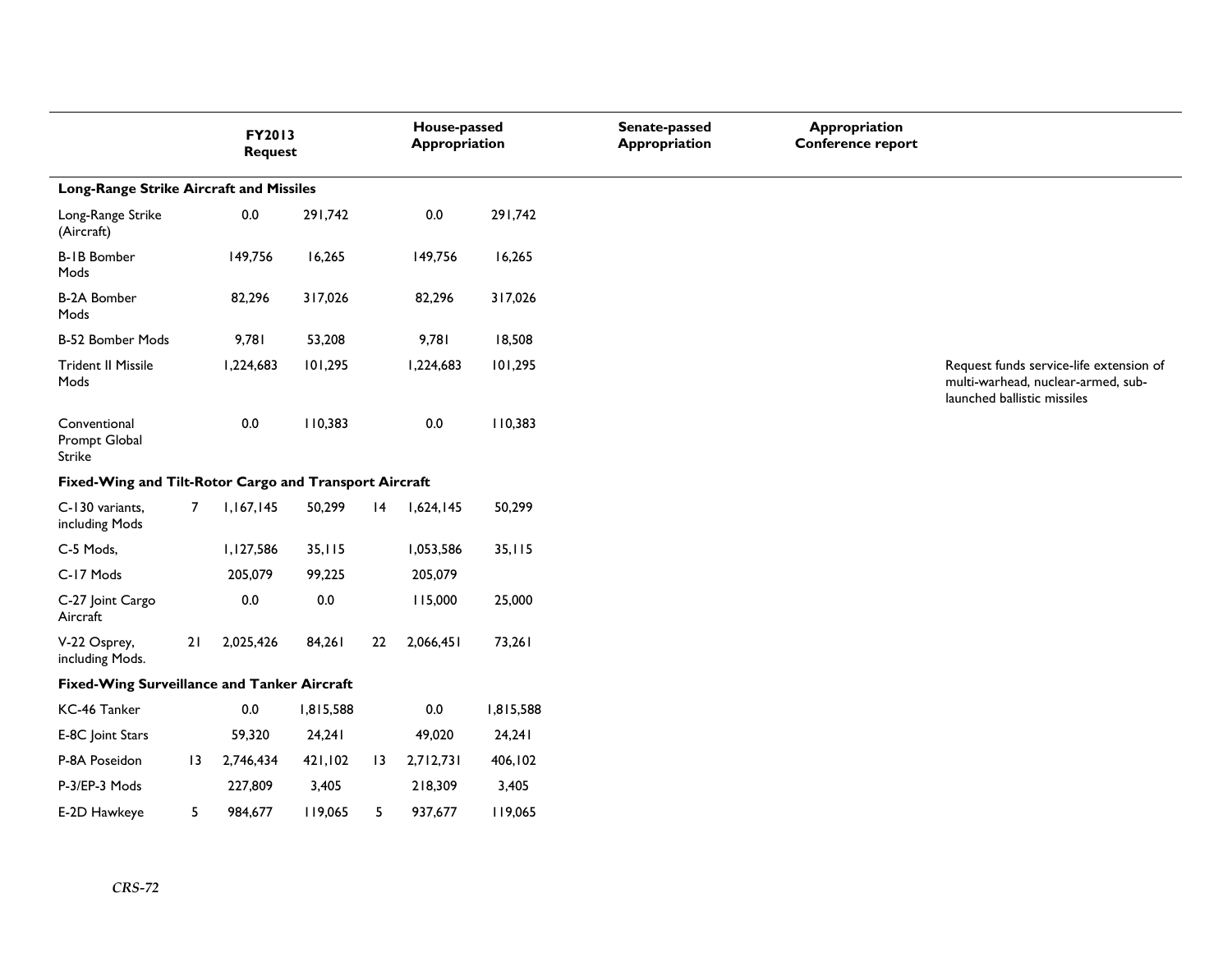| | FY2013 Request | | | House-passed Appropriation | | | Senate-passed Appropriation | | | Appropriation Conference report | | | |
|---|---|---|---|---|---|---|---|---|---|---|---|---|---|
| **Long-Range Strike Aircraft and Missiles** | | | | | | | | | | | | | |
| Long-Range Strike (Aircraft) | | 0.0 | 291,742 | | 0.0 | 291,742 | | | | | | | |
| B-1B Bomber Mods | | 149,756 | 16,265 | | 149,756 | 16,265 | | | | | | | |
| B-2A Bomber Mods | | 82,296 | 317,026 | | 82,296 | 317,026 | | | | | | | |
| B-52 Bomber Mods | | 9,781 | 53,208 | | 9,781 | 18,508 | | | | | | | |
| Trident II Missile Mods | | 1,224,683 | 101,295 | | 1,224,683 | 101,295 | | | | | | | Request funds service-life extension of multi-warhead, nuclear-armed, sub-launched ballistic missiles |
| Conventional Prompt Global Strike | | 0.0 | 110,383 | | 0.0 | 110,383 | | | | | | | |
| **Fixed-Wing and Tilt-Rotor Cargo and Transport Aircraft** | | | | | | | | | | | | | |
| C-130 variants, including Mods | 7 | 1,167,145 | 50,299 | 14 | 1,624,145 | 50,299 | | | | | | | |
| C-5 Mods, | | 1,127,586 | 35,115 | | 1,053,586 | 35,115 | | | | | | | |
| C-17 Mods | | 205,079 | 99,225 | | 205,079 | | | | | | | | |
| C-27 Joint Cargo Aircraft | | 0.0 | 0.0 | | 115,000 | 25,000 | | | | | | | |
| V-22 Osprey, including Mods. | 21 | 2,025,426 | 84,261 | 22 | 2,066,451 | 73,261 | | | | | | | |
| **Fixed-Wing Surveillance and Tanker Aircraft** | | | | | | | | | | | | | |
| KC-46 Tanker | | 0.0 | 1,815,588 | | 0.0 | 1,815,588 | | | | | | | |
| E-8C Joint Stars | | 59,320 | 24,241 | | 49,020 | 24,241 | | | | | | | |
| P-8A Poseidon | 13 | 2,746,434 | 421,102 | 13 | 2,712,731 | 406,102 | | | | | | | |
| P-3/EP-3 Mods | | 227,809 | 3,405 | | 218,309 | 3,405 | | | | | | | |
| E-2D Hawkeye | 5 | 984,677 | 119,065 | 5 | 937,677 | 119,065 | | | | | | | |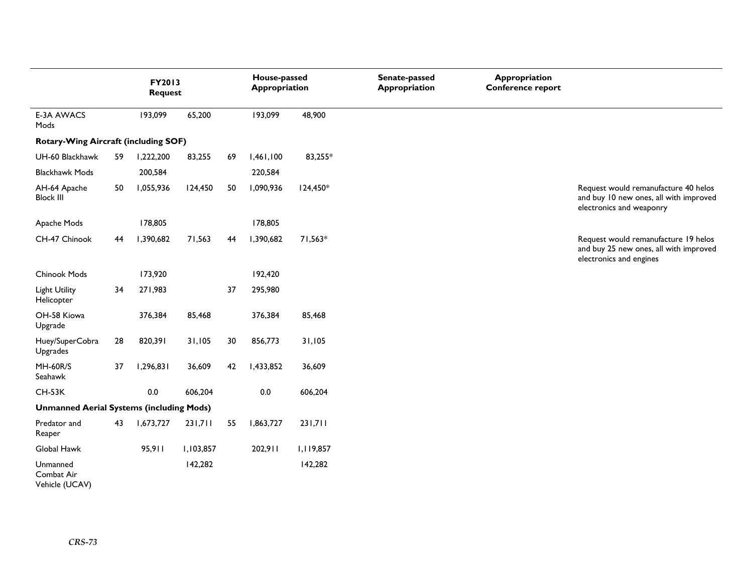| | FY2013 Request | | | House-passed Appropriation | | | Senate-passed Appropriation | Appropriation Conference report | |
|---|---|---|---|---|---|---|---|---|---|
| E-3A AWACS Mods | | 193,099 | 65,200 | | 193,099 | 48,900 | | | |
| **Rotary-Wing Aircraft (including SOF)** | | | | | | | | | |
| UH-60 Blackhawk | 59 | 1,222,200 | 83,255 | 69 | 1,461,100 | 83,255* | | | |
| Blackhawk Mods | | 200,584 | | | 220,584 | | | | |
| AH-64 Apache Block III | 50 | 1,055,936 | 124,450 | 50 | 1,090,936 | 124,450* | | | Request would remanufacture 40 helos and buy 10 new ones, all with improved electronics and weaponry |
| Apache Mods | | 178,805 | | | 178,805 | | | | |
| CH-47 Chinook | 44 | 1,390,682 | 71,563 | 44 | 1,390,682 | 71,563* | | | Request would remanufacture 19 helos and buy 25 new ones, all with improved electronics and engines |
| Chinook Mods | | 173,920 | | | 192,420 | | | | |
| Light Utility Helicopter | 34 | 271,983 | | 37 | 295,980 | | | | |
| OH-58 Kiowa Upgrade | | 376,384 | 85,468 | | 376,384 | 85,468 | | | |
| Huey/SuperCobra Upgrades | 28 | 820,391 | 31,105 | 30 | 856,773 | 31,105 | | | |
| MH-60R/S Seahawk | 37 | 1,296,831 | 36,609 | 42 | 1,433,852 | 36,609 | | | |
| CH-53K | | 0.0 | 606,204 | | 0.0 | 606,204 | | | |
| **Unmanned Aerial Systems (including Mods)** | | | | | | | | | |
| Predator and Reaper | 43 | 1,673,727 | 231,711 | 55 | 1,863,727 | 231,711 | | | |
| Global Hawk | | 95,911 | 1,103,857 | | 202,911 | 1,119,857 | | | |
| Unmanned Combat Air Vehicle (UCAV) | | | 142,282 | | | 142,282 | | | |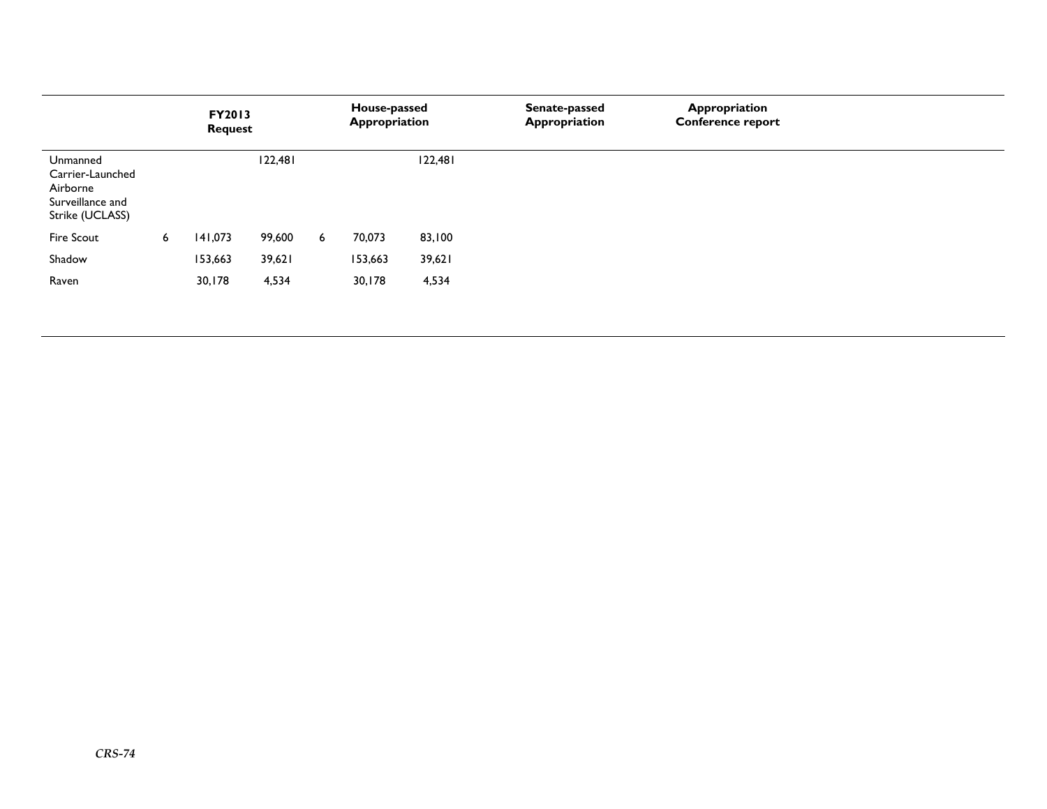| | FY2013 Request | | | House-passed Appropriation | | | Senate-passed Appropriation | | | Appropriation Conference report | | |
|---|---|---|---|---|---|---|---|---|---|---|---|---|
| Unmanned Carrier-Launched Airborne Surveillance and Strike (UCLASS) | | | 122,481 | | | 122,481 | | | | | | |
| Fire Scout | 6 | 141,073 | 99,600 | 6 | 70,073 | 83,100 | | | | | | |
| Shadow | | 153,663 | 39,621 | | 153,663 | 39,621 | | | | | | |
| Raven | | 30,178 | 4,534 | | 30,178 | 4,534 | | | | | | |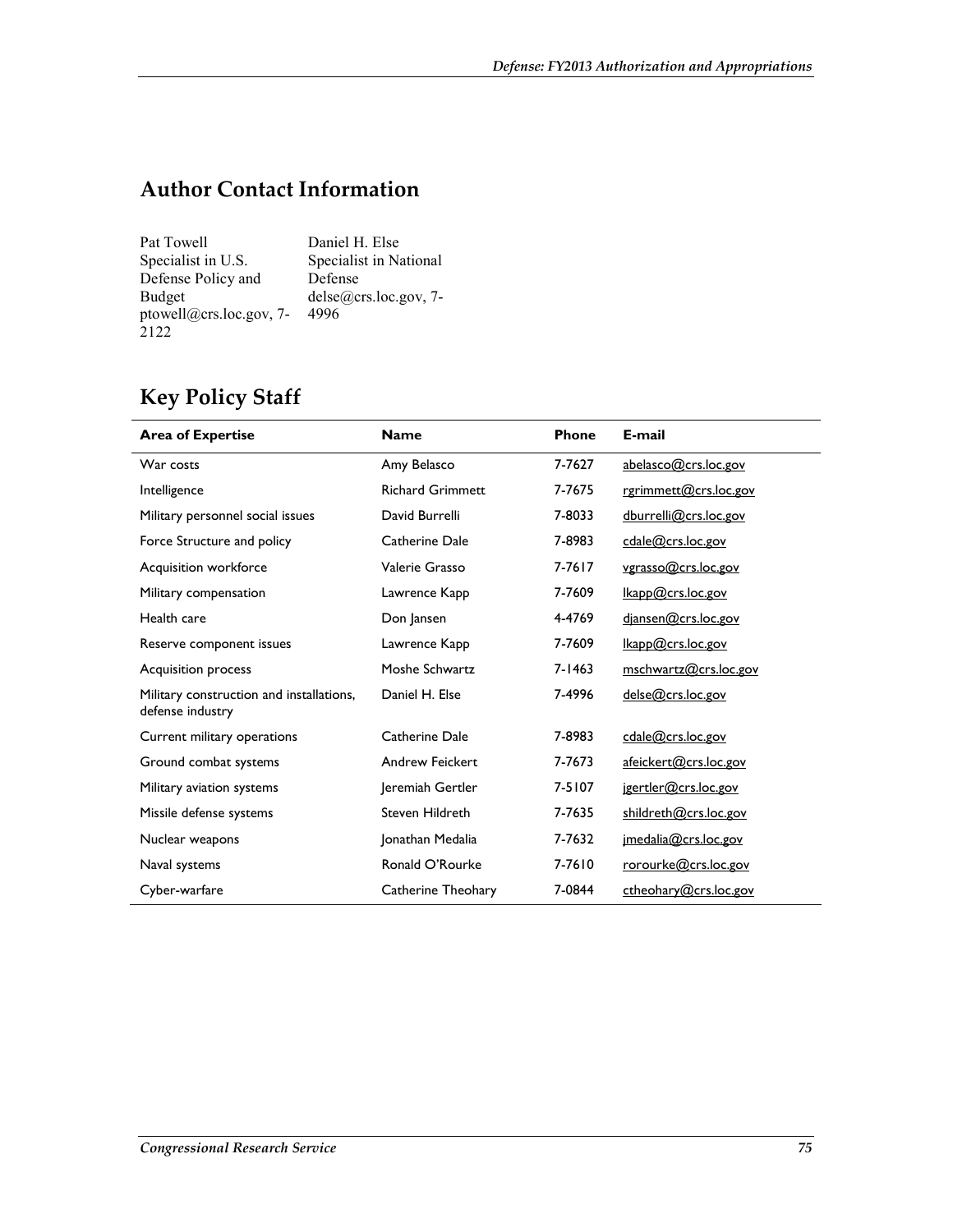## Author Contact Information

Pat Towell
Specialist in U.S. Defense Policy and Budget
ptowell@crs.loc.gov, 7-2122

Daniel H. Else
Specialist in National Defense
delse@crs.loc.gov, 7-4996

## Key Policy Staff

| Area of Expertise | Name | Phone | E-mail |
|---|---|---|---|
| War costs | Amy Belasco | 7-7627 | abelasco@crs.loc.gov |
| Intelligence | Richard Grimmett | 7-7675 | rgrimmett@crs.loc.gov |
| Military personnel social issues | David Burrelli | 7-8033 | dburrelli@crs.loc.gov |
| Force Structure and policy | Catherine Dale | 7-8983 | cdale@crs.loc.gov |
| Acquisition workforce | Valerie Grasso | 7-7617 | vgrasso@crs.loc.gov |
| Military compensation | Lawrence Kapp | 7-7609 | lkapp@crs.loc.gov |
| Health care | Don Jansen | 4-4769 | djansen@crs.loc.gov |
| Reserve component issues | Lawrence Kapp | 7-7609 | lkapp@crs.loc.gov |
| Acquisition process | Moshe Schwartz | 7-1463 | mschwartz@crs.loc.gov |
| Military construction and installations, defense industry | Daniel H. Else | 7-4996 | delse@crs.loc.gov |
| Current military operations | Catherine Dale | 7-8983 | cdale@crs.loc.gov |
| Ground combat systems | Andrew Feickert | 7-7673 | afeickert@crs.loc.gov |
| Military aviation systems | Jeremiah Gertler | 7-5107 | jgertler@crs.loc.gov |
| Missile defense systems | Steven Hildreth | 7-7635 | shildreth@crs.loc.gov |
| Nuclear weapons | Jonathan Medalia | 7-7632 | jmedalia@crs.loc.gov |
| Naval systems | Ronald O'Rourke | 7-7610 | rorourke@crs.loc.gov |
| Cyber-warfare | Catherine Theohary | 7-0844 | ctheohary@crs.loc.gov |